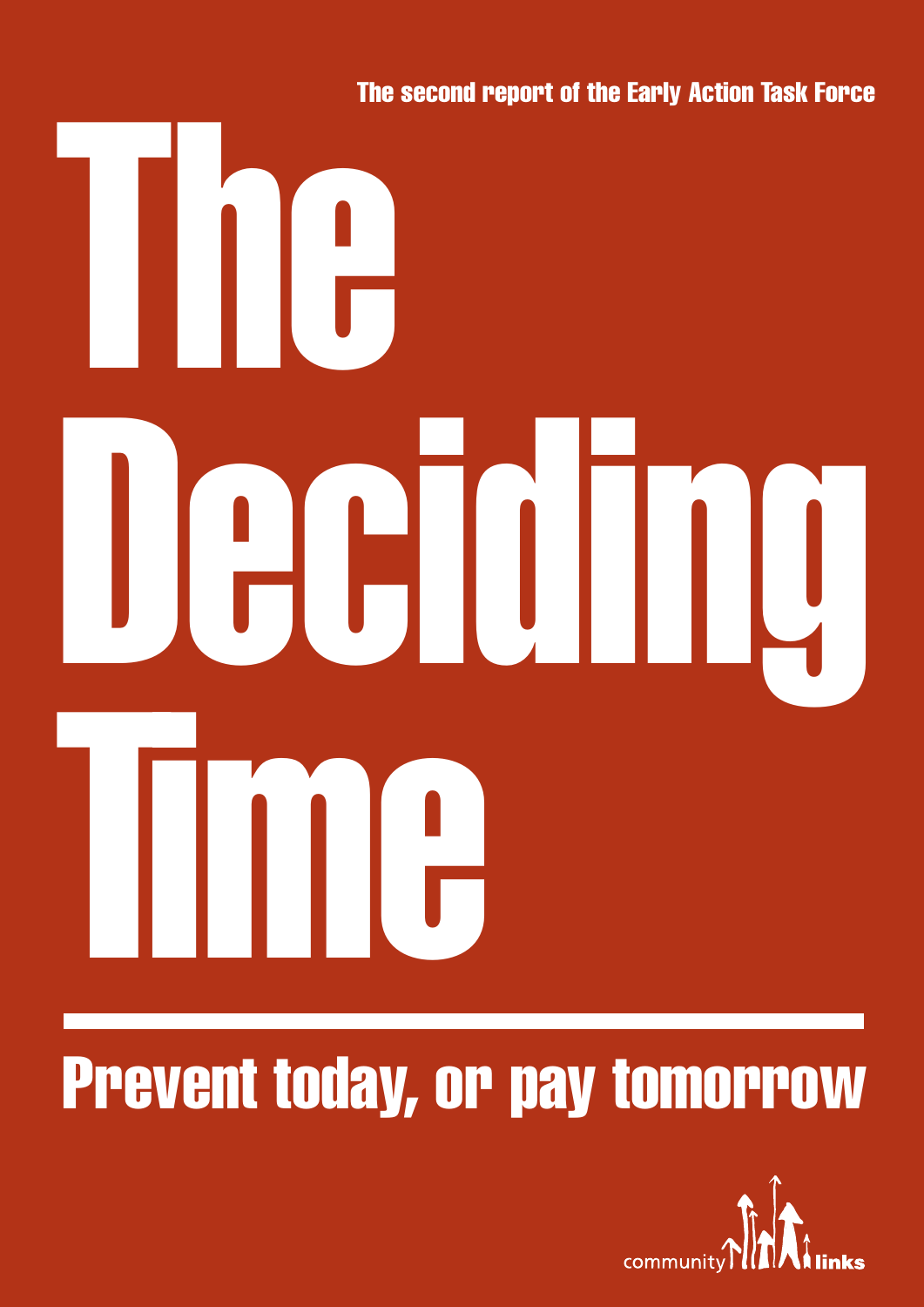The second report of the Early Action Task Force

# The Deciding Time

## Prevent today, or pay tomorrow

community links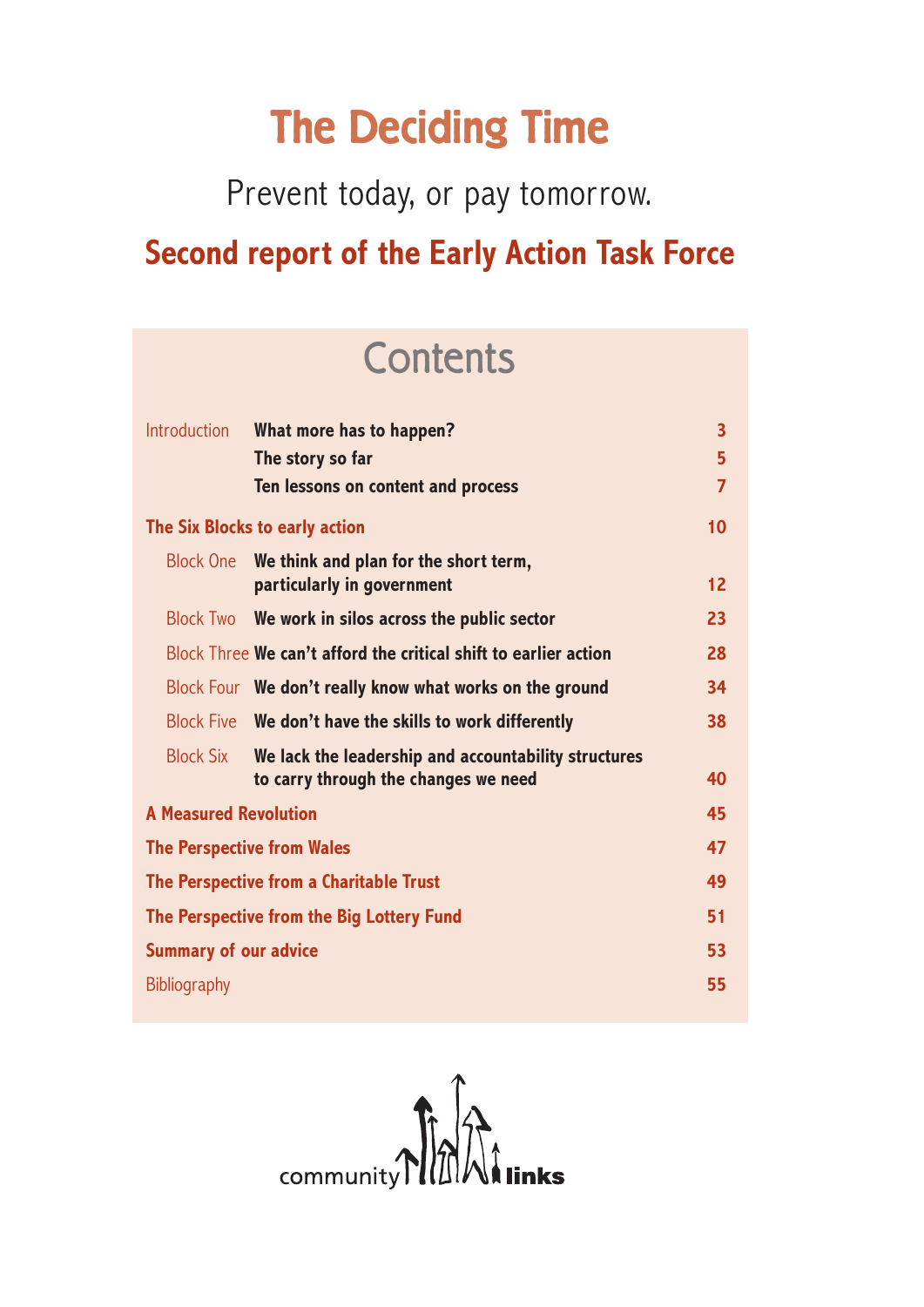# The Deciding Time

Prevent today, or pay tomorrow.

## Second report of the Early Action Task Force

## Contents

| | | |
|---|---|---|
| Introduction | **What more has to happen?** | 3 |
| | **The story so far** | 5 |
| | **Ten lessons on content and process** | 7 |
| **The Six Blocks to early action** | | 10 |
| Block One | **We think and plan for the short term, particularly in government** | 12 |
| Block Two | **We work in silos across the public sector** | 23 |
| Block Three | **We can't afford the critical shift to earlier action** | 28 |
| Block Four | **We don't really know what works on the ground** | 34 |
| Block Five | **We don't have the skills to work differently** | 38 |
| Block Six | **We lack the leadership and accountability structures to carry through the changes we need** | 40 |
| **A Measured Revolution** | | 45 |
| **The Perspective from Wales** | | 47 |
| **The Perspective from a Charitable Trust** | | 49 |
| **The Perspective from the Big Lottery Fund** | | 51 |
| **Summary of our advice** | | 53 |
| Bibliography | | 55 |

community links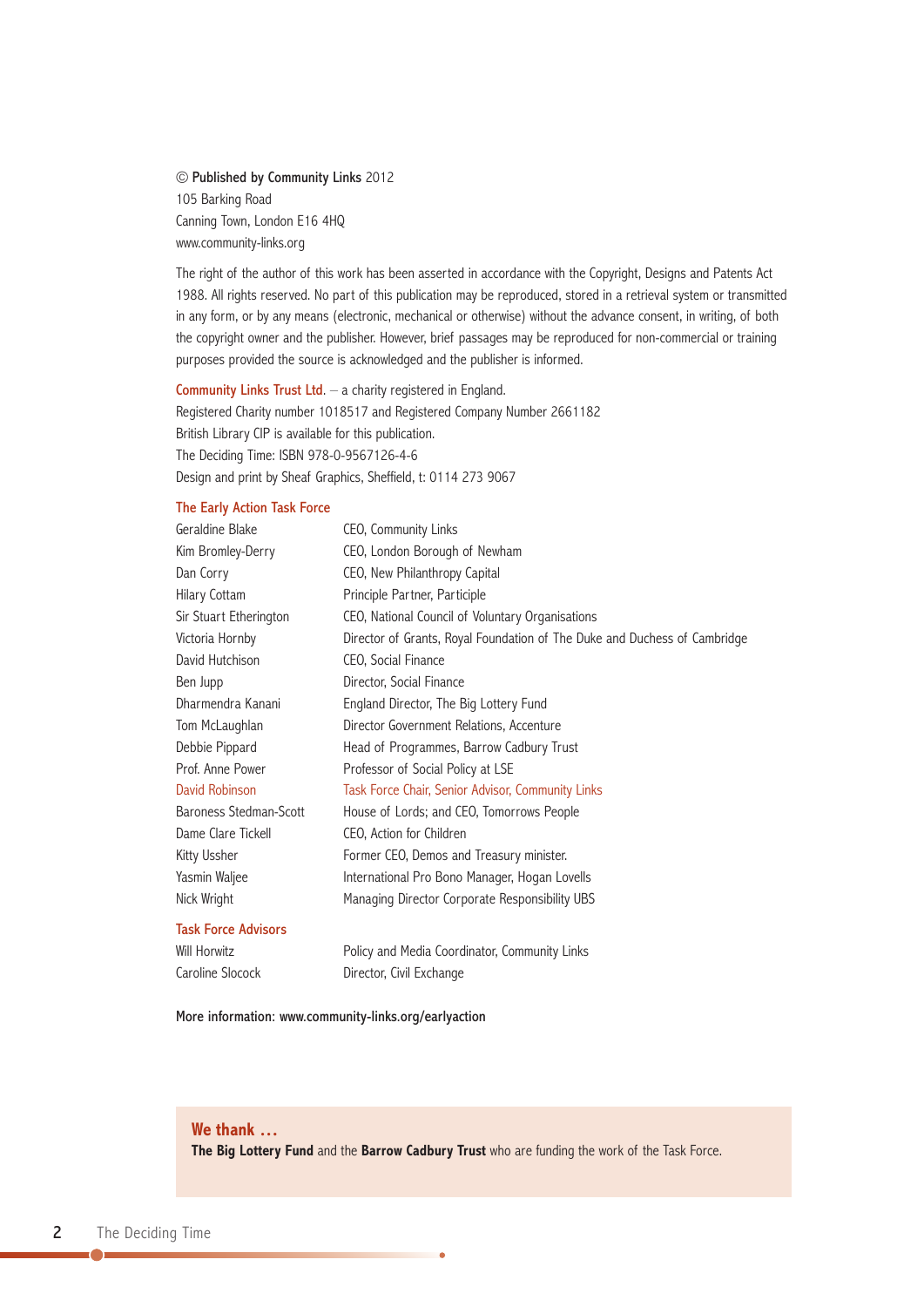© **Published by Community Links** 2012
105 Barking Road
Canning Town, London E16 4HQ
www.community-links.org

The right of the author of this work has been asserted in accordance with the Copyright, Designs and Patents Act 1988. All rights reserved. No part of this publication may be reproduced, stored in a retrieval system or transmitted in any form, or by any means (electronic, mechanical or otherwise) without the advance consent, in writing, of both the copyright owner and the publisher. However, brief passages may be reproduced for non-commercial or training purposes provided the source is acknowledged and the publisher is informed.

Community Links Trust Ltd. – a charity registered in England.
Registered Charity number 1018517 and Registered Company Number 2661182
British Library CIP is available for this publication.
The Deciding Time: ISBN 978-0-9567126-4-6
Design and print by Sheaf Graphics, Sheffield, t: 0114 273 9067

## The Early Action Task Force

| | |
|---|---|
| Geraldine Blake | CEO, Community Links |
| Kim Bromley-Derry | CEO, London Borough of Newham |
| Dan Corry | CEO, New Philanthropy Capital |
| Hilary Cottam | Principle Partner, Participle |
| Sir Stuart Etherington | CEO, National Council of Voluntary Organisations |
| Victoria Hornby | Director of Grants, Royal Foundation of The Duke and Duchess of Cambridge |
| David Hutchison | CEO, Social Finance |
| Ben Jupp | Director, Social Finance |
| Dharmendra Kanani | England Director, The Big Lottery Fund |
| Tom McLaughlan | Director Government Relations, Accenture |
| Debbie Pippard | Head of Programmes, Barrow Cadbury Trust |
| Prof. Anne Power | Professor of Social Policy at LSE |
| David Robinson | Task Force Chair, Senior Advisor, Community Links |
| Baroness Stedman-Scott | House of Lords; and CEO, Tomorrows People |
| Dame Clare Tickell | CEO, Action for Children |
| Kitty Ussher | Former CEO, Demos and Treasury minister. |
| Yasmin Waljee | International Pro Bono Manager, Hogan Lovells |
| Nick Wright | Managing Director Corporate Responsibility UBS |

## Task Force Advisors

| | |
|---|---|
| Will Horwitz | Policy and Media Coordinator, Community Links |
| Caroline Slocock | Director, Civil Exchange |

More information: www.community-links.org/earlyaction

**We thank …**
**The Big Lottery Fund** and the **Barrow Cadbury Trust** who are funding the work of the Task Force.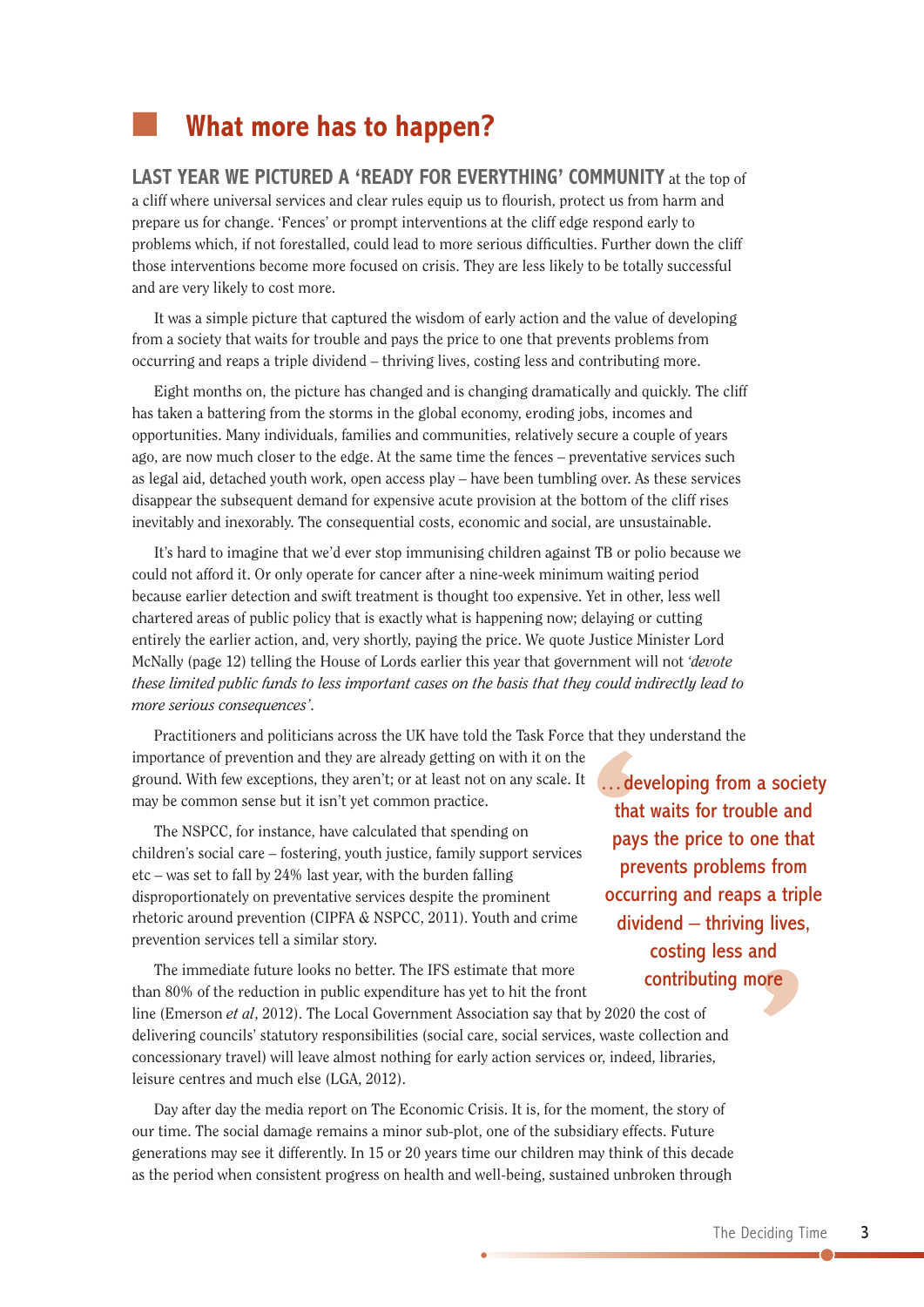## What more has to happen?

**LAST YEAR WE PICTURED A 'READY FOR EVERYTHING' COMMUNITY** at the top of a cliff where universal services and clear rules equip us to flourish, protect us from harm and prepare us for change. 'Fences' or prompt interventions at the cliff edge respond early to problems which, if not forestalled, could lead to more serious difficulties. Further down the cliff those interventions become more focused on crisis. They are less likely to be totally successful and are very likely to cost more.

It was a simple picture that captured the wisdom of early action and the value of developing from a society that waits for trouble and pays the price to one that prevents problems from occurring and reaps a triple dividend – thriving lives, costing less and contributing more.

Eight months on, the picture has changed and is changing dramatically and quickly. The cliff has taken a battering from the storms in the global economy, eroding jobs, incomes and opportunities. Many individuals, families and communities, relatively secure a couple of years ago, are now much closer to the edge. At the same time the fences – preventative services such as legal aid, detached youth work, open access play – have been tumbling over. As these services disappear the subsequent demand for expensive acute provision at the bottom of the cliff rises inevitably and inexorably. The consequential costs, economic and social, are unsustainable.

It's hard to imagine that we'd ever stop immunising children against TB or polio because we could not afford it. Or only operate for cancer after a nine-week minimum waiting period because earlier detection and swift treatment is thought too expensive. Yet in other, less well chartered areas of public policy that is exactly what is happening now; delaying or cutting entirely the earlier action, and, very shortly, paying the price. We quote Justice Minister Lord McNally (page 12) telling the House of Lords earlier this year that government will not *'devote these limited public funds to less important cases on the basis that they could indirectly lead to more serious consequences'*.

Practitioners and politicians across the UK have told the Task Force that they understand the importance of prevention and they are already getting on with it on the ground. With few exceptions, they aren't; or at least not on any scale. It may be common sense but it isn't yet common practice.

> …developing from a society that waits for trouble and pays the price to one that prevents problems from occurring and reaps a triple dividend – thriving lives, costing less and contributing more

The NSPCC, for instance, have calculated that spending on children's social care – fostering, youth justice, family support services etc – was set to fall by 24% last year, with the burden falling disproportionately on preventative services despite the prominent rhetoric around prevention (CIPFA & NSPCC, 2011). Youth and crime prevention services tell a similar story.

The immediate future looks no better. The IFS estimate that more than 80% of the reduction in public expenditure has yet to hit the front line (Emerson *et al*, 2012). The Local Government Association say that by 2020 the cost of delivering councils' statutory responsibilities (social care, social services, waste collection and concessionary travel) will leave almost nothing for early action services or, indeed, libraries, leisure centres and much else (LGA, 2012).

Day after day the media report on The Economic Crisis. It is, for the moment, the story of our time. The social damage remains a minor sub-plot, one of the subsidiary effects. Future generations may see it differently. In 15 or 20 years time our children may think of this decade as the period when consistent progress on health and well-being, sustained unbroken through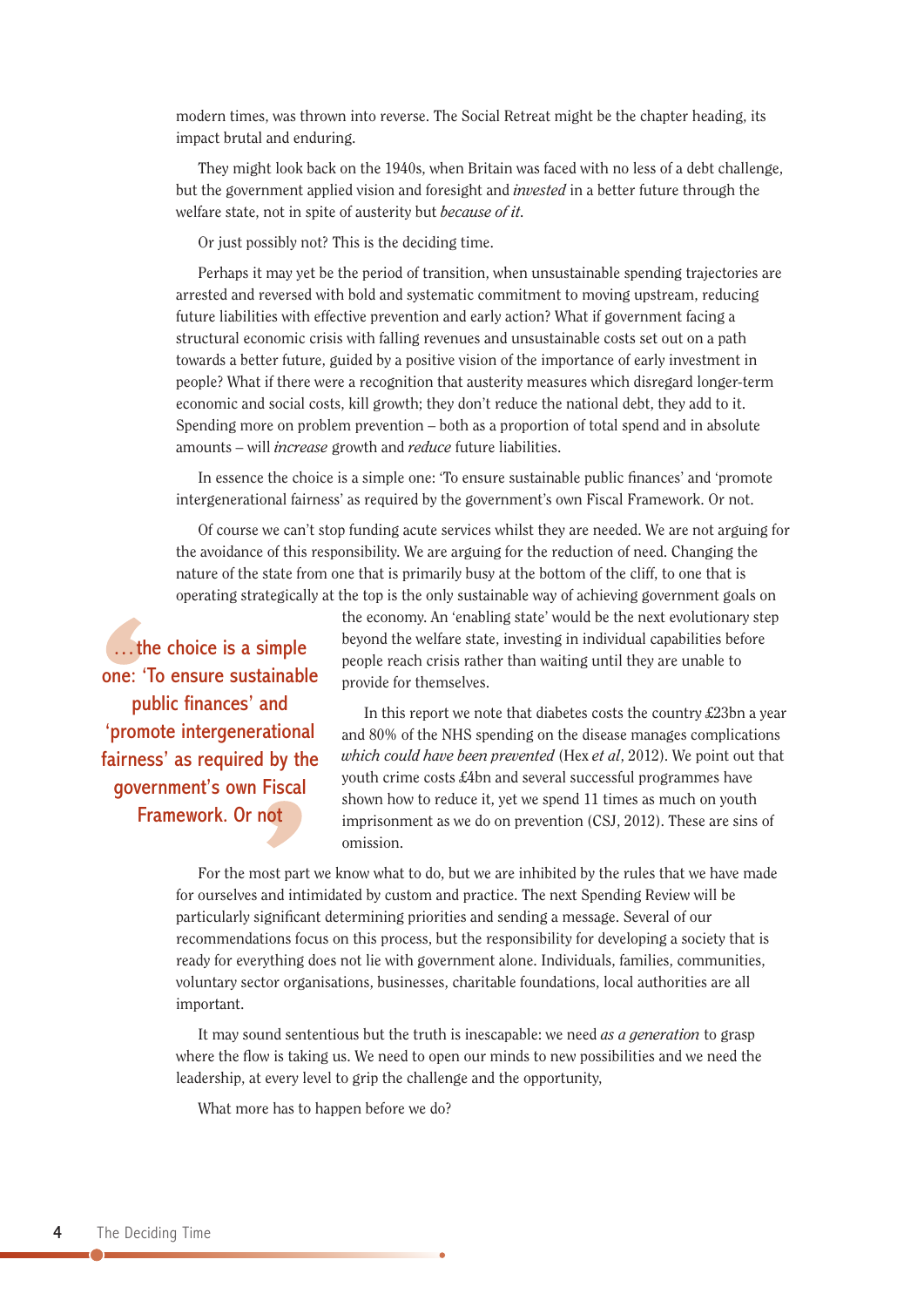modern times, was thrown into reverse. The Social Retreat might be the chapter heading, its impact brutal and enduring.

They might look back on the 1940s, when Britain was faced with no less of a debt challenge, but the government applied vision and foresight and *invested* in a better future through the welfare state, not in spite of austerity but *because of it*.

Or just possibly not? This is the deciding time.

Perhaps it may yet be the period of transition, when unsustainable spending trajectories are arrested and reversed with bold and systematic commitment to moving upstream, reducing future liabilities with effective prevention and early action? What if government facing a structural economic crisis with falling revenues and unsustainable costs set out on a path towards a better future, guided by a positive vision of the importance of early investment in people? What if there were a recognition that austerity measures which disregard longer-term economic and social costs, kill growth; they don't reduce the national debt, they add to it. Spending more on problem prevention – both as a proportion of total spend and in absolute amounts – will *increase* growth and *reduce* future liabilities.

In essence the choice is a simple one: 'To ensure sustainable public finances' and 'promote intergenerational fairness' as required by the government's own Fiscal Framework. Or not.

Of course we can't stop funding acute services whilst they are needed. We are not arguing for the avoidance of this responsibility. We are arguing for the reduction of need. Changing the nature of the state from one that is primarily busy at the bottom of the cliff, to one that is operating strategically at the top is the only sustainable way of achieving government goals on the economy. An 'enabling state' would be the next evolutionary step beyond the welfare state, investing in individual capabilities before people reach crisis rather than waiting until they are unable to provide for themselves.

> …the choice is a simple one: 'To ensure sustainable public finances' and 'promote intergenerational fairness' as required by the government's own Fiscal Framework. Or not

In this report we note that diabetes costs the country £23bn a year and 80% of the NHS spending on the disease manages complications *which could have been prevented* (Hex *et al*, 2012). We point out that youth crime costs £4bn and several successful programmes have shown how to reduce it, yet we spend 11 times as much on youth imprisonment as we do on prevention (CSJ, 2012). These are sins of omission.

For the most part we know what to do, but we are inhibited by the rules that we have made for ourselves and intimidated by custom and practice. The next Spending Review will be particularly significant determining priorities and sending a message. Several of our recommendations focus on this process, but the responsibility for developing a society that is ready for everything does not lie with government alone. Individuals, families, communities, voluntary sector organisations, businesses, charitable foundations, local authorities are all important.

It may sound sententious but the truth is inescapable: we need *as a generation* to grasp where the flow is taking us. We need to open our minds to new possibilities and we need the leadership, at every level to grip the challenge and the opportunity,

What more has to happen before we do?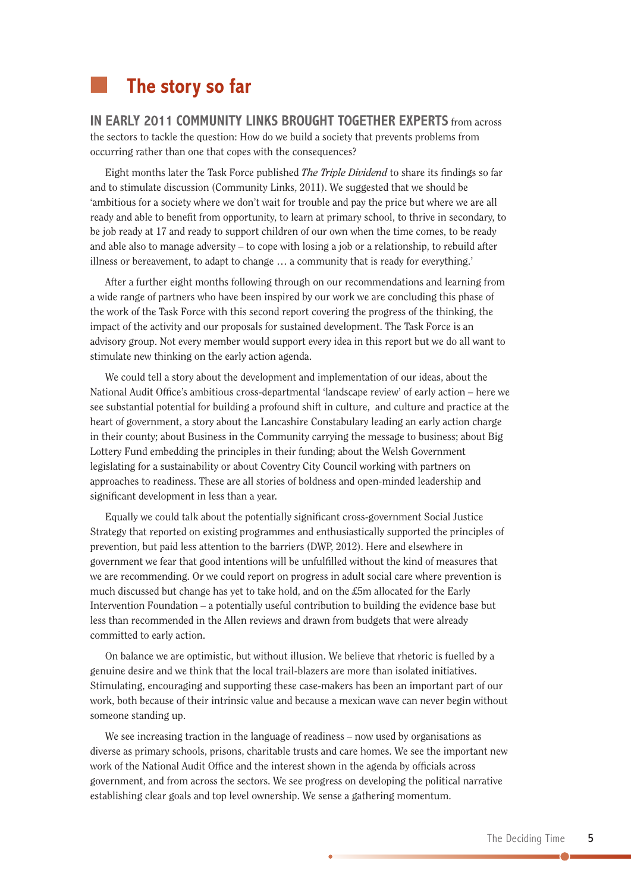## The story so far

**IN EARLY 2011 COMMUNITY LINKS BROUGHT TOGETHER EXPERTS** from across the sectors to tackle the question: How do we build a society that prevents problems from occurring rather than one that copes with the consequences?

Eight months later the Task Force published *The Triple Dividend* to share its findings so far and to stimulate discussion (Community Links, 2011). We suggested that we should be 'ambitious for a society where we don't wait for trouble and pay the price but where we are all ready and able to benefit from opportunity, to learn at primary school, to thrive in secondary, to be job ready at 17 and ready to support children of our own when the time comes, to be ready and able also to manage adversity – to cope with losing a job or a relationship, to rebuild after illness or bereavement, to adapt to change … a community that is ready for everything.'

After a further eight months following through on our recommendations and learning from a wide range of partners who have been inspired by our work we are concluding this phase of the work of the Task Force with this second report covering the progress of the thinking, the impact of the activity and our proposals for sustained development. The Task Force is an advisory group. Not every member would support every idea in this report but we do all want to stimulate new thinking on the early action agenda.

We could tell a story about the development and implementation of our ideas, about the National Audit Office's ambitious cross-departmental 'landscape review' of early action – here we see substantial potential for building a profound shift in culture, and culture and practice at the heart of government, a story about the Lancashire Constabulary leading an early action charge in their county; about Business in the Community carrying the message to business; about Big Lottery Fund embedding the principles in their funding; about the Welsh Government legislating for a sustainability or about Coventry City Council working with partners on approaches to readiness. These are all stories of boldness and open-minded leadership and significant development in less than a year.

Equally we could talk about the potentially significant cross-government Social Justice Strategy that reported on existing programmes and enthusiastically supported the principles of prevention, but paid less attention to the barriers (DWP, 2012). Here and elsewhere in government we fear that good intentions will be unfulfilled without the kind of measures that we are recommending. Or we could report on progress in adult social care where prevention is much discussed but change has yet to take hold, and on the £5m allocated for the Early Intervention Foundation – a potentially useful contribution to building the evidence base but less than recommended in the Allen reviews and drawn from budgets that were already committed to early action.

On balance we are optimistic, but without illusion. We believe that rhetoric is fuelled by a genuine desire and we think that the local trail-blazers are more than isolated initiatives. Stimulating, encouraging and supporting these case-makers has been an important part of our work, both because of their intrinsic value and because a mexican wave can never begin without someone standing up.

We see increasing traction in the language of readiness – now used by organisations as diverse as primary schools, prisons, charitable trusts and care homes. We see the important new work of the National Audit Office and the interest shown in the agenda by officials across government, and from across the sectors. We see progress on developing the political narrative establishing clear goals and top level ownership. We sense a gathering momentum.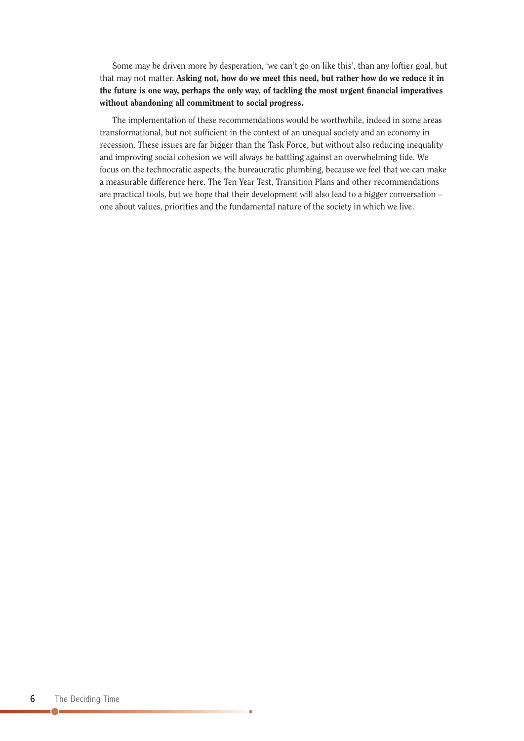Some may be driven more by desperation, 'we can't go on like this', than any loftier goal, but that may not matter. **Asking not, how do we meet this need, but rather how do we reduce it in the future is one way, perhaps the only way, of tackling the most urgent financial imperatives without abandoning all commitment to social progress.**

The implementation of these recommendations would be worthwhile, indeed in some areas transformational, but not sufficient in the context of an unequal society and an economy in recession. These issues are far bigger than the Task Force, but without also reducing inequality and improving social cohesion we will always be battling against an overwhelming tide. We focus on the technocratic aspects, the bureaucratic plumbing, because we feel that we can make a measurable difference here. The Ten Year Test, Transition Plans and other recommendations are practical tools, but we hope that their development will also lead to a bigger conversation – one about values, priorities and the fundamental nature of the society in which we live.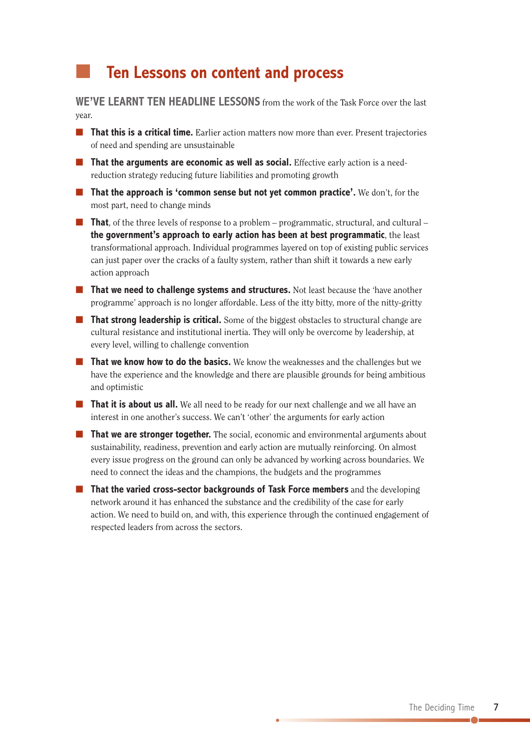## Ten Lessons on content and process

**WE'VE LEARNT TEN HEADLINE LESSONS** from the work of the Task Force over the last year.

- **That this is a critical time.** Earlier action matters now more than ever. Present trajectories of need and spending are unsustainable
- **That the arguments are economic as well as social.** Effective early action is a need-reduction strategy reducing future liabilities and promoting growth
- **That the approach is 'common sense but not yet common practice'.** We don't, for the most part, need to change minds
- **That**, of the three levels of response to a problem – programmatic, structural, and cultural – **the government's approach to early action has been at best programmatic**, the least transformational approach. Individual programmes layered on top of existing public services can just paper over the cracks of a faulty system, rather than shift it towards a new early action approach
- **That we need to challenge systems and structures.** Not least because the 'have another programme' approach is no longer affordable. Less of the itty bitty, more of the nitty-gritty
- **That strong leadership is critical.** Some of the biggest obstacles to structural change are cultural resistance and institutional inertia. They will only be overcome by leadership, at every level, willing to challenge convention
- **That we know how to do the basics.** We know the weaknesses and the challenges but we have the experience and the knowledge and there are plausible grounds for being ambitious and optimistic
- **That it is about us all.** We all need to be ready for our next challenge and we all have an interest in one another's success. We can't 'other' the arguments for early action
- **That we are stronger together.** The social, economic and environmental arguments about sustainability, readiness, prevention and early action are mutually reinforcing. On almost every issue progress on the ground can only be advanced by working across boundaries. We need to connect the ideas and the champions, the budgets and the programmes
- **That the varied cross-sector backgrounds of Task Force members** and the developing network around it has enhanced the substance and the credibility of the case for early action. We need to build on, and with, this experience through the continued engagement of respected leaders from across the sectors.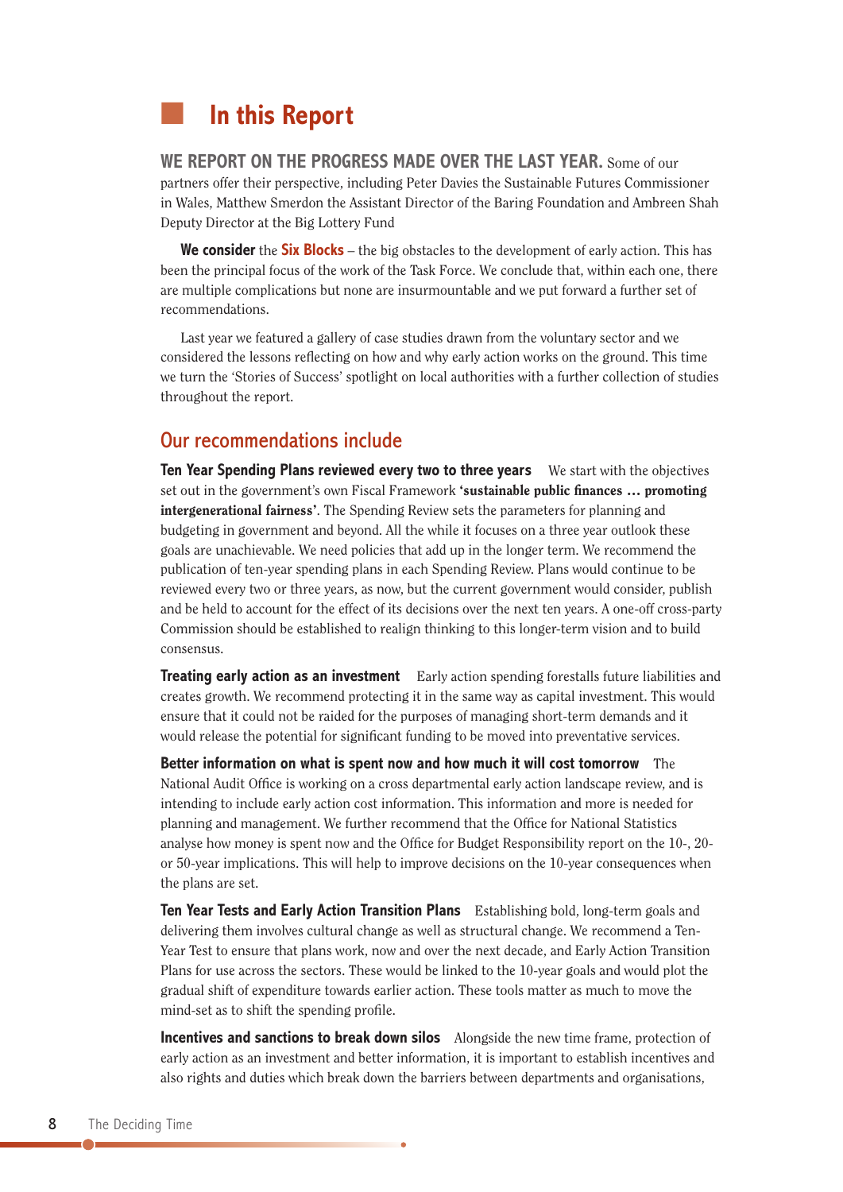# In this Report

**WE REPORT ON THE PROGRESS MADE OVER THE LAST YEAR.** Some of our partners offer their perspective, including Peter Davies the Sustainable Futures Commissioner in Wales, Matthew Smerdon the Assistant Director of the Baring Foundation and Ambreen Shah Deputy Director at the Big Lottery Fund

**We consider** the **Six Blocks** – the big obstacles to the development of early action. This has been the principal focus of the work of the Task Force. We conclude that, within each one, there are multiple complications but none are insurmountable and we put forward a further set of recommendations.

Last year we featured a gallery of case studies drawn from the voluntary sector and we considered the lessons reflecting on how and why early action works on the ground. This time we turn the 'Stories of Success' spotlight on local authorities with a further collection of studies throughout the report.

## Our recommendations include

**Ten Year Spending Plans reviewed every two to three years** We start with the objectives set out in the government's own Fiscal Framework **'sustainable public finances … promoting intergenerational fairness'**. The Spending Review sets the parameters for planning and budgeting in government and beyond. All the while it focuses on a three year outlook these goals are unachievable. We need policies that add up in the longer term. We recommend the publication of ten-year spending plans in each Spending Review. Plans would continue to be reviewed every two or three years, as now, but the current government would consider, publish and be held to account for the effect of its decisions over the next ten years. A one-off cross-party Commission should be established to realign thinking to this longer-term vision and to build consensus.

**Treating early action as an investment** Early action spending forestalls future liabilities and creates growth. We recommend protecting it in the same way as capital investment. This would ensure that it could not be raided for the purposes of managing short-term demands and it would release the potential for significant funding to be moved into preventative services.

**Better information on what is spent now and how much it will cost tomorrow** The National Audit Office is working on a cross departmental early action landscape review, and is intending to include early action cost information. This information and more is needed for planning and management. We further recommend that the Office for National Statistics analyse how money is spent now and the Office for Budget Responsibility report on the 10-, 20- or 50-year implications. This will help to improve decisions on the 10-year consequences when the plans are set.

**Ten Year Tests and Early Action Transition Plans** Establishing bold, long-term goals and delivering them involves cultural change as well as structural change. We recommend a Ten-Year Test to ensure that plans work, now and over the next decade, and Early Action Transition Plans for use across the sectors. These would be linked to the 10-year goals and would plot the gradual shift of expenditure towards earlier action. These tools matter as much to move the mind-set as to shift the spending profile.

**Incentives and sanctions to break down silos** Alongside the new time frame, protection of early action as an investment and better information, it is important to establish incentives and also rights and duties which break down the barriers between departments and organisations,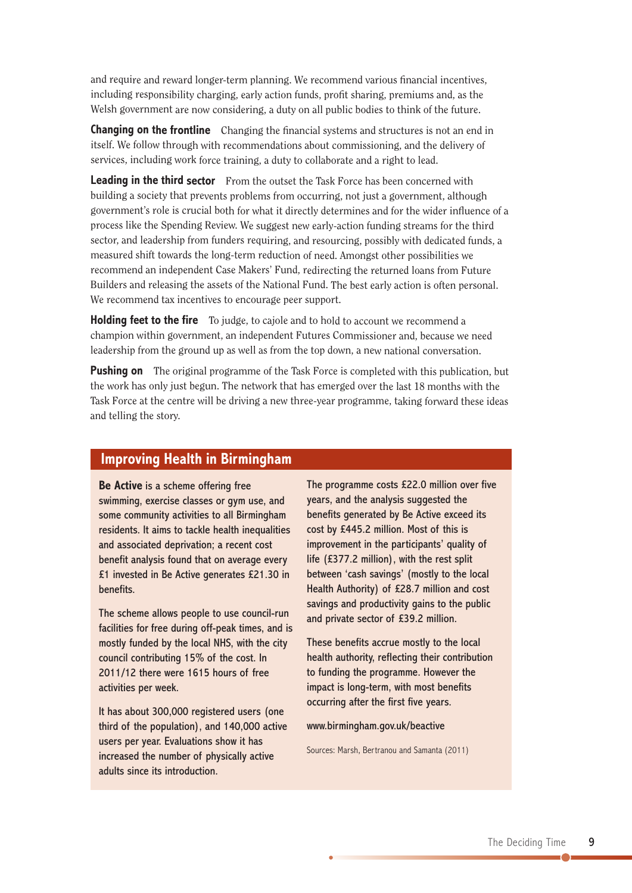and require and reward longer-term planning. We recommend various financial incentives, including responsibility charging, early action funds, profit sharing, premiums and, as the Welsh government are now considering, a duty on all public bodies to think of the future.

**Changing on the frontline** Changing the financial systems and structures is not an end in itself. We follow through with recommendations about commissioning, and the delivery of services, including work force training, a duty to collaborate and a right to lead.

**Leading in the third sector** From the outset the Task Force has been concerned with building a society that prevents problems from occurring, not just a government, although government's role is crucial both for what it directly determines and for the wider influence of a process like the Spending Review. We suggest new early-action funding streams for the third sector, and leadership from funders requiring, and resourcing, possibly with dedicated funds, a measured shift towards the long-term reduction of need. Amongst other possibilities we recommend an independent Case Makers' Fund, redirecting the returned loans from Future Builders and releasing the assets of the National Fund. The best early action is often personal. We recommend tax incentives to encourage peer support.

**Holding feet to the fire** To judge, to cajole and to hold to account we recommend a champion within government, an independent Futures Commissioner and, because we need leadership from the ground up as well as from the top down, a new national conversation.

**Pushing on** The original programme of the Task Force is completed with this publication, but the work has only just begun. The network that has emerged over the last 18 months with the Task Force at the centre will be driving a new three-year programme, taking forward these ideas and telling the story.

## Improving Health in Birmingham

**Be Active** is a scheme offering free swimming, exercise classes or gym use, and some community activities to all Birmingham residents. It aims to tackle health inequalities and associated deprivation; a recent cost benefit analysis found that on average every £1 invested in Be Active generates £21.30 in benefits.

The scheme allows people to use council-run facilities for free during off-peak times, and is mostly funded by the local NHS, with the city council contributing 15% of the cost. In 2011/12 there were 1615 hours of free activities per week.

It has about 300,000 registered users (one third of the population), and 140,000 active users per year. Evaluations show it has increased the number of physically active adults since its introduction.

The programme costs £22.0 million over five years, and the analysis suggested the benefits generated by Be Active exceed its cost by £445.2 million. Most of this is improvement in the participants' quality of life (£377.2 million), with the rest split between 'cash savings' (mostly to the local Health Authority) of £28.7 million and cost savings and productivity gains to the public and private sector of £39.2 million.

These benefits accrue mostly to the local health authority, reflecting their contribution to funding the programme. However the impact is long-term, with most benefits occurring after the first five years.

www.birmingham.gov.uk/beactive

Sources: Marsh, Bertranou and Samanta (2011)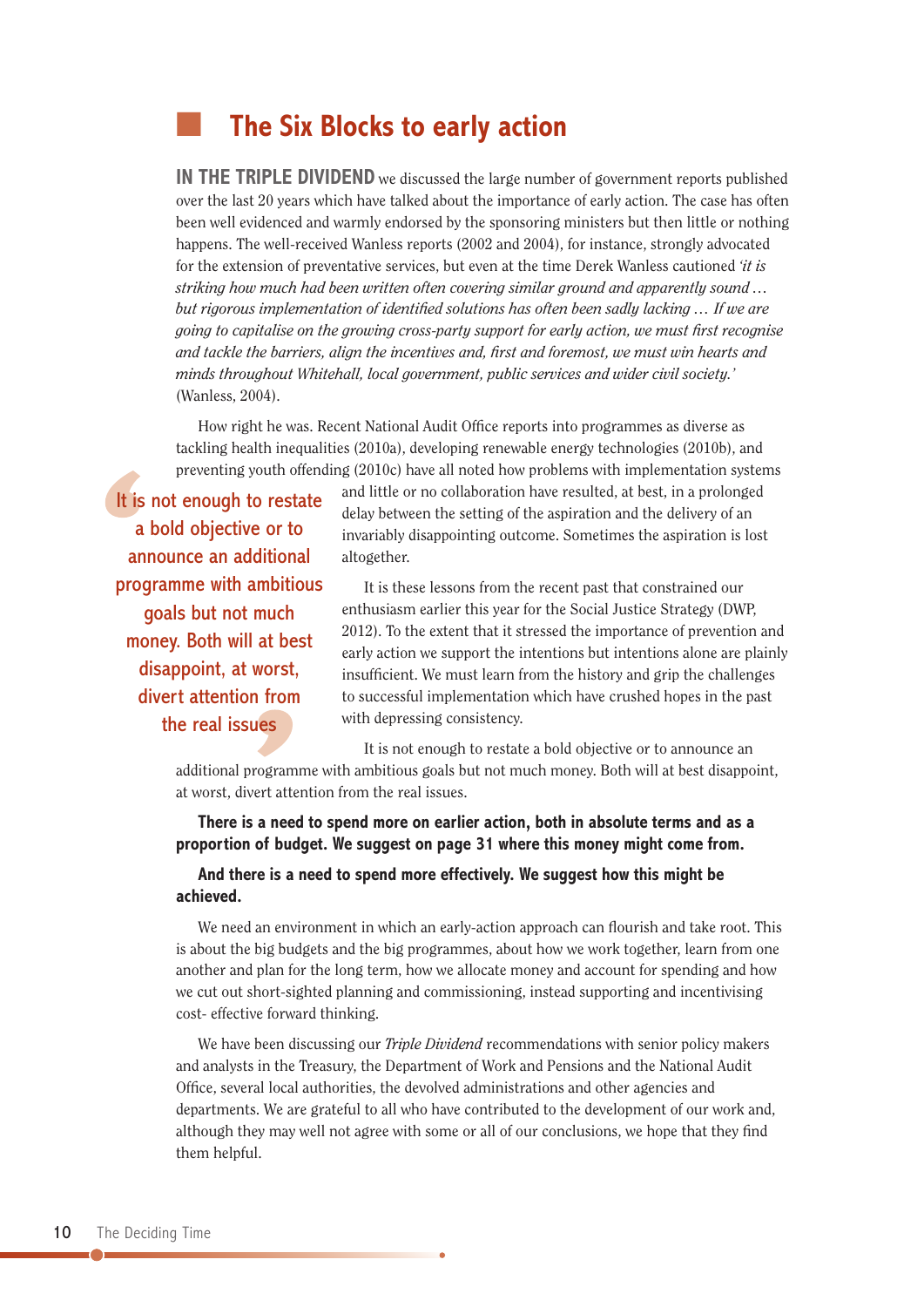## The Six Blocks to early action

**IN THE TRIPLE DIVIDEND** we discussed the large number of government reports published over the last 20 years which have talked about the importance of early action. The case has often been well evidenced and warmly endorsed by the sponsoring ministers but then little or nothing happens. The well-received Wanless reports (2002 and 2004), for instance, strongly advocated for the extension of preventative services, but even at the time Derek Wanless cautioned *'it is striking how much had been written often covering similar ground and apparently sound … but rigorous implementation of identified solutions has often been sadly lacking … If we are going to capitalise on the growing cross-party support for early action, we must first recognise and tackle the barriers, align the incentives and, first and foremost, we must win hearts and minds throughout Whitehall, local government, public services and wider civil society.'* (Wanless, 2004).

How right he was. Recent National Audit Office reports into programmes as diverse as tackling health inequalities (2010a), developing renewable energy technologies (2010b), and preventing youth offending (2010c) have all noted how problems with implementation systems and little or no collaboration have resulted, at best, in a prolonged delay between the setting of the aspiration and the delivery of an invariably disappointing outcome. Sometimes the aspiration is lost altogether.

> It is not enough to restate a bold objective or to announce an additional programme with ambitious goals but not much money. Both will at best disappoint, at worst, divert attention from the real issues

It is these lessons from the recent past that constrained our enthusiasm earlier this year for the Social Justice Strategy (DWP, 2012). To the extent that it stressed the importance of prevention and early action we support the intentions but intentions alone are plainly insufficient. We must learn from the history and grip the challenges to successful implementation which have crushed hopes in the past with depressing consistency.

It is not enough to restate a bold objective or to announce an additional programme with ambitious goals but not much money. Both will at best disappoint, at worst, divert attention from the real issues.

**There is a need to spend more on earlier action, both in absolute terms and as a proportion of budget. We suggest on page 31 where this money might come from.**

**And there is a need to spend more effectively. We suggest how this might be achieved.**

We need an environment in which an early-action approach can flourish and take root. This is about the big budgets and the big programmes, about how we work together, learn from one another and plan for the long term, how we allocate money and account for spending and how we cut out short-sighted planning and commissioning, instead supporting and incentivising cost- effective forward thinking.

We have been discussing our *Triple Dividend* recommendations with senior policy makers and analysts in the Treasury, the Department of Work and Pensions and the National Audit Office, several local authorities, the devolved administrations and other agencies and departments. We are grateful to all who have contributed to the development of our work and, although they may well not agree with some or all of our conclusions, we hope that they find them helpful.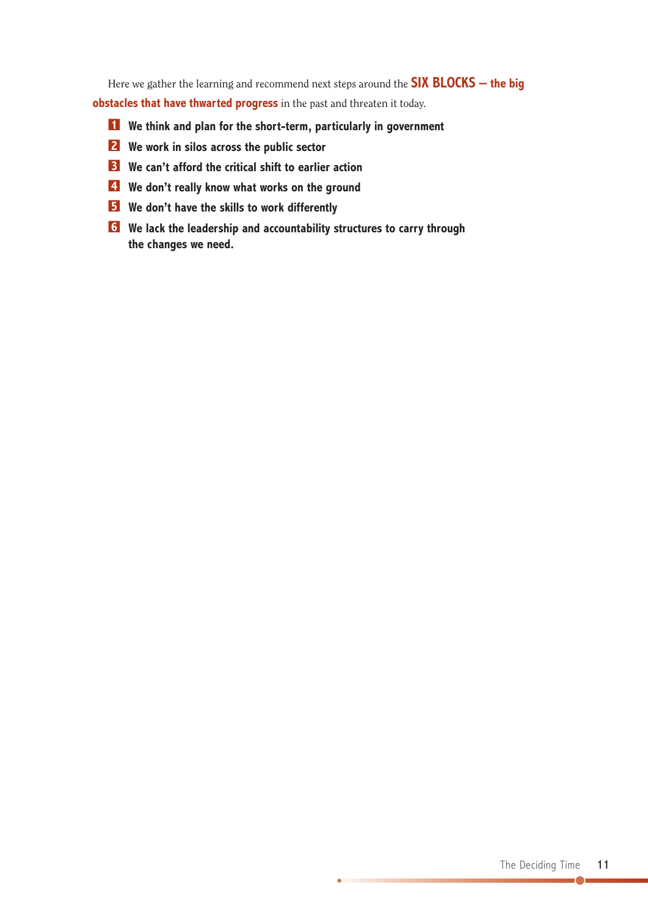Here we gather the learning and recommend next steps around the **SIX BLOCKS – the big obstacles that have thwarted progress** in the past and threaten it today.

1. **We think and plan for the short-term, particularly in government**
2. **We work in silos across the public sector**
3. **We can't afford the critical shift to earlier action**
4. **We don't really know what works on the ground**
5. **We don't have the skills to work differently**
6. **We lack the leadership and accountability structures to carry through the changes we need.**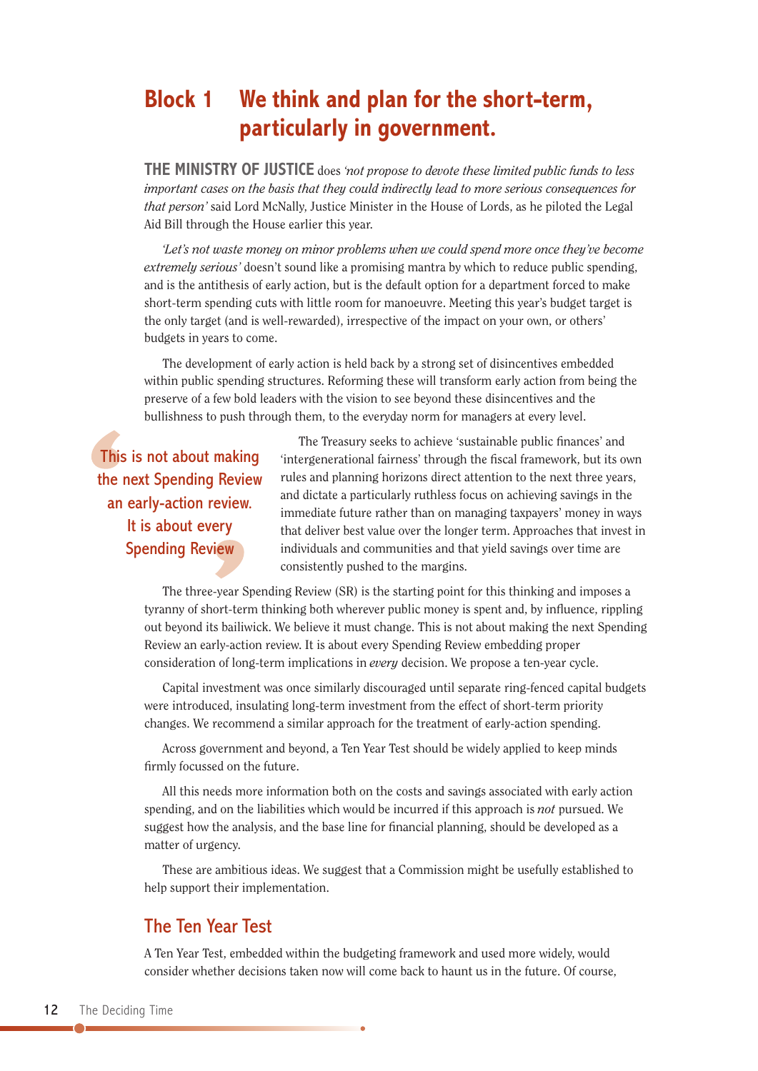# Block 1 We think and plan for the short-term, particularly in government.

**THE MINISTRY OF JUSTICE** does *'not propose to devote these limited public funds to less important cases on the basis that they could indirectly lead to more serious consequences for that person'* said Lord McNally, Justice Minister in the House of Lords, as he piloted the Legal Aid Bill through the House earlier this year.

*'Let's not waste money on minor problems when we could spend more once they've become extremely serious'* doesn't sound like a promising mantra by which to reduce public spending, and is the antithesis of early action, but is the default option for a department forced to make short-term spending cuts with little room for manoeuvre. Meeting this year's budget target is the only target (and is well-rewarded), irrespective of the impact on your own, or others' budgets in years to come.

The development of early action is held back by a strong set of disincentives embedded within public spending structures. Reforming these will transform early action from being the preserve of a few bold leaders with the vision to see beyond these disincentives and the bullishness to push through them, to the everyday norm for managers at every level.

> This is not about making the next Spending Review an early-action review. It is about every Spending Review

The Treasury seeks to achieve 'sustainable public finances' and 'intergenerational fairness' through the fiscal framework, but its own rules and planning horizons direct attention to the next three years, and dictate a particularly ruthless focus on achieving savings in the immediate future rather than on managing taxpayers' money in ways that deliver best value over the longer term. Approaches that invest in individuals and communities and that yield savings over time are consistently pushed to the margins.

The three-year Spending Review (SR) is the starting point for this thinking and imposes a tyranny of short-term thinking both wherever public money is spent and, by influence, rippling out beyond its bailiwick. We believe it must change. This is not about making the next Spending Review an early-action review. It is about every Spending Review embedding proper consideration of long-term implications in *every* decision. We propose a ten-year cycle.

Capital investment was once similarly discouraged until separate ring-fenced capital budgets were introduced, insulating long-term investment from the effect of short-term priority changes. We recommend a similar approach for the treatment of early-action spending.

Across government and beyond, a Ten Year Test should be widely applied to keep minds firmly focussed on the future.

All this needs more information both on the costs and savings associated with early action spending, and on the liabilities which would be incurred if this approach is *not* pursued. We suggest how the analysis, and the base line for financial planning, should be developed as a matter of urgency.

These are ambitious ideas. We suggest that a Commission might be usefully established to help support their implementation.

## The Ten Year Test

A Ten Year Test, embedded within the budgeting framework and used more widely, would consider whether decisions taken now will come back to haunt us in the future. Of course,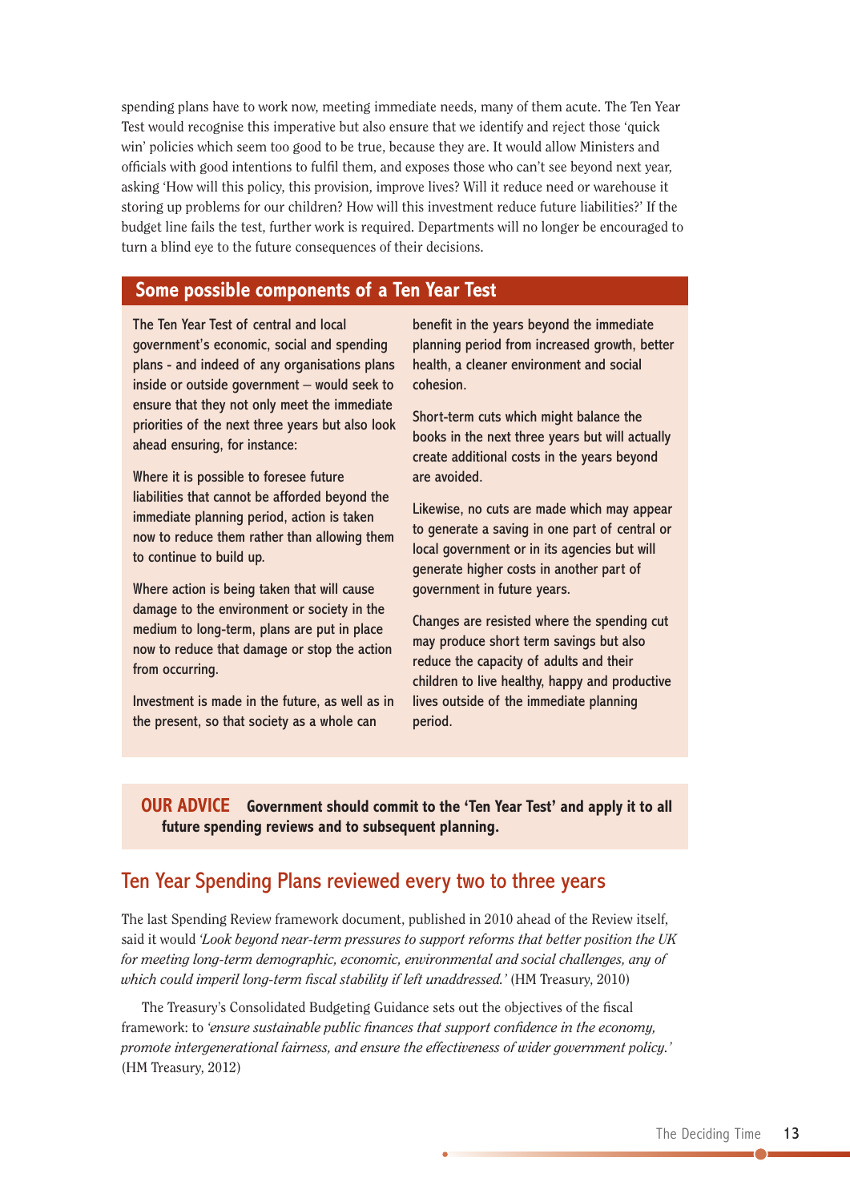spending plans have to work now, meeting immediate needs, many of them acute. The Ten Year Test would recognise this imperative but also ensure that we identify and reject those 'quick win' policies which seem too good to be true, because they are. It would allow Ministers and officials with good intentions to fulfil them, and exposes those who can't see beyond next year, asking 'How will this policy, this provision, improve lives? Will it reduce need or warehouse it storing up problems for our children? How will this investment reduce future liabilities?' If the budget line fails the test, further work is required. Departments will no longer be encouraged to turn a blind eye to the future consequences of their decisions.

## Some possible components of a Ten Year Test

The Ten Year Test of central and local government's economic, social and spending plans - and indeed of any organisations plans inside or outside government – would seek to ensure that they not only meet the immediate priorities of the next three years but also look ahead ensuring, for instance:

Where it is possible to foresee future liabilities that cannot be afforded beyond the immediate planning period, action is taken now to reduce them rather than allowing them to continue to build up.

Where action is being taken that will cause damage to the environment or society in the medium to long-term, plans are put in place now to reduce that damage or stop the action from occurring.

Investment is made in the future, as well as in the present, so that society as a whole can benefit in the years beyond the immediate planning period from increased growth, better health, a cleaner environment and social cohesion.

Short-term cuts which might balance the books in the next three years but will actually create additional costs in the years beyond are avoided.

Likewise, no cuts are made which may appear to generate a saving in one part of central or local government or in its agencies but will generate higher costs in another part of government in future years.

Changes are resisted where the spending cut may produce short term savings but also reduce the capacity of adults and their children to live healthy, happy and productive lives outside of the immediate planning period.

**OUR ADVICE** **Government should commit to the 'Ten Year Test' and apply it to all future spending reviews and to subsequent planning.**

## Ten Year Spending Plans reviewed every two to three years

The last Spending Review framework document, published in 2010 ahead of the Review itself, said it would *'Look beyond near-term pressures to support reforms that better position the UK for meeting long-term demographic, economic, environmental and social challenges, any of which could imperil long-term fiscal stability if left unaddressed.'* (HM Treasury, 2010)

The Treasury's Consolidated Budgeting Guidance sets out the objectives of the fiscal framework: to *'ensure sustainable public finances that support confidence in the economy, promote intergenerational fairness, and ensure the effectiveness of wider government policy.'* (HM Treasury, 2012)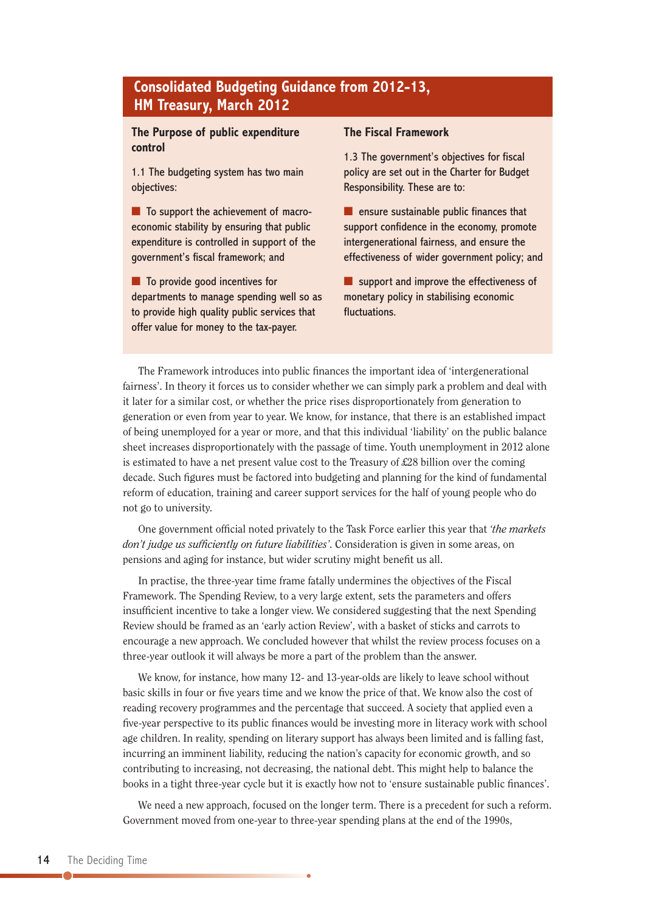## Consolidated Budgeting Guidance from 2012-13, HM Treasury, March 2012

### The Purpose of public expenditure control

1.1 The budgeting system has two main objectives:

- To support the achievement of macro-economic stability by ensuring that public expenditure is controlled in support of the government's fiscal framework; and
- To provide good incentives for departments to manage spending well so as to provide high quality public services that offer value for money to the tax-payer.

### The Fiscal Framework

1.3 The government's objectives for fiscal policy are set out in the Charter for Budget Responsibility. These are to:

- ensure sustainable public finances that support confidence in the economy, promote intergenerational fairness, and ensure the effectiveness of wider government policy; and
- support and improve the effectiveness of monetary policy in stabilising economic fluctuations.

The Framework introduces into public finances the important idea of 'intergenerational fairness'. In theory it forces us to consider whether we can simply park a problem and deal with it later for a similar cost, or whether the price rises disproportionately from generation to generation or even from year to year. We know, for instance, that there is an established impact of being unemployed for a year or more, and that this individual 'liability' on the public balance sheet increases disproportionately with the passage of time. Youth unemployment in 2012 alone is estimated to have a net present value cost to the Treasury of £28 billion over the coming decade. Such figures must be factored into budgeting and planning for the kind of fundamental reform of education, training and career support services for the half of young people who do not go to university.

One government official noted privately to the Task Force earlier this year that *'the markets don't judge us sufficiently on future liabilities'*. Consideration is given in some areas, on pensions and aging for instance, but wider scrutiny might benefit us all.

In practise, the three-year time frame fatally undermines the objectives of the Fiscal Framework. The Spending Review, to a very large extent, sets the parameters and offers insufficient incentive to take a longer view. We considered suggesting that the next Spending Review should be framed as an 'early action Review', with a basket of sticks and carrots to encourage a new approach. We concluded however that whilst the review process focuses on a three-year outlook it will always be more a part of the problem than the answer.

We know, for instance, how many 12- and 13-year-olds are likely to leave school without basic skills in four or five years time and we know the price of that. We know also the cost of reading recovery programmes and the percentage that succeed. A society that applied even a five-year perspective to its public finances would be investing more in literacy work with school age children. In reality, spending on literary support has always been limited and is falling fast, incurring an imminent liability, reducing the nation's capacity for economic growth, and so contributing to increasing, not decreasing, the national debt. This might help to balance the books in a tight three-year cycle but it is exactly how not to 'ensure sustainable public finances'.

We need a new approach, focused on the longer term. There is a precedent for such a reform. Government moved from one-year to three-year spending plans at the end of the 1990s,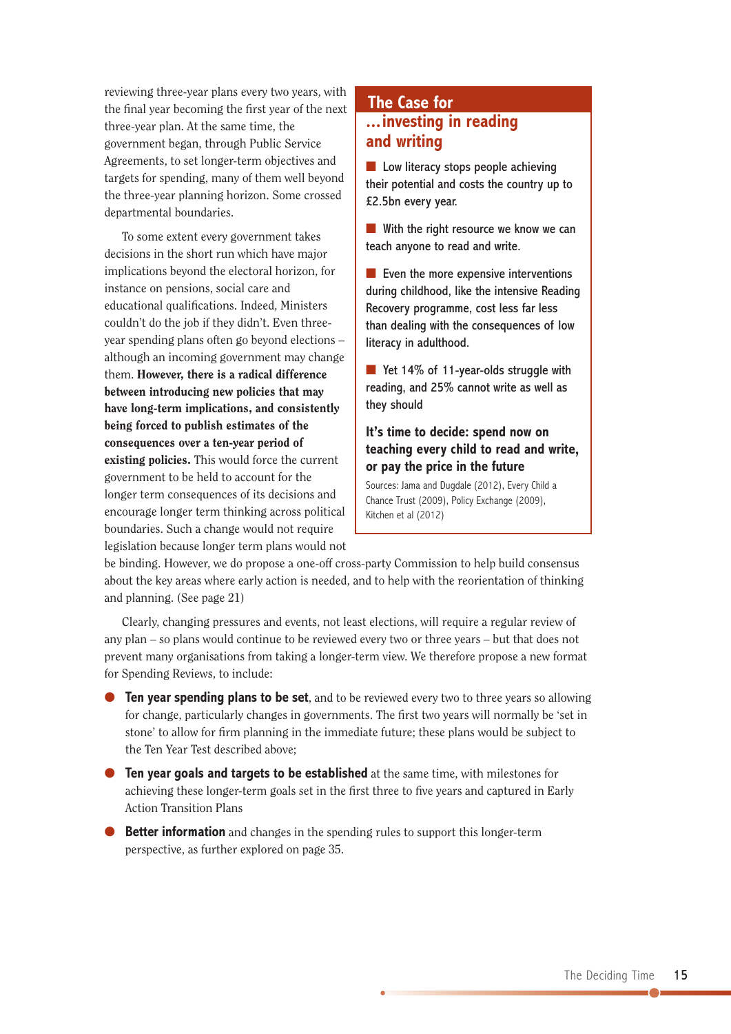reviewing three-year plans every two years, with the final year becoming the first year of the next three-year plan. At the same time, the government began, through Public Service Agreements, to set longer-term objectives and targets for spending, many of them well beyond the three-year planning horizon. Some crossed departmental boundaries.

To some extent every government takes decisions in the short run which have major implications beyond the electoral horizon, for instance on pensions, social care and educational qualifications. Indeed, Ministers couldn't do the job if they didn't. Even three-year spending plans often go beyond elections – although an incoming government may change them. **However, there is a radical difference between introducing new policies that may have long-term implications, and consistently being forced to publish estimates of the consequences over a ten-year period of existing policies.** This would force the current government to be held to account for the longer term consequences of its decisions and encourage longer term thinking across political boundaries. Such a change would not require legislation because longer term plans would not be binding. However, we do propose a one-off cross-party Commission to help build consensus about the key areas where early action is needed, and to help with the reorientation of thinking and planning. (See page 21)

Clearly, changing pressures and events, not least elections, will require a regular review of any plan – so plans would continue to be reviewed every two or three years – but that does not prevent many organisations from taking a longer-term view. We therefore propose a new format for Spending Reviews, to include:

- **Ten year spending plans to be set**, and to be reviewed every two to three years so allowing for change, particularly changes in governments. The first two years will normally be 'set in stone' to allow for firm planning in the immediate future; these plans would be subject to the Ten Year Test described above;
- **Ten year goals and targets to be established** at the same time, with milestones for achieving these longer-term goals set in the first three to five years and captured in Early Action Transition Plans
- **Better information** and changes in the spending rules to support this longer-term perspective, as further explored on page 35.

## The Case for …investing in reading and writing

- Low literacy stops people achieving their potential and costs the country up to £2.5bn every year.
- With the right resource we know we can teach anyone to read and write.
- Even the more expensive interventions during childhood, like the intensive Reading Recovery programme, cost less far less than dealing with the consequences of low literacy in adulthood.
- Yet 14% of 11-year-olds struggle with reading, and 25% cannot write as well as they should

**It's time to decide: spend now on teaching every child to read and write, or pay the price in the future**

Sources: Jama and Dugdale (2012), Every Child a Chance Trust (2009), Policy Exchange (2009), Kitchen et al (2012)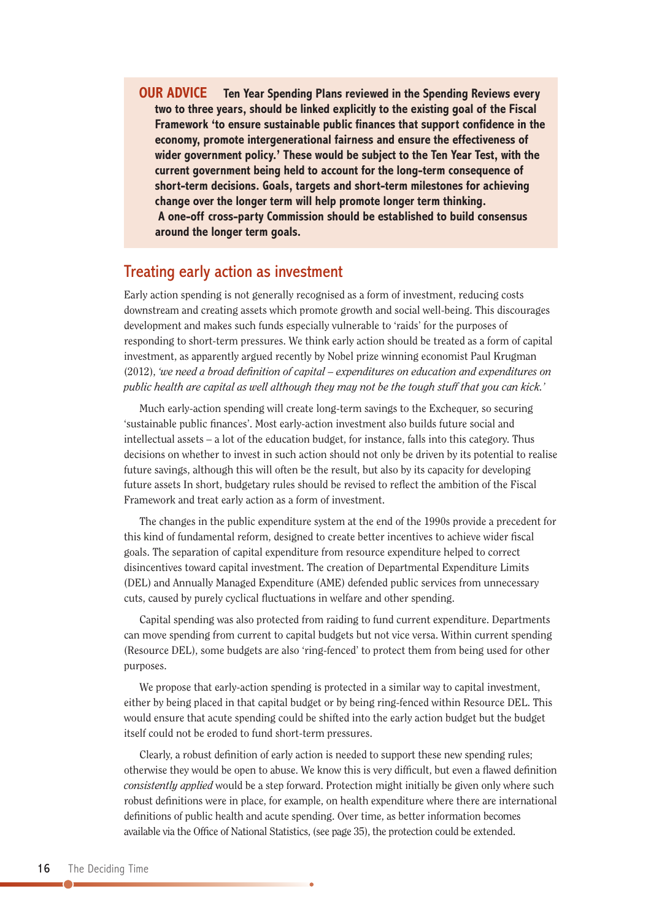**OUR ADVICE** **Ten Year Spending Plans reviewed in the Spending Reviews every two to three years, should be linked explicitly to the existing goal of the Fiscal Framework 'to ensure sustainable public finances that support confidence in the economy, promote intergenerational fairness and ensure the effectiveness of wider government policy.' These would be subject to the Ten Year Test, with the current government being held to account for the long-term consequence of short-term decisions. Goals, targets and short-term milestones for achieving change over the longer term will help promote longer term thinking. A one-off cross-party Commission should be established to build consensus around the longer term goals.**

## Treating early action as investment

Early action spending is not generally recognised as a form of investment, reducing costs downstream and creating assets which promote growth and social well-being. This discourages development and makes such funds especially vulnerable to 'raids' for the purposes of responding to short-term pressures. We think early action should be treated as a form of capital investment, as apparently argued recently by Nobel prize winning economist Paul Krugman (2012), *'we need a broad definition of capital – expenditures on education and expenditures on public health are capital as well although they may not be the tough stuff that you can kick.'*

Much early-action spending will create long-term savings to the Exchequer, so securing 'sustainable public finances'. Most early-action investment also builds future social and intellectual assets – a lot of the education budget, for instance, falls into this category. Thus decisions on whether to invest in such action should not only be driven by its potential to realise future savings, although this will often be the result, but also by its capacity for developing future assets In short, budgetary rules should be revised to reflect the ambition of the Fiscal Framework and treat early action as a form of investment.

The changes in the public expenditure system at the end of the 1990s provide a precedent for this kind of fundamental reform, designed to create better incentives to achieve wider fiscal goals. The separation of capital expenditure from resource expenditure helped to correct disincentives toward capital investment. The creation of Departmental Expenditure Limits (DEL) and Annually Managed Expenditure (AME) defended public services from unnecessary cuts, caused by purely cyclical fluctuations in welfare and other spending.

Capital spending was also protected from raiding to fund current expenditure. Departments can move spending from current to capital budgets but not vice versa. Within current spending (Resource DEL), some budgets are also 'ring-fenced' to protect them from being used for other purposes.

We propose that early-action spending is protected in a similar way to capital investment, either by being placed in that capital budget or by being ring-fenced within Resource DEL. This would ensure that acute spending could be shifted into the early action budget but the budget itself could not be eroded to fund short-term pressures.

Clearly, a robust definition of early action is needed to support these new spending rules; otherwise they would be open to abuse. We know this is very difficult, but even a flawed definition *consistently applied* would be a step forward. Protection might initially be given only where such robust definitions were in place, for example, on health expenditure where there are international definitions of public health and acute spending. Over time, as better information becomes available via the Office of National Statistics, (see page 35), the protection could be extended.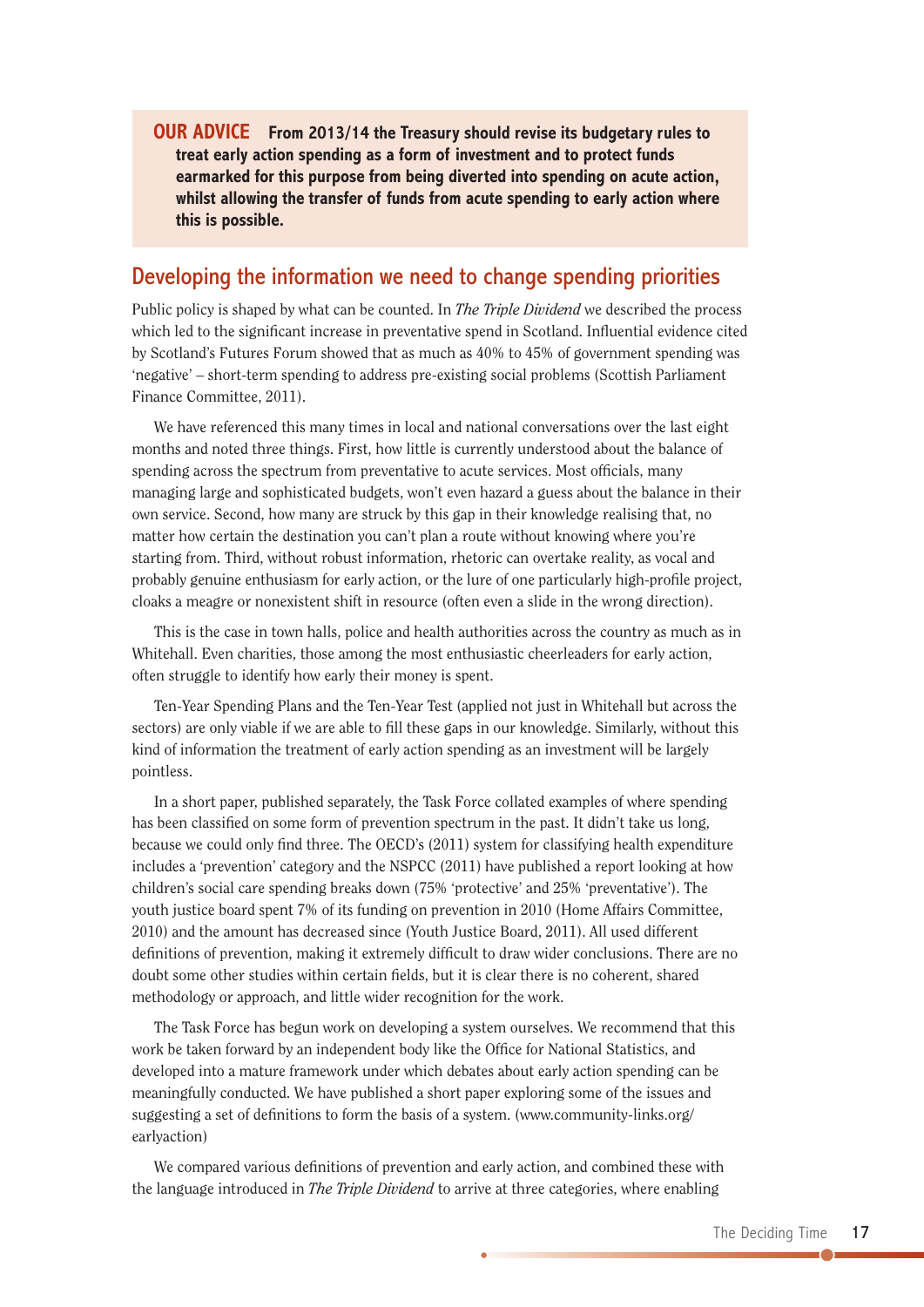**OUR ADVICE** **From 2013/14 the Treasury should revise its budgetary rules to treat early action spending as a form of investment and to protect funds earmarked for this purpose from being diverted into spending on acute action, whilst allowing the transfer of funds from acute spending to early action where this is possible.**

## Developing the information we need to change spending priorities

Public policy is shaped by what can be counted. In *The Triple Dividend* we described the process which led to the significant increase in preventative spend in Scotland. Influential evidence cited by Scotland's Futures Forum showed that as much as 40% to 45% of government spending was 'negative' – short-term spending to address pre-existing social problems (Scottish Parliament Finance Committee, 2011).

We have referenced this many times in local and national conversations over the last eight months and noted three things. First, how little is currently understood about the balance of spending across the spectrum from preventative to acute services. Most officials, many managing large and sophisticated budgets, won't even hazard a guess about the balance in their own service. Second, how many are struck by this gap in their knowledge realising that, no matter how certain the destination you can't plan a route without knowing where you're starting from. Third, without robust information, rhetoric can overtake reality, as vocal and probably genuine enthusiasm for early action, or the lure of one particularly high-profile project, cloaks a meagre or nonexistent shift in resource (often even a slide in the wrong direction).

This is the case in town halls, police and health authorities across the country as much as in Whitehall. Even charities, those among the most enthusiastic cheerleaders for early action, often struggle to identify how early their money is spent.

Ten-Year Spending Plans and the Ten-Year Test (applied not just in Whitehall but across the sectors) are only viable if we are able to fill these gaps in our knowledge. Similarly, without this kind of information the treatment of early action spending as an investment will be largely pointless.

In a short paper, published separately, the Task Force collated examples of where spending has been classified on some form of prevention spectrum in the past. It didn't take us long, because we could only find three. The OECD's (2011) system for classifying health expenditure includes a 'prevention' category and the NSPCC (2011) have published a report looking at how children's social care spending breaks down (75% 'protective' and 25% 'preventative'). The youth justice board spent 7% of its funding on prevention in 2010 (Home Affairs Committee, 2010) and the amount has decreased since (Youth Justice Board, 2011). All used different definitions of prevention, making it extremely difficult to draw wider conclusions. There are no doubt some other studies within certain fields, but it is clear there is no coherent, shared methodology or approach, and little wider recognition for the work.

The Task Force has begun work on developing a system ourselves. We recommend that this work be taken forward by an independent body like the Office for National Statistics, and developed into a mature framework under which debates about early action spending can be meaningfully conducted. We have published a short paper exploring some of the issues and suggesting a set of definitions to form the basis of a system. (www.community-links.org/earlyaction)

We compared various definitions of prevention and early action, and combined these with the language introduced in *The Triple Dividend* to arrive at three categories, where enabling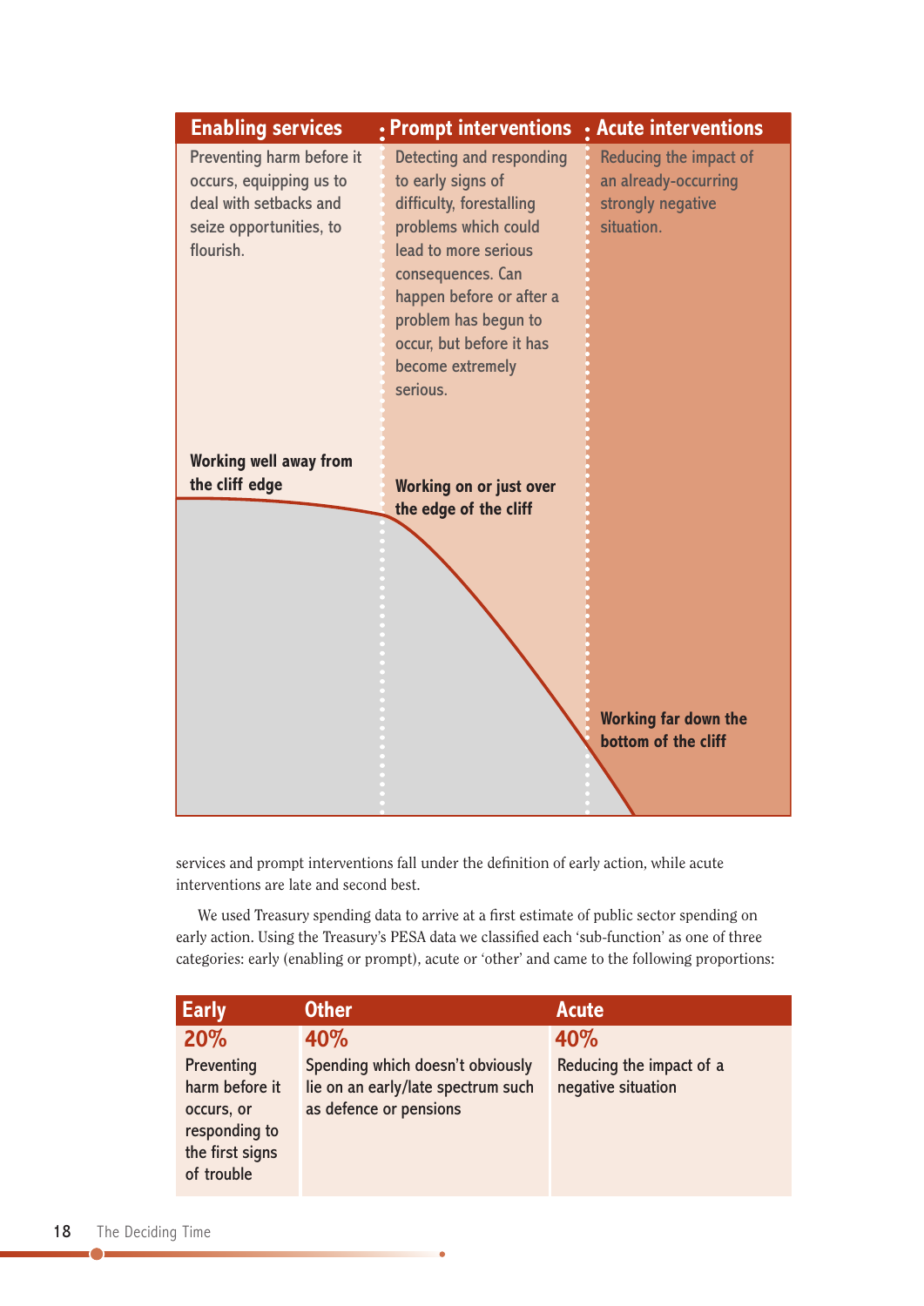| Enabling services | Prompt interventions | Acute interventions |
| --- | --- | --- |
| Preventing harm before it occurs, equipping us to deal with setbacks and seize opportunities, to flourish. | Detecting and responding to early signs of difficulty, forestalling problems which could lead to more serious consequences. Can happen before or after a problem has begun to occur, but before it has become extremely serious. | Reducing the impact of an already-occurring strongly negative situation. |
| **Working well away from the cliff edge** | **Working on or just over the edge of the cliff** | **Working far down the bottom of the cliff** |

services and prompt interventions fall under the definition of early action, while acute interventions are late and second best.

We used Treasury spending data to arrive at a first estimate of public sector spending on early action. Using the Treasury's PESA data we classified each 'sub-function' as one of three categories: early (enabling or prompt), acute or 'other' and came to the following proportions:

| Early | Other | Acute |
| --- | --- | --- |
| **20%** | **40%** | **40%** |
| Preventing harm before it occurs, or responding to the first signs of trouble | Spending which doesn't obviously lie on an early/late spectrum such as defence or pensions | Reducing the impact of a negative situation |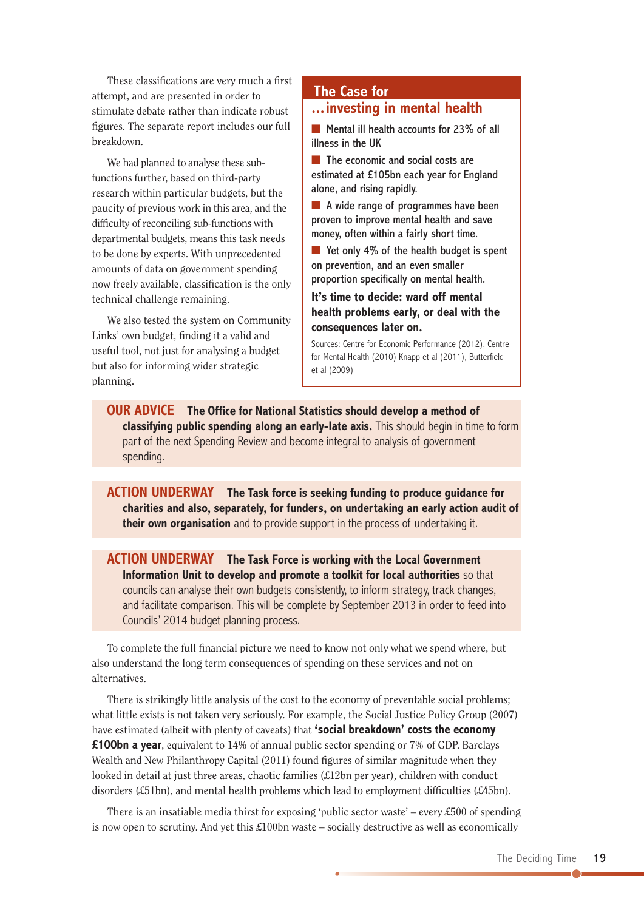These classifications are very much a first attempt, and are presented in order to stimulate debate rather than indicate robust figures. The separate report includes our full breakdown.

We had planned to analyse these sub-functions further, based on third-party research within particular budgets, but the paucity of previous work in this area, and the difficulty of reconciling sub-functions with departmental budgets, means this task needs to be done by experts. With unprecedented amounts of data on government spending now freely available, classification is the only technical challenge remaining.

We also tested the system on Community Links' own budget, finding it a valid and useful tool, not just for analysing a budget but also for informing wider strategic planning.

## The Case for …investing in mental health

- Mental ill health accounts for 23% of all illness in the UK
- The economic and social costs are estimated at £105bn each year for England alone, and rising rapidly.
- A wide range of programmes have been proven to improve mental health and save money, often within a fairly short time.
- Yet only 4% of the health budget is spent on prevention, and an even smaller proportion specifically on mental health.

**It's time to decide: ward off mental health problems early, or deal with the consequences later on.**

Sources: Centre for Economic Performance (2012), Centre for Mental Health (2010) Knapp et al (2011), Butterfield et al (2009)

**OUR ADVICE** **The Office for National Statistics should develop a method of classifying public spending along an early-late axis.** This should begin in time to form part of the next Spending Review and become integral to analysis of government spending.

**ACTION UNDERWAY** **The Task force is seeking funding to produce guidance for charities and also, separately, for funders, on undertaking an early action audit of their own organisation** and to provide support in the process of undertaking it.

**ACTION UNDERWAY** **The Task Force is working with the Local Government Information Unit to develop and promote a toolkit for local authorities** so that councils can analyse their own budgets consistently, to inform strategy, track changes, and facilitate comparison. This will be complete by September 2013 in order to feed into Councils' 2014 budget planning process.

To complete the full financial picture we need to know not only what we spend where, but also understand the long term consequences of spending on these services and not on alternatives.

There is strikingly little analysis of the cost to the economy of preventable social problems; what little exists is not taken very seriously. For example, the Social Justice Policy Group (2007) have estimated (albeit with plenty of caveats) that **'social breakdown' costs the economy £100bn a year**, equivalent to 14% of annual public sector spending or 7% of GDP. Barclays Wealth and New Philanthropy Capital (2011) found figures of similar magnitude when they looked in detail at just three areas, chaotic families (£12bn per year), children with conduct disorders (£51bn), and mental health problems which lead to employment difficulties (£45bn).

There is an insatiable media thirst for exposing 'public sector waste' – every £500 of spending is now open to scrutiny. And yet this £100bn waste – socially destructive as well as economically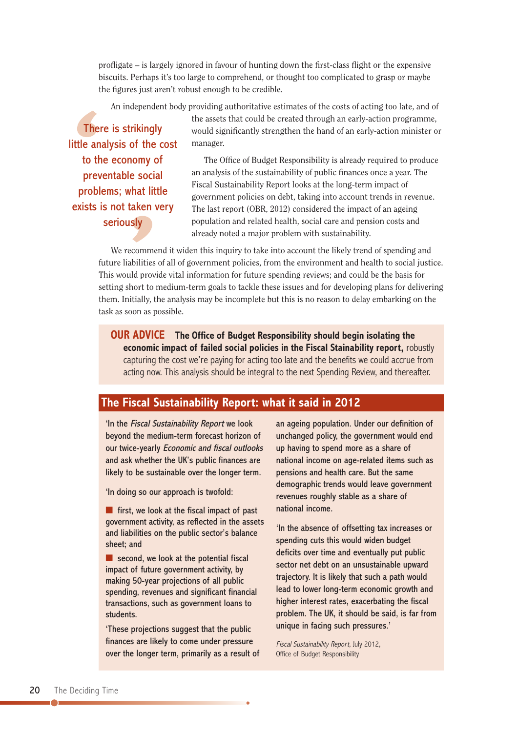profligate – is largely ignored in favour of hunting down the first-class flight or the expensive biscuits. Perhaps it's too large to comprehend, or thought too complicated to grasp or maybe the figures just aren't robust enough to be credible.

An independent body providing authoritative estimates of the costs of acting too late, and of the assets that could be created through an early-action programme, would significantly strengthen the hand of an early-action minister or manager.

> There is strikingly little analysis of the cost to the economy of preventable social problems; what little exists is not taken very seriously

The Office of Budget Responsibility is already required to produce an analysis of the sustainability of public finances once a year. The Fiscal Sustainability Report looks at the long-term impact of government policies on debt, taking into account trends in revenue. The last report (OBR, 2012) considered the impact of an ageing population and related health, social care and pension costs and already noted a major problem with sustainability.

We recommend it widen this inquiry to take into account the likely trend of spending and future liabilities of all of government policies, from the environment and health to social justice. This would provide vital information for future spending reviews; and could be the basis for setting short to medium-term goals to tackle these issues and for developing plans for delivering them. Initially, the analysis may be incomplete but this is no reason to delay embarking on the task as soon as possible.

**OUR ADVICE** **The Office of Budget Responsibility should begin isolating the economic impact of failed social policies in the Fiscal Stainability report,** robustly capturing the cost we're paying for acting too late and the benefits we could accrue from acting now. This analysis should be integral to the next Spending Review, and thereafter.

## The Fiscal Sustainability Report: what it said in 2012

'In the *Fiscal Sustainability Report* we look beyond the medium-term forecast horizon of our twice-yearly *Economic and fiscal outlooks* and ask whether the UK's public finances are likely to be sustainable over the longer term.

'In doing so our approach is twofold:

- first, we look at the fiscal impact of past government activity, as reflected in the assets and liabilities on the public sector's balance sheet; and
- second, we look at the potential fiscal impact of future government activity, by making 50-year projections of all public spending, revenues and significant financial transactions, such as government loans to students.

'These projections suggest that the public finances are likely to come under pressure over the longer term, primarily as a result of an ageing population. Under our definition of unchanged policy, the government would end up having to spend more as a share of national income on age-related items such as pensions and health care. But the same demographic trends would leave government revenues roughly stable as a share of national income.

'In the absence of offsetting tax increases or spending cuts this would widen budget deficits over time and eventually put public sector net debt on an unsustainable upward trajectory. It is likely that such a path would lead to lower long-term economic growth and higher interest rates, exacerbating the fiscal problem. The UK, it should be said, is far from unique in facing such pressures.'

*Fiscal Sustainability Report*, July 2012, Office of Budget Responsibility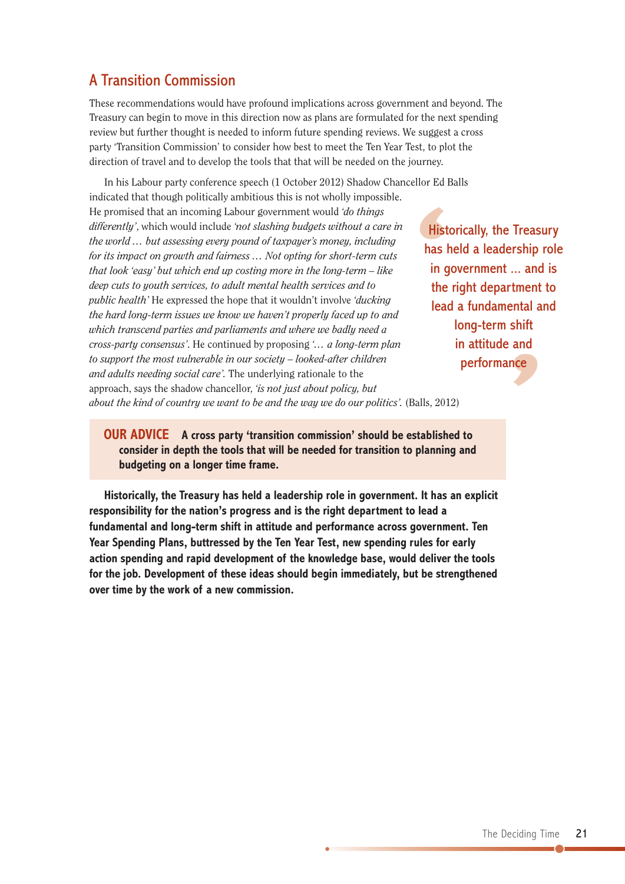## A Transition Commission

These recommendations would have profound implications across government and beyond. The Treasury can begin to move in this direction now as plans are formulated for the next spending review but further thought is needed to inform future spending reviews. We suggest a cross party 'Transition Commission' to consider how best to meet the Ten Year Test, to plot the direction of travel and to develop the tools that that will be needed on the journey.

In his Labour party conference speech (1 October 2012) Shadow Chancellor Ed Balls indicated that though politically ambitious this is not wholly impossible. He promised that an incoming Labour government would *'do things differently'*, which would include *'not slashing budgets without a care in the world … but assessing every pound of taxpayer's money, including for its impact on growth and fairness … Not opting for short-term cuts that look 'easy' but which end up costing more in the long-term – like deep cuts to youth services, to adult mental health services and to public health'* He expressed the hope that it wouldn't involve *'ducking the hard long-term issues we know we haven't properly faced up to and which transcend parties and parliaments and where we badly need a cross-party consensus'*. He continued by proposing *'… a long-term plan to support the most vulnerable in our society – looked-after children and adults needing social care'*. The underlying rationale to the approach, says the shadow chancellor, *'is not just about policy, but about the kind of country we want to be and the way we do our politics'*. (Balls, 2012)

> Historically, the Treasury has held a leadership role in government ... and is the right department to lead a fundamental and long-term shift in attitude and performance

**OUR ADVICE** **A cross party 'transition commission' should be established to consider in depth the tools that will be needed for transition to planning and budgeting on a longer time frame.**

**Historically, the Treasury has held a leadership role in government. It has an explicit responsibility for the nation's progress and is the right department to lead a fundamental and long-term shift in attitude and performance across government. Ten Year Spending Plans, buttressed by the Ten Year Test, new spending rules for early action spending and rapid development of the knowledge base, would deliver the tools for the job. Development of these ideas should begin immediately, but be strengthened over time by the work of a new commission.**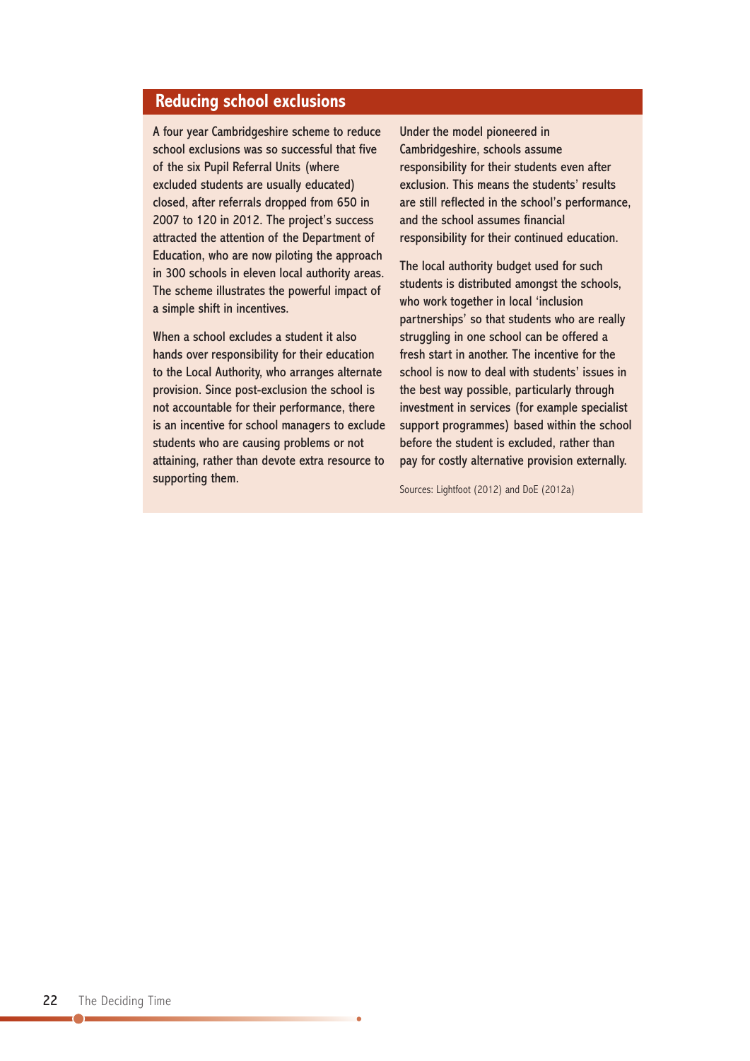## Reducing school exclusions

A four year Cambridgeshire scheme to reduce school exclusions was so successful that five of the six Pupil Referral Units (where excluded students are usually educated) closed, after referrals dropped from 650 in 2007 to 120 in 2012. The project's success attracted the attention of the Department of Education, who are now piloting the approach in 300 schools in eleven local authority areas. The scheme illustrates the powerful impact of a simple shift in incentives.

When a school excludes a student it also hands over responsibility for their education to the Local Authority, who arranges alternate provision. Since post-exclusion the school is not accountable for their performance, there is an incentive for school managers to exclude students who are causing problems or not attaining, rather than devote extra resource to supporting them.

Under the model pioneered in Cambridgeshire, schools assume responsibility for their students even after exclusion. This means the students' results are still reflected in the school's performance, and the school assumes financial responsibility for their continued education.

The local authority budget used for such students is distributed amongst the schools, who work together in local 'inclusion partnerships' so that students who are really struggling in one school can be offered a fresh start in another. The incentive for the school is now to deal with students' issues in the best way possible, particularly through investment in services (for example specialist support programmes) based within the school before the student is excluded, rather than pay for costly alternative provision externally.

Sources: Lightfoot (2012) and DoE (2012a)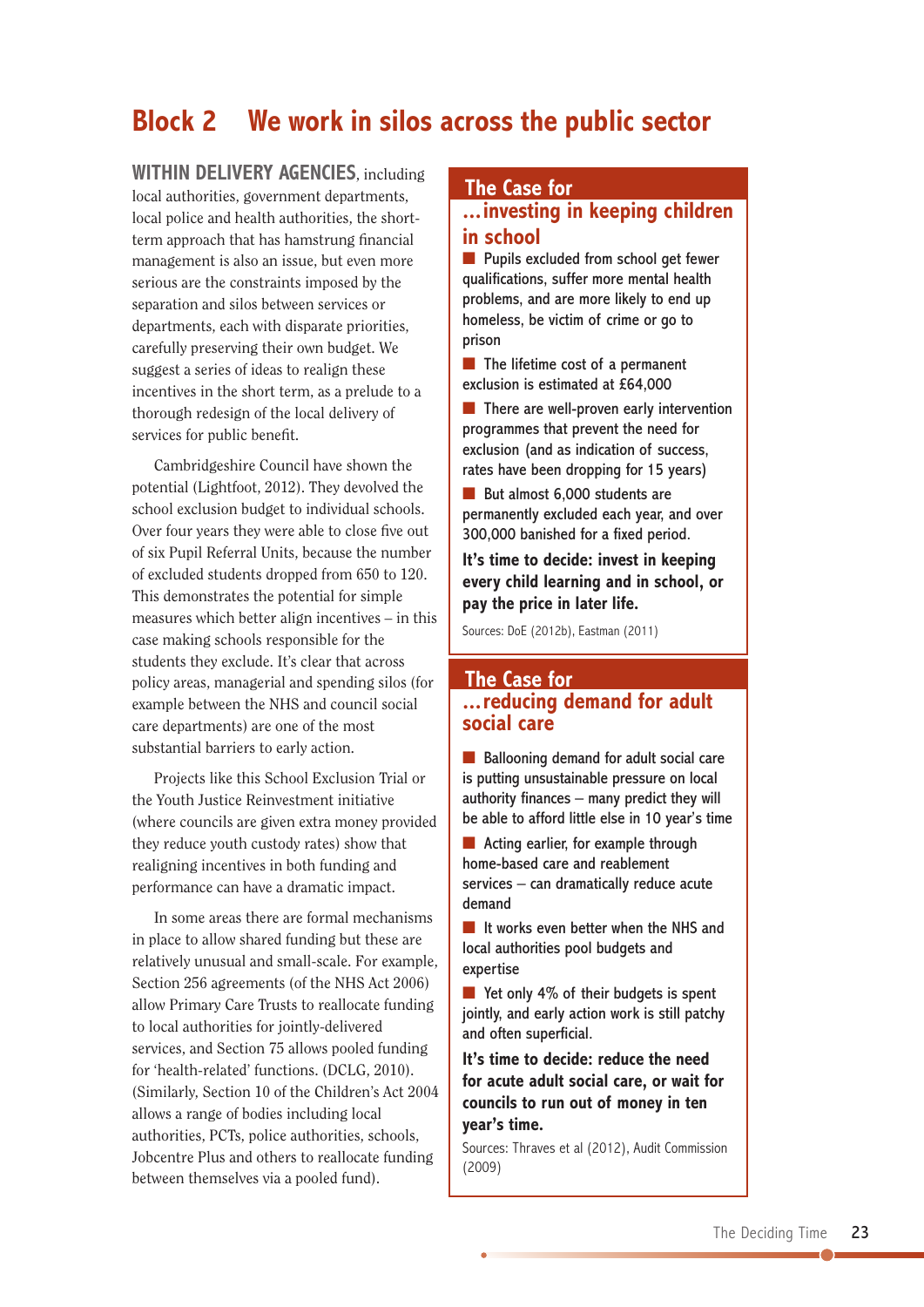# Block 2 We work in silos across the public sector

**WITHIN DELIVERY AGENCIES**, including local authorities, government departments, local police and health authorities, the short-term approach that has hamstrung financial management is also an issue, but even more serious are the constraints imposed by the separation and silos between services or departments, each with disparate priorities, carefully preserving their own budget. We suggest a series of ideas to realign these incentives in the short term, as a prelude to a thorough redesign of the local delivery of services for public benefit.

Cambridgeshire Council have shown the potential (Lightfoot, 2012). They devolved the school exclusion budget to individual schools. Over four years they were able to close five out of six Pupil Referral Units, because the number of excluded students dropped from 650 to 120. This demonstrates the potential for simple measures which better align incentives – in this case making schools responsible for the students they exclude. It's clear that across policy areas, managerial and spending silos (for example between the NHS and council social care departments) are one of the most substantial barriers to early action.

Projects like this School Exclusion Trial or the Youth Justice Reinvestment initiative (where councils are given extra money provided they reduce youth custody rates) show that realigning incentives in both funding and performance can have a dramatic impact.

In some areas there are formal mechanisms in place to allow shared funding but these are relatively unusual and small-scale. For example, Section 256 agreements (of the NHS Act 2006) allow Primary Care Trusts to reallocate funding to local authorities for jointly-delivered services, and Section 75 allows pooled funding for 'health-related' functions. (DCLG, 2010). (Similarly, Section 10 of the Children's Act 2004 allows a range of bodies including local authorities, PCTs, police authorities, schools, Jobcentre Plus and others to reallocate funding between themselves via a pooled fund).

## The Case for …investing in keeping children in school

- Pupils excluded from school get fewer qualifications, suffer more mental health problems, and are more likely to end up homeless, be victim of crime or go to prison
- The lifetime cost of a permanent exclusion is estimated at £64,000
- There are well-proven early intervention programmes that prevent the need for exclusion (and as indication of success, rates have been dropping for 15 years)
- But almost 6,000 students are permanently excluded each year, and over 300,000 banished for a fixed period.

**It's time to decide: invest in keeping every child learning and in school, or pay the price in later life.**

Sources: DoE (2012b), Eastman (2011)

## The Case for …reducing demand for adult social care

- Ballooning demand for adult social care is putting unsustainable pressure on local authority finances – many predict they will be able to afford little else in 10 year's time
- Acting earlier, for example through home-based care and reablement services – can dramatically reduce acute demand
- It works even better when the NHS and local authorities pool budgets and expertise
- Yet only 4% of their budgets is spent jointly, and early action work is still patchy and often superficial.

**It's time to decide: reduce the need for acute adult social care, or wait for councils to run out of money in ten year's time.**

Sources: Thraves et al (2012), Audit Commission (2009)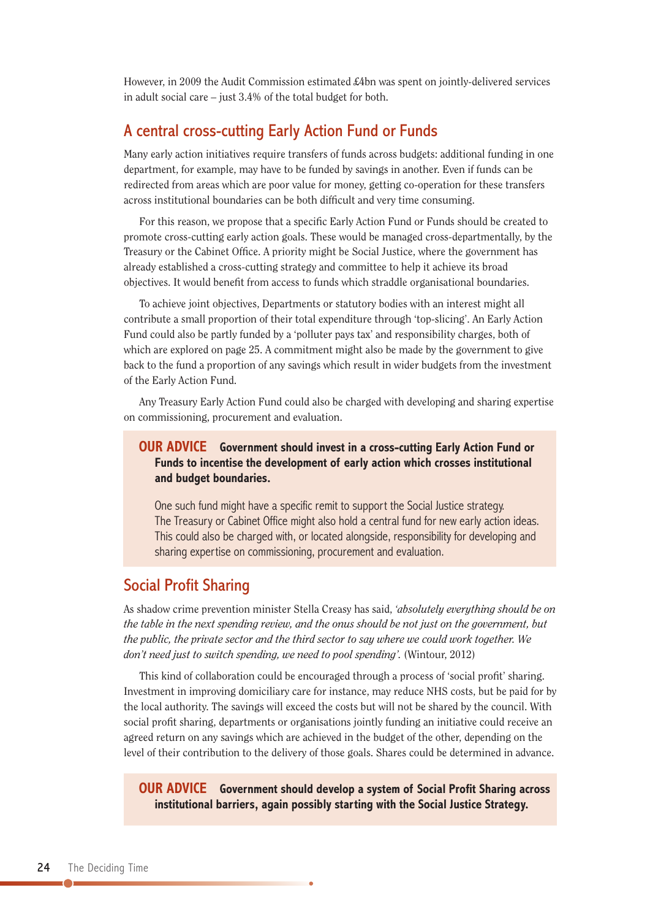However, in 2009 the Audit Commission estimated £4bn was spent on jointly-delivered services in adult social care – just 3.4% of the total budget for both.

## A central cross-cutting Early Action Fund or Funds

Many early action initiatives require transfers of funds across budgets: additional funding in one department, for example, may have to be funded by savings in another. Even if funds can be redirected from areas which are poor value for money, getting co-operation for these transfers across institutional boundaries can be both difficult and very time consuming.

For this reason, we propose that a specific Early Action Fund or Funds should be created to promote cross-cutting early action goals. These would be managed cross-departmentally, by the Treasury or the Cabinet Office. A priority might be Social Justice, where the government has already established a cross-cutting strategy and committee to help it achieve its broad objectives. It would benefit from access to funds which straddle organisational boundaries.

To achieve joint objectives, Departments or statutory bodies with an interest might all contribute a small proportion of their total expenditure through 'top-slicing'. An Early Action Fund could also be partly funded by a 'polluter pays tax' and responsibility charges, both of which are explored on page 25. A commitment might also be made by the government to give back to the fund a proportion of any savings which result in wider budgets from the investment of the Early Action Fund.

Any Treasury Early Action Fund could also be charged with developing and sharing expertise on commissioning, procurement and evaluation.

> **OUR ADVICE Government should invest in a cross-cutting Early Action Fund or Funds to incentise the development of early action which crosses institutional and budget boundaries.**
>
> One such fund might have a specific remit to support the Social Justice strategy. The Treasury or Cabinet Office might also hold a central fund for new early action ideas. This could also be charged with, or located alongside, responsibility for developing and sharing expertise on commissioning, procurement and evaluation.

## Social Profit Sharing

As shadow crime prevention minister Stella Creasy has said, *'absolutely everything should be on the table in the next spending review, and the onus should be not just on the government, but the public, the private sector and the third sector to say where we could work together. We don't need just to switch spending, we need to pool spending'.* (Wintour, 2012)

This kind of collaboration could be encouraged through a process of 'social profit' sharing. Investment in improving domiciliary care for instance, may reduce NHS costs, but be paid for by the local authority. The savings will exceed the costs but will not be shared by the council. With social profit sharing, departments or organisations jointly funding an initiative could receive an agreed return on any savings which are achieved in the budget of the other, depending on the level of their contribution to the delivery of those goals. Shares could be determined in advance.

> **OUR ADVICE Government should develop a system of Social Profit Sharing across institutional barriers, again possibly starting with the Social Justice Strategy.**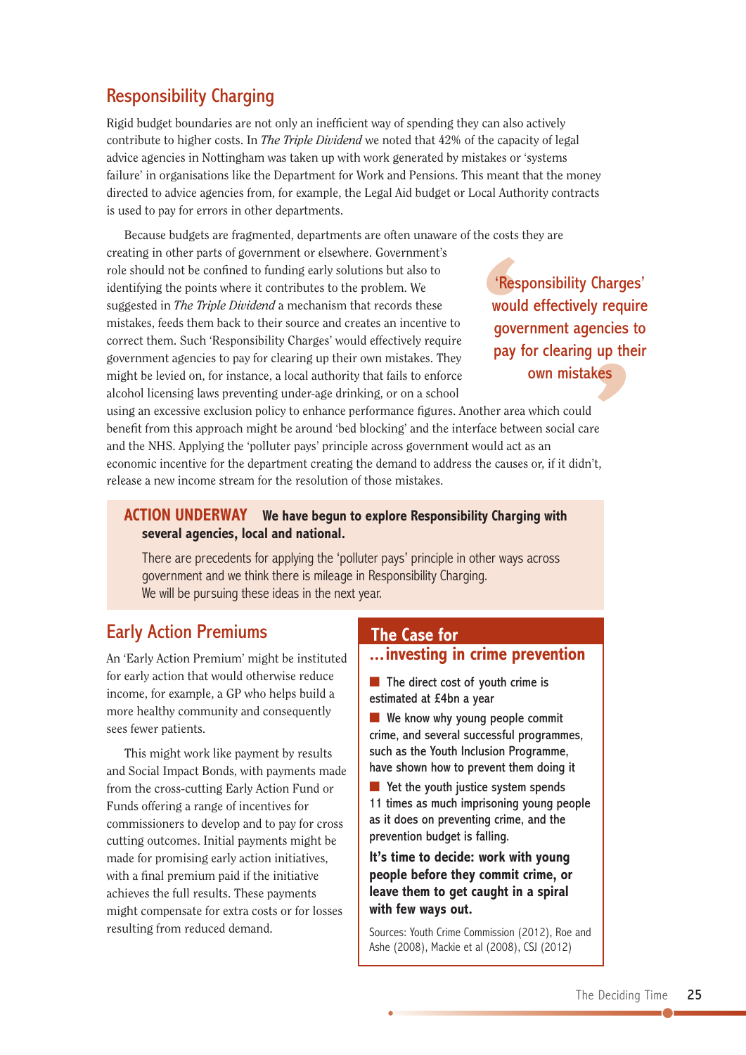## Responsibility Charging

Rigid budget boundaries are not only an inefficient way of spending they can also actively contribute to higher costs. In *The Triple Dividend* we noted that 42% of the capacity of legal advice agencies in Nottingham was taken up with work generated by mistakes or 'systems failure' in organisations like the Department for Work and Pensions. This meant that the money directed to advice agencies from, for example, the Legal Aid budget or Local Authority contracts is used to pay for errors in other departments.

Because budgets are fragmented, departments are often unaware of the costs they are creating in other parts of government or elsewhere. Government's role should not be confined to funding early solutions but also to identifying the points where it contributes to the problem. We suggested in *The Triple Dividend* a mechanism that records these mistakes, feeds them back to their source and creates an incentive to correct them. Such 'Responsibility Charges' would effectively require government agencies to pay for clearing up their own mistakes. They might be levied on, for instance, a local authority that fails to enforce alcohol licensing laws preventing under-age drinking, or on a school using an excessive exclusion policy to enhance performance figures. Another area which could benefit from this approach might be around 'bed blocking' and the interface between social care and the NHS. Applying the 'polluter pays' principle across government would act as an economic incentive for the department creating the demand to address the causes or, if it didn't, release a new income stream for the resolution of those mistakes.

> 'Responsibility Charges' would effectively require government agencies to pay for clearing up their own mistakes

**ACTION UNDERWAY** **We have begun to explore Responsibility Charging with several agencies, local and national.**

There are precedents for applying the 'polluter pays' principle in other ways across government and we think there is mileage in Responsibility Charging. We will be pursuing these ideas in the next year.

## Early Action Premiums

An 'Early Action Premium' might be instituted for early action that would otherwise reduce income, for example, a GP who helps build a more healthy community and consequently sees fewer patients.

This might work like payment by results and Social Impact Bonds, with payments made from the cross-cutting Early Action Fund or Funds offering a range of incentives for commissioners to develop and to pay for cross cutting outcomes. Initial payments might be made for promising early action initiatives, with a final premium paid if the initiative achieves the full results. These payments might compensate for extra costs or for losses resulting from reduced demand.

### The Case for …investing in crime prevention

- The direct cost of youth crime is estimated at £4bn a year
- We know why young people commit crime, and several successful programmes, such as the Youth Inclusion Programme, have shown how to prevent them doing it
- Yet the youth justice system spends 11 times as much imprisoning young people as it does on preventing crime, and the prevention budget is falling.

**It's time to decide: work with young people before they commit crime, or leave them to get caught in a spiral with few ways out.**

Sources: Youth Crime Commission (2012), Roe and Ashe (2008), Mackie et al (2008), CSJ (2012)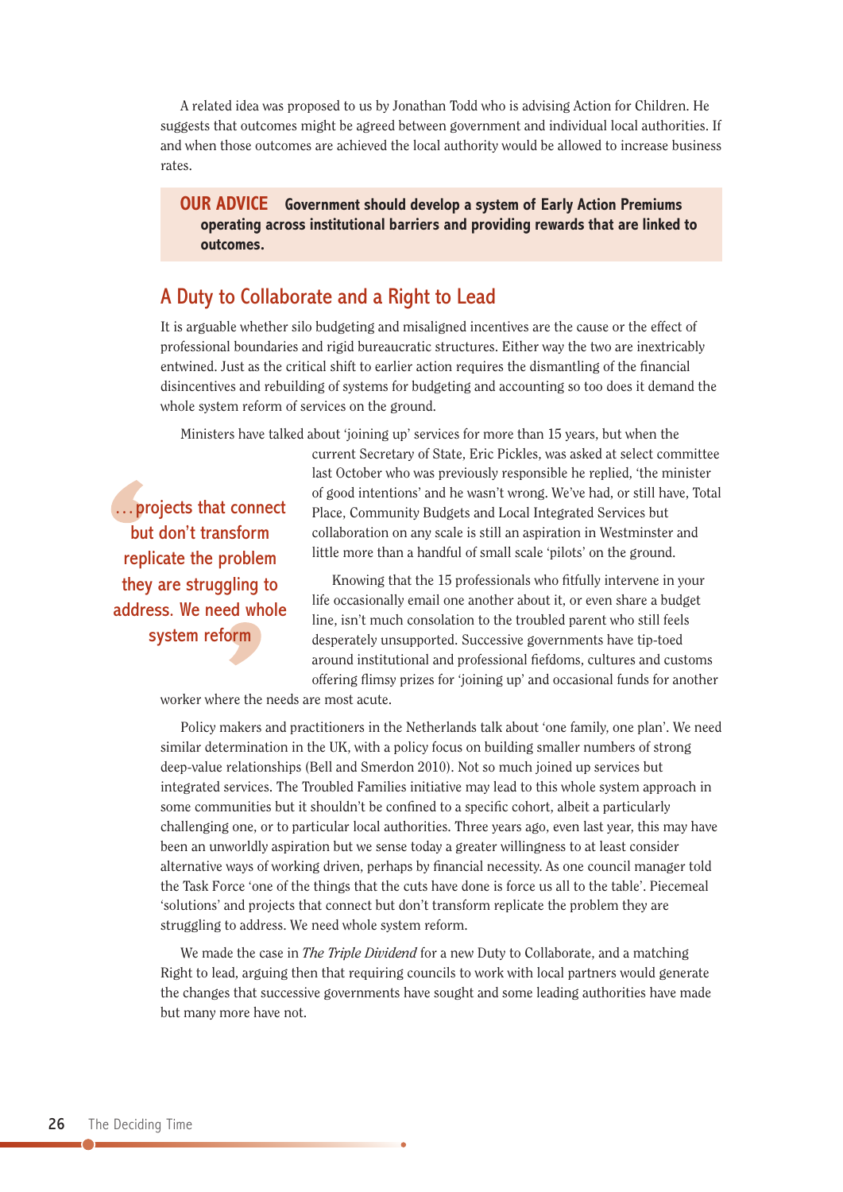A related idea was proposed to us by Jonathan Todd who is advising Action for Children. He suggests that outcomes might be agreed between government and individual local authorities. If and when those outcomes are achieved the local authority would be allowed to increase business rates.

> **OUR ADVICE** **Government should develop a system of Early Action Premiums operating across institutional barriers and providing rewards that are linked to outcomes.**

## A Duty to Collaborate and a Right to Lead

It is arguable whether silo budgeting and misaligned incentives are the cause or the effect of professional boundaries and rigid bureaucratic structures. Either way the two are inextricably entwined. Just as the critical shift to earlier action requires the dismantling of the financial disincentives and rebuilding of systems for budgeting and accounting so too does it demand the whole system reform of services on the ground.

Ministers have talked about 'joining up' services for more than 15 years, but when the current Secretary of State, Eric Pickles, was asked at select committee last October who was previously responsible he replied, 'the minister of good intentions' and he wasn't wrong. We've had, or still have, Total Place, Community Budgets and Local Integrated Services but collaboration on any scale is still an aspiration in Westminster and little more than a handful of small scale 'pilots' on the ground.

> …projects that connect but don't transform replicate the problem they are struggling to address. We need whole system reform

Knowing that the 15 professionals who fitfully intervene in your life occasionally email one another about it, or even share a budget line, isn't much consolation to the troubled parent who still feels desperately unsupported. Successive governments have tip-toed around institutional and professional fiefdoms, cultures and customs offering flimsy prizes for 'joining up' and occasional funds for another worker where the needs are most acute.

Policy makers and practitioners in the Netherlands talk about 'one family, one plan'. We need similar determination in the UK, with a policy focus on building smaller numbers of strong deep-value relationships (Bell and Smerdon 2010). Not so much joined up services but integrated services. The Troubled Families initiative may lead to this whole system approach in some communities but it shouldn't be confined to a specific cohort, albeit a particularly challenging one, or to particular local authorities. Three years ago, even last year, this may have been an unworldly aspiration but we sense today a greater willingness to at least consider alternative ways of working driven, perhaps by financial necessity. As one council manager told the Task Force 'one of the things that the cuts have done is force us all to the table'. Piecemeal 'solutions' and projects that connect but don't transform replicate the problem they are struggling to address. We need whole system reform.

We made the case in *The Triple Dividend* for a new Duty to Collaborate, and a matching Right to lead, arguing then that requiring councils to work with local partners would generate the changes that successive governments have sought and some leading authorities have made but many more have not.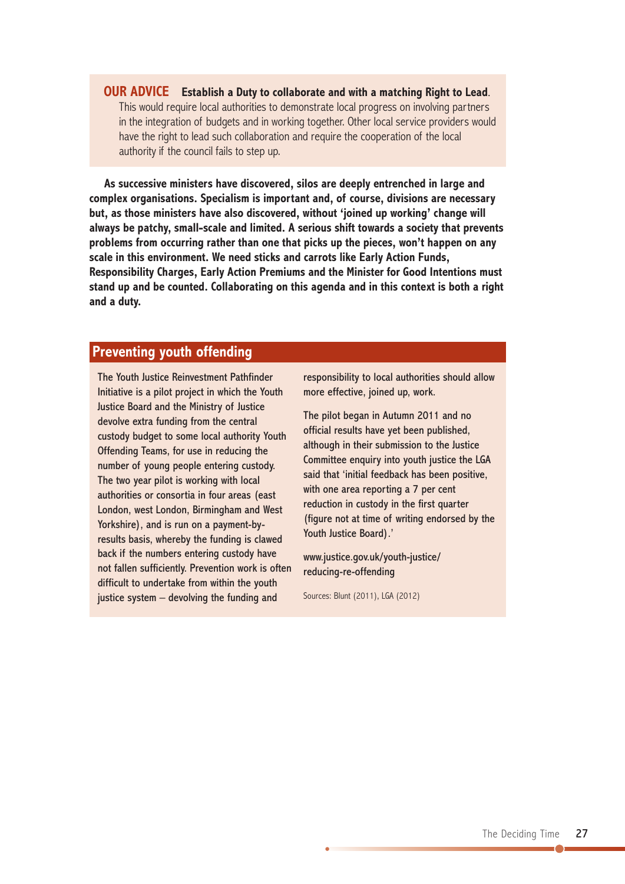**OUR ADVICE** **Establish a Duty to collaborate and with a matching Right to Lead**. This would require local authorities to demonstrate local progress on involving partners in the integration of budgets and in working together. Other local service providers would have the right to lead such collaboration and require the cooperation of the local authority if the council fails to step up.

**As successive ministers have discovered, silos are deeply entrenched in large and complex organisations. Specialism is important and, of course, divisions are necessary but, as those ministers have also discovered, without 'joined up working' change will always be patchy, small-scale and limited. A serious shift towards a society that prevents problems from occurring rather than one that picks up the pieces, won't happen on any scale in this environment. We need sticks and carrots like Early Action Funds, Responsibility Charges, Early Action Premiums and the Minister for Good Intentions must stand up and be counted. Collaborating on this agenda and in this context is both a right and a duty.**

## Preventing youth offending

The Youth Justice Reinvestment Pathfinder Initiative is a pilot project in which the Youth Justice Board and the Ministry of Justice devolve extra funding from the central custody budget to some local authority Youth Offending Teams, for use in reducing the number of young people entering custody. The two year pilot is working with local authorities or consortia in four areas (east London, west London, Birmingham and West Yorkshire), and is run on a payment-by-results basis, whereby the funding is clawed back if the numbers entering custody have not fallen sufficiently. Prevention work is often difficult to undertake from within the youth justice system – devolving the funding and responsibility to local authorities should allow more effective, joined up, work.

The pilot began in Autumn 2011 and no official results have yet been published, although in their submission to the Justice Committee enquiry into youth justice the LGA said that 'initial feedback has been positive, with one area reporting a 7 per cent reduction in custody in the first quarter (figure not at time of writing endorsed by the Youth Justice Board).'

www.justice.gov.uk/youth-justice/reducing-re-offending

Sources: Blunt (2011), LGA (2012)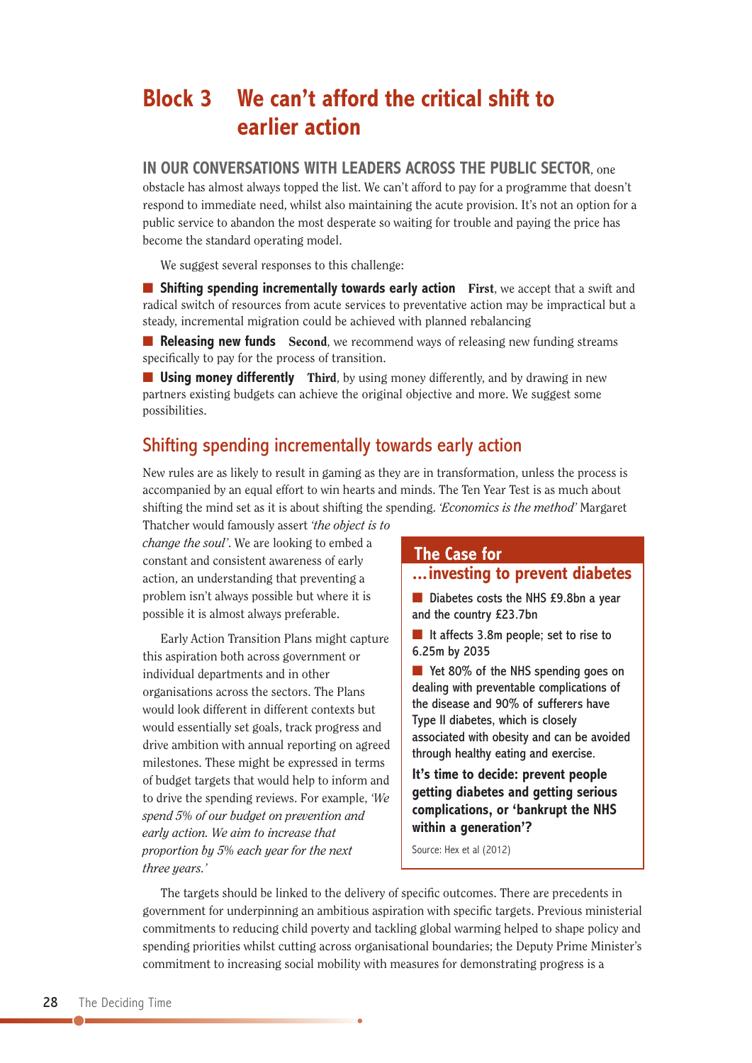# Block 3 We can't afford the critical shift to earlier action

**IN OUR CONVERSATIONS WITH LEADERS ACROSS THE PUBLIC SECTOR**, one obstacle has almost always topped the list. We can't afford to pay for a programme that doesn't respond to immediate need, whilst also maintaining the acute provision. It's not an option for a public service to abandon the most desperate so waiting for trouble and paying the price has become the standard operating model.

We suggest several responses to this challenge:

- **Shifting spending incrementally towards early action** **First**, we accept that a swift and radical switch of resources from acute services to preventative action may be impractical but a steady, incremental migration could be achieved with planned rebalancing
- **Releasing new funds** **Second**, we recommend ways of releasing new funding streams specifically to pay for the process of transition.
- **Using money differently** **Third**, by using money differently, and by drawing in new partners existing budgets can achieve the original objective and more. We suggest some possibilities.

## Shifting spending incrementally towards early action

New rules are as likely to result in gaming as they are in transformation, unless the process is accompanied by an equal effort to win hearts and minds. The Ten Year Test is as much about shifting the mind set as it is about shifting the spending. *'Economics is the method'* Margaret Thatcher would famously assert *'the object is to change the soul'*. We are looking to embed a constant and consistent awareness of early action, an understanding that preventing a problem isn't always possible but where it is possible it is almost always preferable.

Early Action Transition Plans might capture this aspiration both across government or individual departments and in other organisations across the sectors. The Plans would look different in different contexts but would essentially set goals, track progress and drive ambition with annual reporting on agreed milestones. These might be expressed in terms of budget targets that would help to inform and to drive the spending reviews. For example, *'We spend 5% of our budget on prevention and early action. We aim to increase that proportion by 5% each year for the next three years.'*

> **The Case for ...investing to prevent diabetes**
>
> - Diabetes costs the NHS £9.8bn a year and the country £23.7bn
> - It affects 3.8m people; set to rise to 6.25m by 2035
> - Yet 80% of the NHS spending goes on dealing with preventable complications of the disease and 90% of sufferers have Type II diabetes, which is closely associated with obesity and can be avoided through healthy eating and exercise.
>
> **It's time to decide: prevent people getting diabetes and getting serious complications, or 'bankrupt the NHS within a generation'?**
>
> Source: Hex et al (2012)

The targets should be linked to the delivery of specific outcomes. There are precedents in government for underpinning an ambitious aspiration with specific targets. Previous ministerial commitments to reducing child poverty and tackling global warming helped to shape policy and spending priorities whilst cutting across organisational boundaries; the Deputy Prime Minister's commitment to increasing social mobility with measures for demonstrating progress is a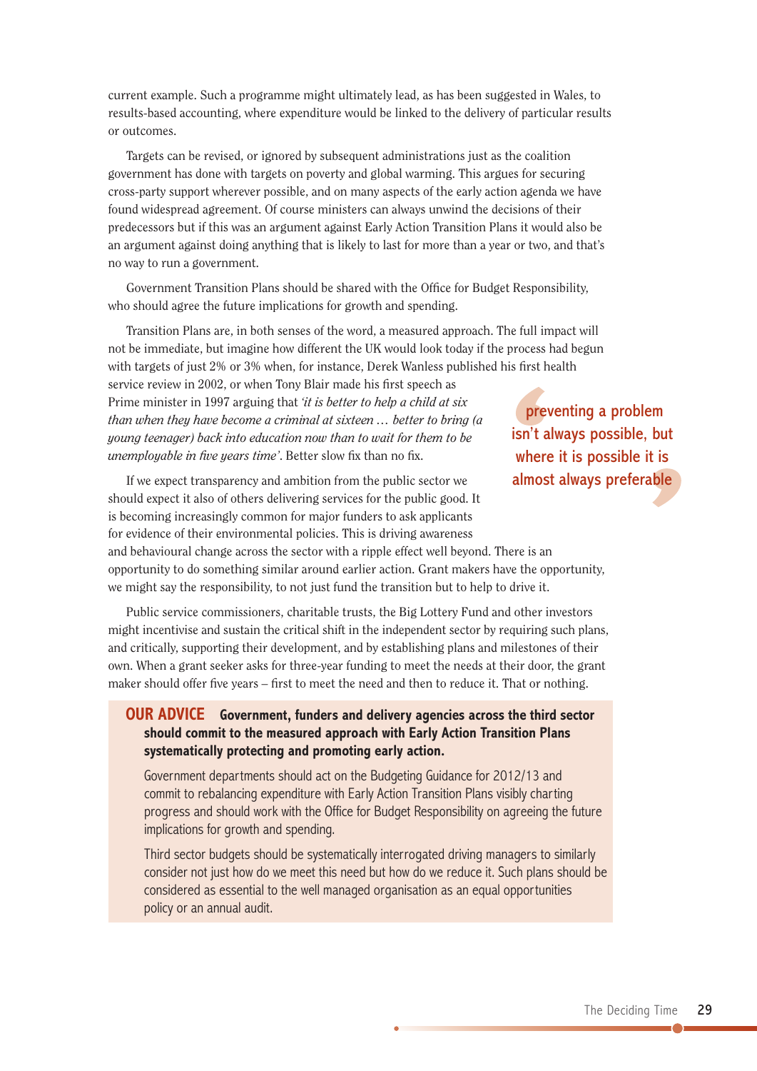current example. Such a programme might ultimately lead, as has been suggested in Wales, to results-based accounting, where expenditure would be linked to the delivery of particular results or outcomes.

Targets can be revised, or ignored by subsequent administrations just as the coalition government has done with targets on poverty and global warming. This argues for securing cross-party support wherever possible, and on many aspects of the early action agenda we have found widespread agreement. Of course ministers can always unwind the decisions of their predecessors but if this was an argument against Early Action Transition Plans it would also be an argument against doing anything that is likely to last for more than a year or two, and that's no way to run a government.

Government Transition Plans should be shared with the Office for Budget Responsibility, who should agree the future implications for growth and spending.

Transition Plans are, in both senses of the word, a measured approach. The full impact will not be immediate, but imagine how different the UK would look today if the process had begun with targets of just 2% or 3% when, for instance, Derek Wanless published his first health service review in 2002, or when Tony Blair made his first speech as Prime minister in 1997 arguing that *'it is better to help a child at six than when they have become a criminal at sixteen … better to bring (a young teenager) back into education now than to wait for them to be unemployable in five years time'*. Better slow fix than no fix.

> preventing a problem isn't always possible, but where it is possible it is almost always preferable

If we expect transparency and ambition from the public sector we should expect it also of others delivering services for the public good. It is becoming increasingly common for major funders to ask applicants for evidence of their environmental policies. This is driving awareness and behavioural change across the sector with a ripple effect well beyond. There is an opportunity to do something similar around earlier action. Grant makers have the opportunity, we might say the responsibility, to not just fund the transition but to help to drive it.

Public service commissioners, charitable trusts, the Big Lottery Fund and other investors might incentivise and sustain the critical shift in the independent sector by requiring such plans, and critically, supporting their development, and by establishing plans and milestones of their own. When a grant seeker asks for three-year funding to meet the needs at their door, the grant maker should offer five years – first to meet the need and then to reduce it. That or nothing.

**OUR ADVICE** **Government, funders and delivery agencies across the third sector should commit to the measured approach with Early Action Transition Plans systematically protecting and promoting early action.**

Government departments should act on the Budgeting Guidance for 2012/13 and commit to rebalancing expenditure with Early Action Transition Plans visibly charting progress and should work with the Office for Budget Responsibility on agreeing the future implications for growth and spending.

Third sector budgets should be systematically interrogated driving managers to similarly consider not just how do we meet this need but how do we reduce it. Such plans should be considered as essential to the well managed organisation as an equal opportunities policy or an annual audit.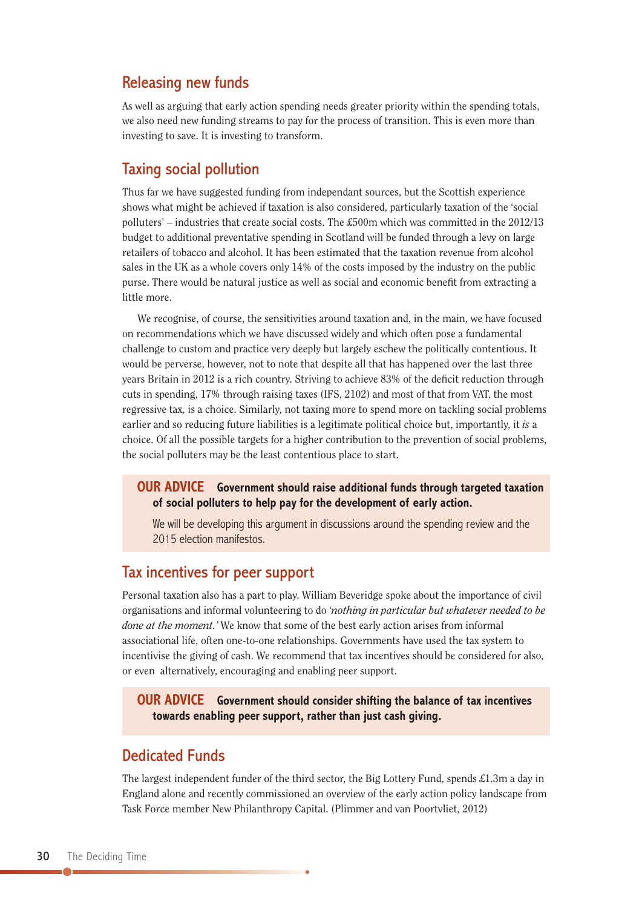## Releasing new funds

As well as arguing that early action spending needs greater priority within the spending totals, we also need new funding streams to pay for the process of transition. This is even more than investing to save. It is investing to transform.

## Taxing social pollution

Thus far we have suggested funding from independant sources, but the Scottish experience shows what might be achieved if taxation is also considered, particularly taxation of the 'social polluters' – industries that create social costs. The £500m which was committed in the 2012/13 budget to additional preventative spending in Scotland will be funded through a levy on large retailers of tobacco and alcohol. It has been estimated that the taxation revenue from alcohol sales in the UK as a whole covers only 14% of the costs imposed by the industry on the public purse. There would be natural justice as well as social and economic benefit from extracting a little more.

We recognise, of course, the sensitivities around taxation and, in the main, we have focused on recommendations which we have discussed widely and which often pose a fundamental challenge to custom and practice very deeply but largely eschew the politically contentious. It would be perverse, however, not to note that despite all that has happened over the last three years Britain in 2012 is a rich country. Striving to achieve 83% of the deficit reduction through cuts in spending, 17% through raising taxes (IFS, 2102) and most of that from VAT, the most regressive tax, is a choice. Similarly, not taxing more to spend more on tackling social problems earlier and so reducing future liabilities is a legitimate political choice but, importantly, it *is* a choice. Of all the possible targets for a higher contribution to the prevention of social problems, the social polluters may be the least contentious place to start.

> **OUR ADVICE Government should raise additional funds through targeted taxation of social polluters to help pay for the development of early action.**
>
> We will be developing this argument in discussions around the spending review and the 2015 election manifestos.

## Tax incentives for peer support

Personal taxation also has a part to play. William Beveridge spoke about the importance of civil organisations and informal volunteering to do *'nothing in particular but whatever needed to be done at the moment.'* We know that some of the best early action arises from informal associational life, often one-to-one relationships. Governments have used the tax system to incentivise the giving of cash. We recommend that tax incentives should be considered for also, or even alternatively, encouraging and enabling peer support.

> **OUR ADVICE Government should consider shifting the balance of tax incentives towards enabling peer support, rather than just cash giving.**

## Dedicated Funds

The largest independent funder of the third sector, the Big Lottery Fund, spends £1.3m a day in England alone and recently commissioned an overview of the early action policy landscape from Task Force member New Philanthropy Capital. (Plimmer and van Poortvliet, 2012)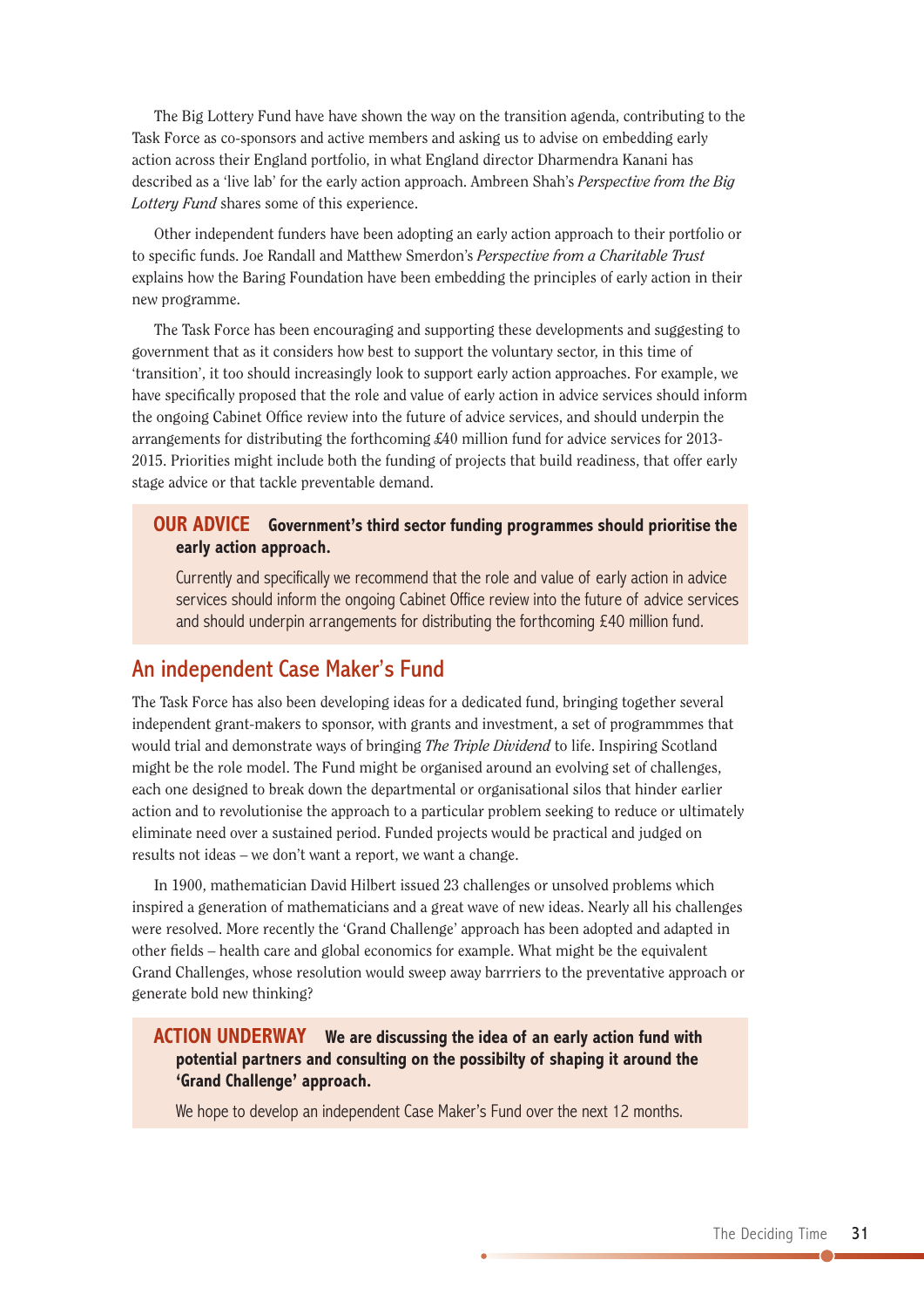The Big Lottery Fund have have shown the way on the transition agenda, contributing to the Task Force as co-sponsors and active members and asking us to advise on embedding early action across their England portfolio, in what England director Dharmendra Kanani has described as a 'live lab' for the early action approach. Ambreen Shah's *Perspective from the Big Lottery Fund* shares some of this experience.

Other independent funders have been adopting an early action approach to their portfolio or to specific funds. Joe Randall and Matthew Smerdon's *Perspective from a Charitable Trust* explains how the Baring Foundation have been embedding the principles of early action in their new programme.

The Task Force has been encouraging and supporting these developments and suggesting to government that as it considers how best to support the voluntary sector, in this time of 'transition', it too should increasingly look to support early action approaches. For example, we have specifically proposed that the role and value of early action in advice services should inform the ongoing Cabinet Office review into the future of advice services, and should underpin the arrangements for distributing the forthcoming £40 million fund for advice services for 2013-2015. Priorities might include both the funding of projects that build readiness, that offer early stage advice or that tackle preventable demand.

**OUR ADVICE** **Government's third sector funding programmes should prioritise the early action approach.**

Currently and specifically we recommend that the role and value of early action in advice services should inform the ongoing Cabinet Office review into the future of advice services and should underpin arrangements for distributing the forthcoming £40 million fund.

## An independent Case Maker's Fund

The Task Force has also been developing ideas for a dedicated fund, bringing together several independent grant-makers to sponsor, with grants and investment, a set of programmmes that would trial and demonstrate ways of bringing *The Triple Dividend* to life. Inspiring Scotland might be the role model. The Fund might be organised around an evolving set of challenges, each one designed to break down the departmental or organisational silos that hinder earlier action and to revolutionise the approach to a particular problem seeking to reduce or ultimately eliminate need over a sustained period. Funded projects would be practical and judged on results not ideas – we don't want a report, we want a change.

In 1900, mathematician David Hilbert issued 23 challenges or unsolved problems which inspired a generation of mathematicians and a great wave of new ideas. Nearly all his challenges were resolved. More recently the 'Grand Challenge' approach has been adopted and adapted in other fields – health care and global economics for example. What might be the equivalent Grand Challenges, whose resolution would sweep away barrriers to the preventative approach or generate bold new thinking?

**ACTION UNDERWAY** **We are discussing the idea of an early action fund with potential partners and consulting on the possibilty of shaping it around the 'Grand Challenge' approach.**

We hope to develop an independent Case Maker's Fund over the next 12 months.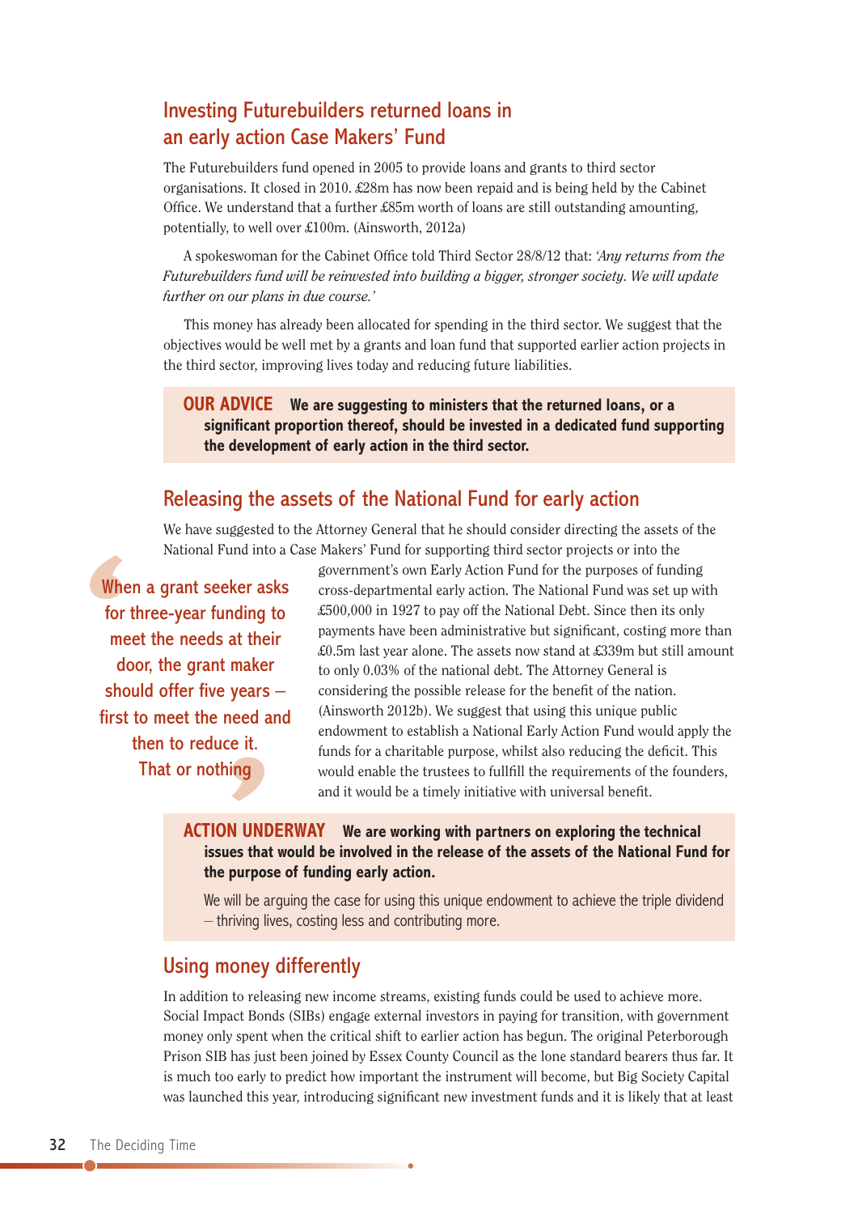## Investing Futurebuilders returned loans in an early action Case Makers' Fund

The Futurebuilders fund opened in 2005 to provide loans and grants to third sector organisations. It closed in 2010. £28m has now been repaid and is being held by the Cabinet Office. We understand that a further £85m worth of loans are still outstanding amounting, potentially, to well over £100m. (Ainsworth, 2012a)

A spokeswoman for the Cabinet Office told Third Sector 28/8/12 that: *'Any returns from the Futurebuilders fund will be reinvested into building a bigger, stronger society. We will update further on our plans in due course.'*

This money has already been allocated for spending in the third sector. We suggest that the objectives would be well met by a grants and loan fund that supported earlier action projects in the third sector, improving lives today and reducing future liabilities.

> **OUR ADVICE** **We are suggesting to ministers that the returned loans, or a significant proportion thereof, should be invested in a dedicated fund supporting the development of early action in the third sector.**

## Releasing the assets of the National Fund for early action

We have suggested to the Attorney General that he should consider directing the assets of the National Fund into a Case Makers' Fund for supporting third sector projects or into the government's own Early Action Fund for the purposes of funding cross-departmental early action. The National Fund was set up with £500,000 in 1927 to pay off the National Debt. Since then its only payments have been administrative but significant, costing more than £0.5m last year alone. The assets now stand at £339m but still amount to only 0.03% of the national debt. The Attorney General is considering the possible release for the benefit of the nation. (Ainsworth 2012b). We suggest that using this unique public endowment to establish a National Early Action Fund would apply the funds for a charitable purpose, whilst also reducing the deficit. This would enable the trustees to fullfill the requirements of the founders, and it would be a timely initiative with universal benefit.

> "When a grant seeker asks for three-year funding to meet the needs at their door, the grant maker should offer five years – first to meet the need and then to reduce it. That or nothing"

> **ACTION UNDERWAY** **We are working with partners on exploring the technical issues that would be involved in the release of the assets of the National Fund for the purpose of funding early action.**
>
> We will be arguing the case for using this unique endowment to achieve the triple dividend – thriving lives, costing less and contributing more.

## Using money differently

In addition to releasing new income streams, existing funds could be used to achieve more. Social Impact Bonds (SIBs) engage external investors in paying for transition, with government money only spent when the critical shift to earlier action has begun. The original Peterborough Prison SIB has just been joined by Essex County Council as the lone standard bearers thus far. It is much too early to predict how important the instrument will become, but Big Society Capital was launched this year, introducing significant new investment funds and it is likely that at least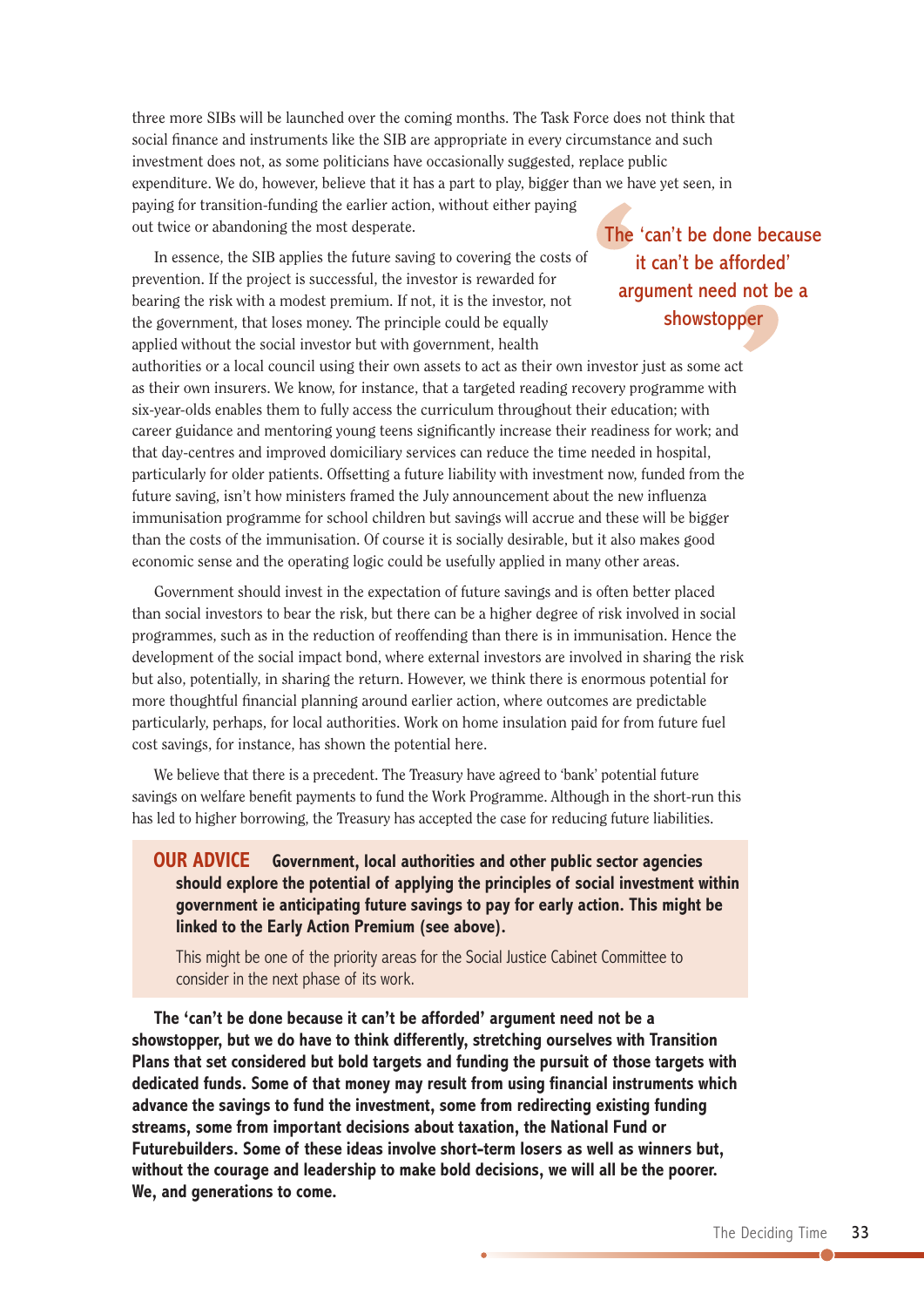three more SIBs will be launched over the coming months. The Task Force does not think that social finance and instruments like the SIB are appropriate in every circumstance and such investment does not, as some politicians have occasionally suggested, replace public expenditure. We do, however, believe that it has a part to play, bigger than we have yet seen, in paying for transition-funding the earlier action, without either paying out twice or abandoning the most desperate.

> The 'can't be done because it can't be afforded' argument need not be a showstopper

In essence, the SIB applies the future saving to covering the costs of prevention. If the project is successful, the investor is rewarded for bearing the risk with a modest premium. If not, it is the investor, not the government, that loses money. The principle could be equally applied without the social investor but with government, health authorities or a local council using their own assets to act as their own investor just as some act as their own insurers. We know, for instance, that a targeted reading recovery programme with six-year-olds enables them to fully access the curriculum throughout their education; with career guidance and mentoring young teens significantly increase their readiness for work; and that day-centres and improved domiciliary services can reduce the time needed in hospital, particularly for older patients. Offsetting a future liability with investment now, funded from the future saving, isn't how ministers framed the July announcement about the new influenza immunisation programme for school children but savings will accrue and these will be bigger than the costs of the immunisation. Of course it is socially desirable, but it also makes good economic sense and the operating logic could be usefully applied in many other areas.

Government should invest in the expectation of future savings and is often better placed than social investors to bear the risk, but there can be a higher degree of risk involved in social programmes, such as in the reduction of reoffending than there is in immunisation. Hence the development of the social impact bond, where external investors are involved in sharing the risk but also, potentially, in sharing the return. However, we think there is enormous potential for more thoughtful financial planning around earlier action, where outcomes are predictable particularly, perhaps, for local authorities. Work on home insulation paid for from future fuel cost savings, for instance, has shown the potential here.

We believe that there is a precedent. The Treasury have agreed to 'bank' potential future savings on welfare benefit payments to fund the Work Programme. Although in the short-run this has led to higher borrowing, the Treasury has accepted the case for reducing future liabilities.

**OUR ADVICE** **Government, local authorities and other public sector agencies should explore the potential of applying the principles of social investment within government ie anticipating future savings to pay for early action. This might be linked to the Early Action Premium (see above).**

This might be one of the priority areas for the Social Justice Cabinet Committee to consider in the next phase of its work.

**The 'can't be done because it can't be afforded' argument need not be a showstopper, but we do have to think differently, stretching ourselves with Transition Plans that set considered but bold targets and funding the pursuit of those targets with dedicated funds. Some of that money may result from using financial instruments which advance the savings to fund the investment, some from redirecting existing funding streams, some from important decisions about taxation, the National Fund or Futurebuilders. Some of these ideas involve short-term losers as well as winners but, without the courage and leadership to make bold decisions, we will all be the poorer. We, and generations to come.**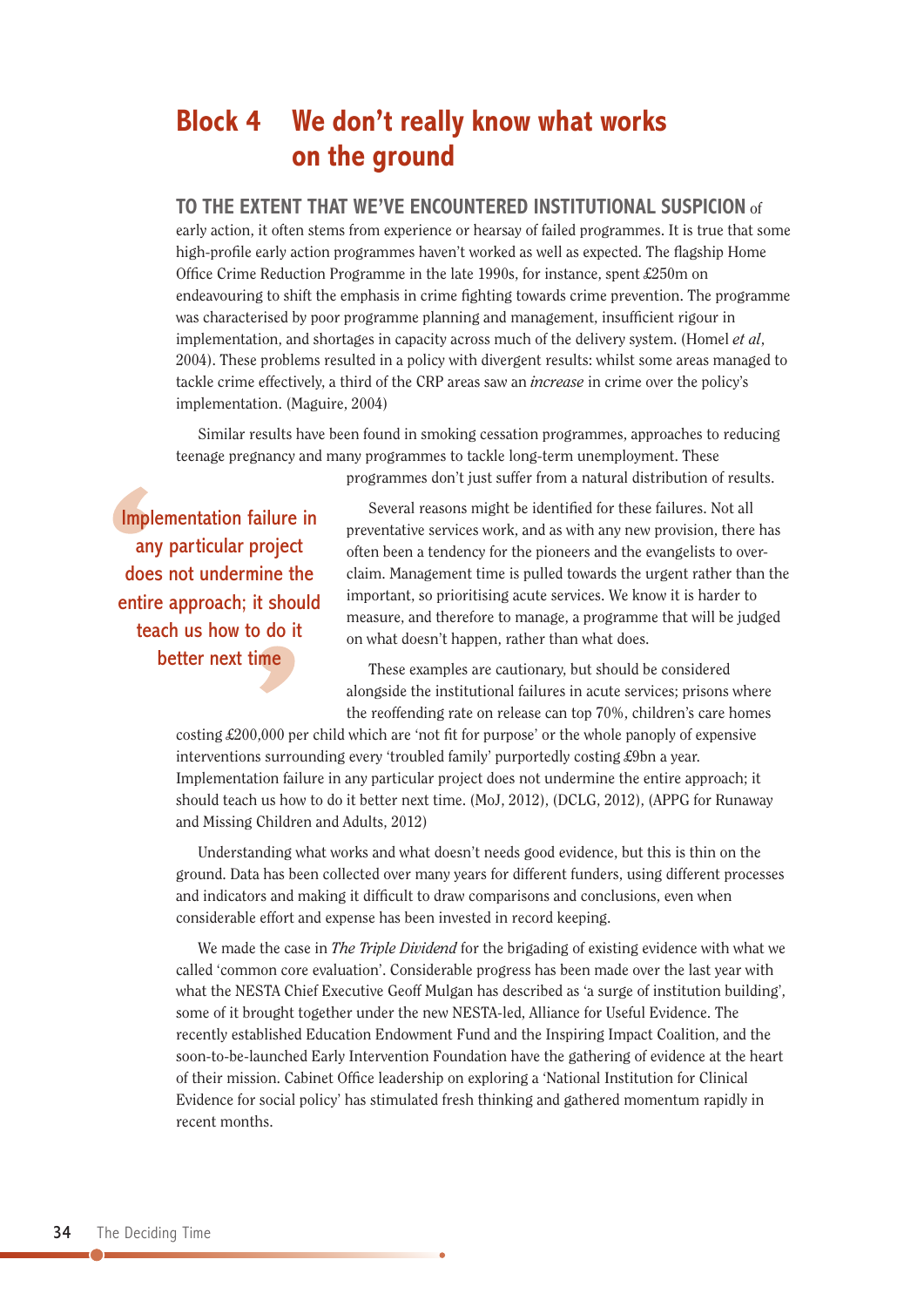# Block 4 We don't really know what works on the ground

**TO THE EXTENT THAT WE'VE ENCOUNTERED INSTITUTIONAL SUSPICION** of early action, it often stems from experience or hearsay of failed programmes. It is true that some high-profile early action programmes haven't worked as well as expected. The flagship Home Office Crime Reduction Programme in the late 1990s, for instance, spent £250m on endeavouring to shift the emphasis in crime fighting towards crime prevention. The programme was characterised by poor programme planning and management, insufficient rigour in implementation, and shortages in capacity across much of the delivery system. (Homel *et al*, 2004). These problems resulted in a policy with divergent results: whilst some areas managed to tackle crime effectively, a third of the CRP areas saw an *increase* in crime over the policy's implementation. (Maguire, 2004)

Similar results have been found in smoking cessation programmes, approaches to reducing teenage pregnancy and many programmes to tackle long-term unemployment. These programmes don't just suffer from a natural distribution of results.

> Implementation failure in any particular project does not undermine the entire approach; it should teach us how to do it better next time

Several reasons might be identified for these failures. Not all preventative services work, and as with any new provision, there has often been a tendency for the pioneers and the evangelists to over-claim. Management time is pulled towards the urgent rather than the important, so prioritising acute services. We know it is harder to measure, and therefore to manage, a programme that will be judged on what doesn't happen, rather than what does.

These examples are cautionary, but should be considered alongside the institutional failures in acute services; prisons where the reoffending rate on release can top 70%, children's care homes costing £200,000 per child which are 'not fit for purpose' or the whole panoply of expensive interventions surrounding every 'troubled family' purportedly costing £9bn a year. Implementation failure in any particular project does not undermine the entire approach; it should teach us how to do it better next time. (MoJ, 2012), (DCLG, 2012), (APPG for Runaway and Missing Children and Adults, 2012)

Understanding what works and what doesn't needs good evidence, but this is thin on the ground. Data has been collected over many years for different funders, using different processes and indicators and making it difficult to draw comparisons and conclusions, even when considerable effort and expense has been invested in record keeping.

We made the case in *The Triple Dividend* for the brigading of existing evidence with what we called 'common core evaluation'. Considerable progress has been made over the last year with what the NESTA Chief Executive Geoff Mulgan has described as 'a surge of institution building', some of it brought together under the new NESTA-led, Alliance for Useful Evidence. The recently established Education Endowment Fund and the Inspiring Impact Coalition, and the soon-to-be-launched Early Intervention Foundation have the gathering of evidence at the heart of their mission. Cabinet Office leadership on exploring a 'National Institution for Clinical Evidence for social policy' has stimulated fresh thinking and gathered momentum rapidly in recent months.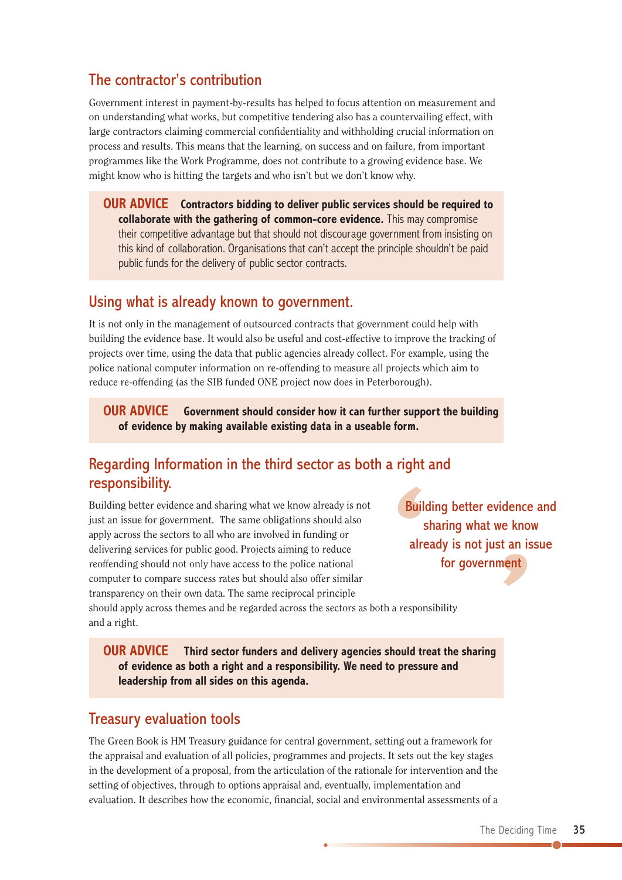## The contractor's contribution

Government interest in payment-by-results has helped to focus attention on measurement and on understanding what works, but competitive tendering also has a countervailing effect, with large contractors claiming commercial confidentiality and withholding crucial information on process and results. This means that the learning, on success and on failure, from important programmes like the Work Programme, does not contribute to a growing evidence base. We might know who is hitting the targets and who isn't but we don't know why.

> **OUR ADVICE** **Contractors bidding to deliver public services should be required to collaborate with the gathering of common-core evidence.** This may compromise their competitive advantage but that should not discourage government from insisting on this kind of collaboration. Organisations that can't accept the principle shouldn't be paid public funds for the delivery of public sector contracts.

## Using what is already known to government.

It is not only in the management of outsourced contracts that government could help with building the evidence base. It would also be useful and cost-effective to improve the tracking of projects over time, using the data that public agencies already collect. For example, using the police national computer information on re-offending to measure all projects which aim to reduce re-offending (as the SIB funded ONE project now does in Peterborough).

> **OUR ADVICE** **Government should consider how it can further support the building of evidence by making available existing data in a useable form.**

## Regarding Information in the third sector as both a right and responsibility.

Building better evidence and sharing what we know already is not just an issue for government. The same obligations should also apply across the sectors to all who are involved in funding or delivering services for public good. Projects aiming to reduce reoffending should not only have access to the police national computer to compare success rates but should also offer similar transparency on their own data. The same reciprocal principle should apply across themes and be regarded across the sectors as both a responsibility and a right.

> "Building better evidence and sharing what we know already is not just an issue for government"

> **OUR ADVICE** **Third sector funders and delivery agencies should treat the sharing of evidence as both a right and a responsibility. We need to pressure and leadership from all sides on this agenda.**

## Treasury evaluation tools

The Green Book is HM Treasury guidance for central government, setting out a framework for the appraisal and evaluation of all policies, programmes and projects. It sets out the key stages in the development of a proposal, from the articulation of the rationale for intervention and the setting of objectives, through to options appraisal and, eventually, implementation and evaluation. It describes how the economic, financial, social and environmental assessments of a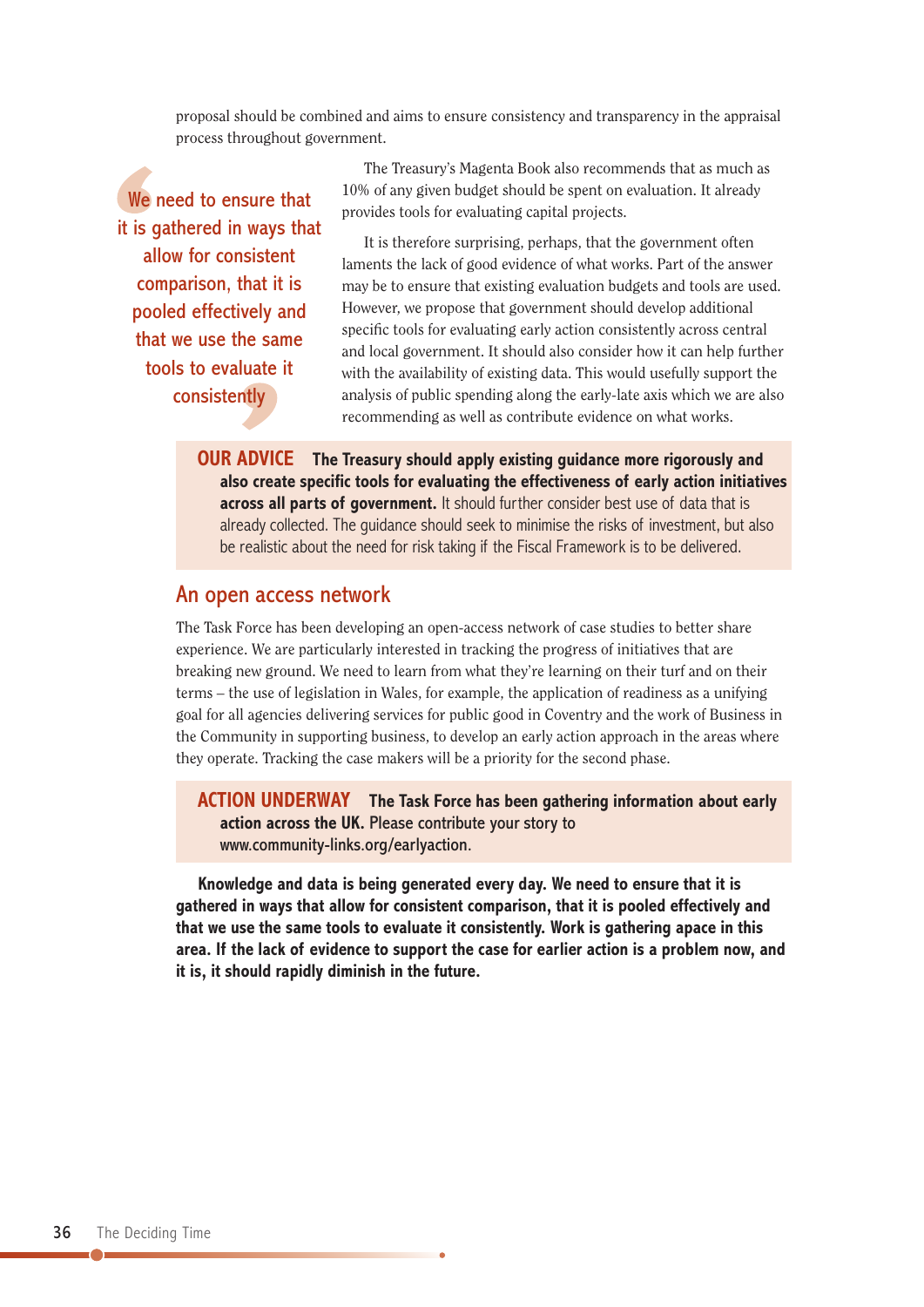proposal should be combined and aims to ensure consistency and transparency in the appraisal process throughout government.

> We need to ensure that it is gathered in ways that allow for consistent comparison, that it is pooled effectively and that we use the same tools to evaluate it consistently

The Treasury's Magenta Book also recommends that as much as 10% of any given budget should be spent on evaluation. It already provides tools for evaluating capital projects.

It is therefore surprising, perhaps, that the government often laments the lack of good evidence of what works. Part of the answer may be to ensure that existing evaluation budgets and tools are used. However, we propose that government should develop additional specific tools for evaluating early action consistently across central and local government. It should also consider how it can help further with the availability of existing data. This would usefully support the analysis of public spending along the early-late axis which we are also recommending as well as contribute evidence on what works.

**OUR ADVICE** **The Treasury should apply existing guidance more rigorously and also create specific tools for evaluating the effectiveness of early action initiatives across all parts of government.** It should further consider best use of data that is already collected. The guidance should seek to minimise the risks of investment, but also be realistic about the need for risk taking if the Fiscal Framework is to be delivered.

## An open access network

The Task Force has been developing an open-access network of case studies to better share experience. We are particularly interested in tracking the progress of initiatives that are breaking new ground. We need to learn from what they're learning on their turf and on their terms – the use of legislation in Wales, for example, the application of readiness as a unifying goal for all agencies delivering services for public good in Coventry and the work of Business in the Community in supporting business, to develop an early action approach in the areas where they operate. Tracking the case makers will be a priority for the second phase.

**ACTION UNDERWAY** **The Task Force has been gathering information about early action across the UK.** Please contribute your story to www.community-links.org/earlyaction.

**Knowledge and data is being generated every day. We need to ensure that it is gathered in ways that allow for consistent comparison, that it is pooled effectively and that we use the same tools to evaluate it consistently. Work is gathering apace in this area. If the lack of evidence to support the case for earlier action is a problem now, and it is, it should rapidly diminish in the future.**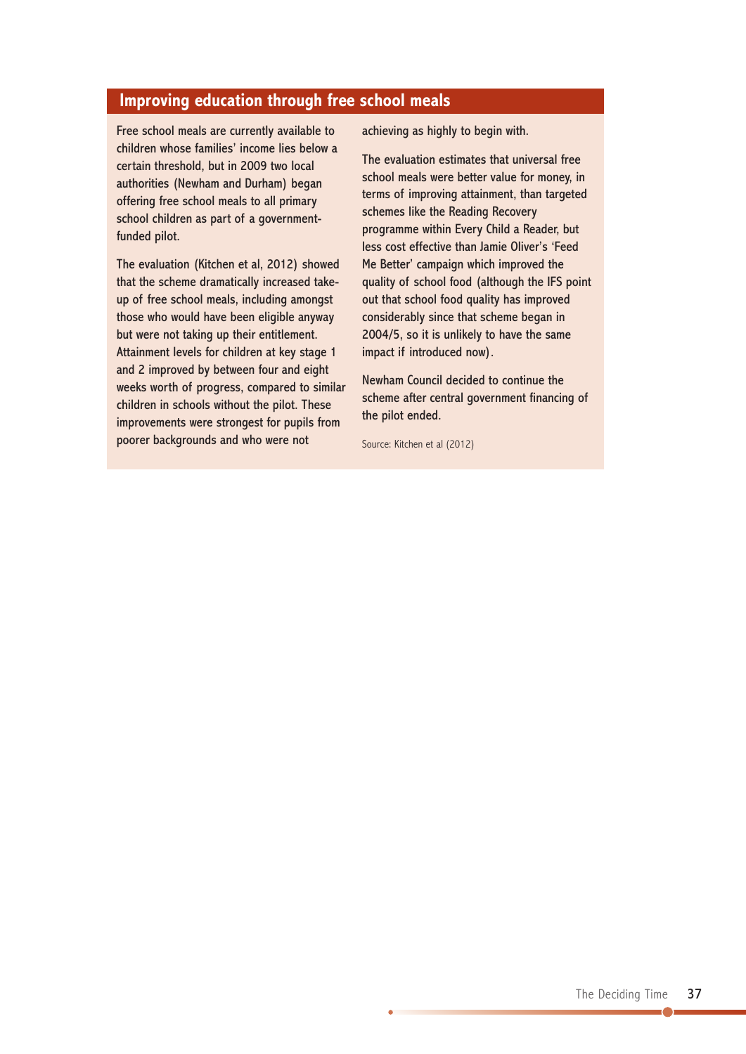## Improving education through free school meals

Free school meals are currently available to children whose families' income lies below a certain threshold, but in 2009 two local authorities (Newham and Durham) began offering free school meals to all primary school children as part of a government-funded pilot.

The evaluation (Kitchen et al, 2012) showed that the scheme dramatically increased take-up of free school meals, including amongst those who would have been eligible anyway but were not taking up their entitlement. Attainment levels for children at key stage 1 and 2 improved by between four and eight weeks worth of progress, compared to similar children in schools without the pilot. These improvements were strongest for pupils from poorer backgrounds and who were not achieving as highly to begin with.

The evaluation estimates that universal free school meals were better value for money, in terms of improving attainment, than targeted schemes like the Reading Recovery programme within Every Child a Reader, but less cost effective than Jamie Oliver's 'Feed Me Better' campaign which improved the quality of school food (although the IFS point out that school food quality has improved considerably since that scheme began in 2004/5, so it is unlikely to have the same impact if introduced now).

Newham Council decided to continue the scheme after central government financing of the pilot ended.

Source: Kitchen et al (2012)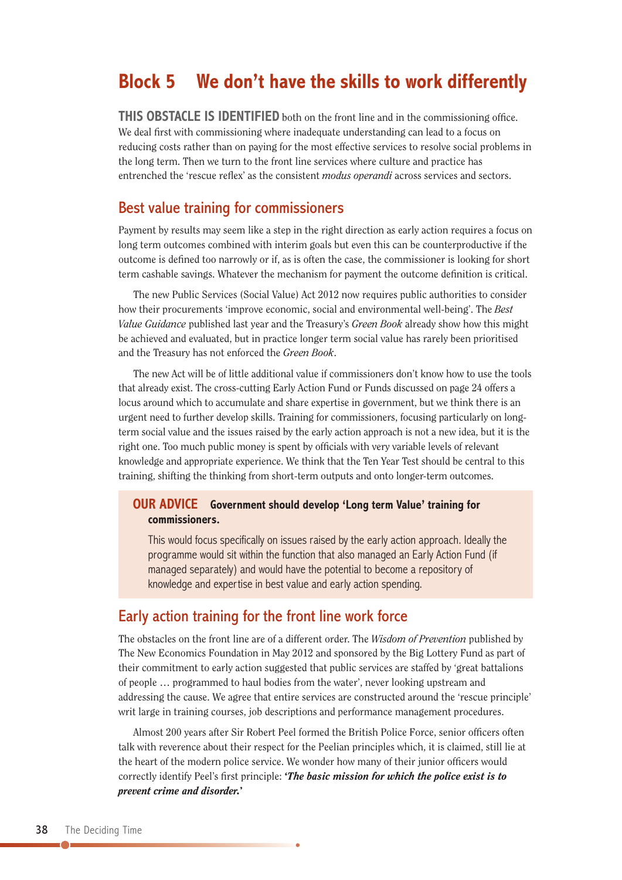# Block 5 We don't have the skills to work differently

**THIS OBSTACLE IS IDENTIFIED** both on the front line and in the commissioning office. We deal first with commissioning where inadequate understanding can lead to a focus on reducing costs rather than on paying for the most effective services to resolve social problems in the long term. Then we turn to the front line services where culture and practice has entrenched the 'rescue reflex' as the consistent *modus operandi* across services and sectors.

## Best value training for commissioners

Payment by results may seem like a step in the right direction as early action requires a focus on long term outcomes combined with interim goals but even this can be counterproductive if the outcome is defined too narrowly or if, as is often the case, the commissioner is looking for short term cashable savings. Whatever the mechanism for payment the outcome definition is critical.

The new Public Services (Social Value) Act 2012 now requires public authorities to consider how their procurements 'improve economic, social and environmental well-being'. The *Best Value Guidance* published last year and the Treasury's *Green Book* already show how this might be achieved and evaluated, but in practice longer term social value has rarely been prioritised and the Treasury has not enforced the *Green Book*.

The new Act will be of little additional value if commissioners don't know how to use the tools that already exist. The cross-cutting Early Action Fund or Funds discussed on page 24 offers a locus around which to accumulate and share expertise in government, but we think there is an urgent need to further develop skills. Training for commissioners, focusing particularly on long-term social value and the issues raised by the early action approach is not a new idea, but it is the right one. Too much public money is spent by officials with very variable levels of relevant knowledge and appropriate experience. We think that the Ten Year Test should be central to this training, shifting the thinking from short-term outputs and onto longer-term outcomes.

> **OUR ADVICE** **Government should develop 'Long term Value' training for commissioners.**
>
> This would focus specifically on issues raised by the early action approach. Ideally the programme would sit within the function that also managed an Early Action Fund (if managed separately) and would have the potential to become a repository of knowledge and expertise in best value and early action spending.

## Early action training for the front line work force

The obstacles on the front line are of a different order. The *Wisdom of Prevention* published by The New Economics Foundation in May 2012 and sponsored by the Big Lottery Fund as part of their commitment to early action suggested that public services are staffed by 'great battalions of people … programmed to haul bodies from the water', never looking upstream and addressing the cause. We agree that entire services are constructed around the 'rescue principle' writ large in training courses, job descriptions and performance management procedures.

Almost 200 years after Sir Robert Peel formed the British Police Force, senior officers often talk with reverence about their respect for the Peelian principles which, it is claimed, still lie at the heart of the modern police service. We wonder how many of their junior officers would correctly identify Peel's first principle: ***'The basic mission for which the police exist is to prevent crime and disorder.'***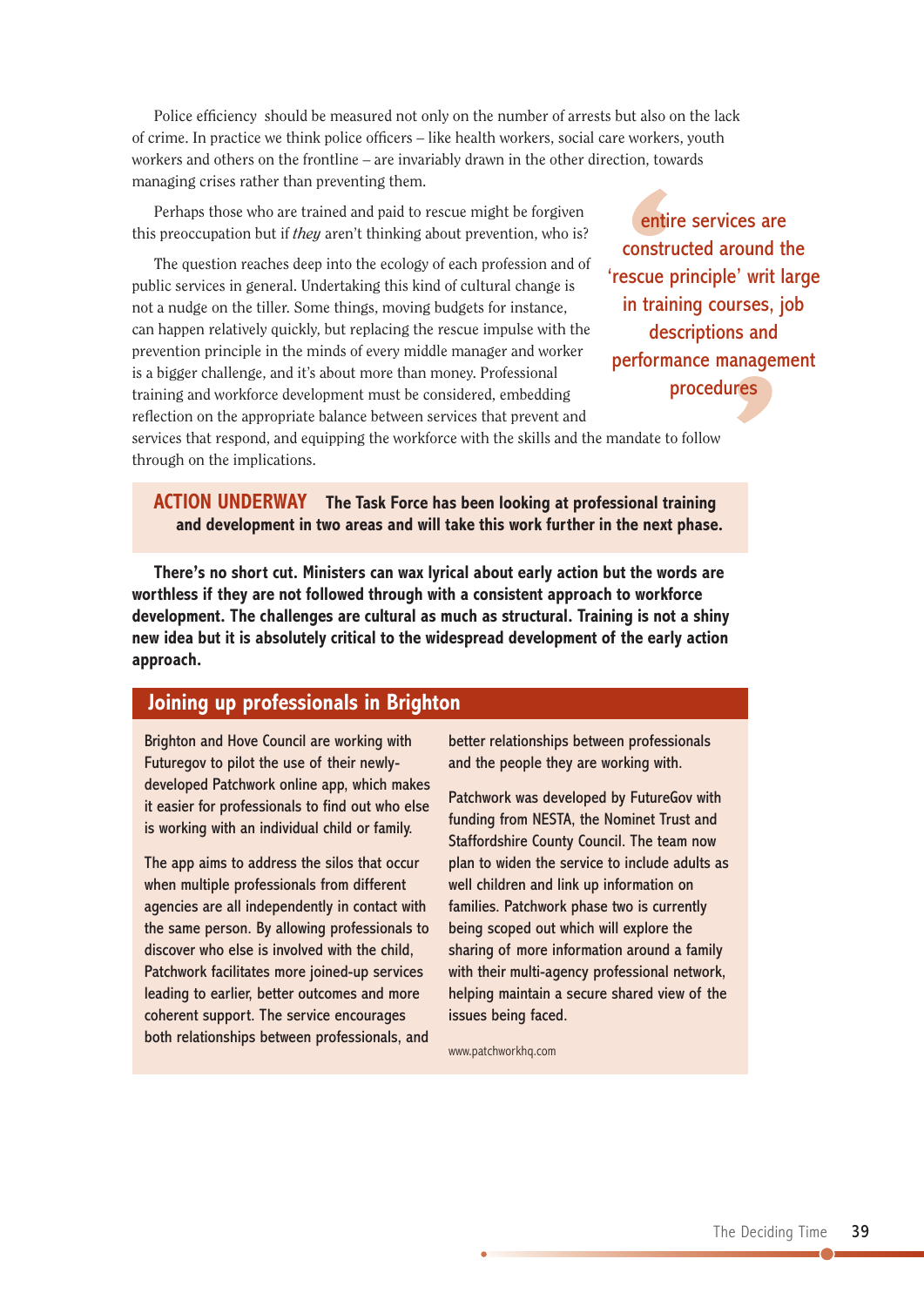Police efficiency should be measured not only on the number of arrests but also on the lack of crime. In practice we think police officers – like health workers, social care workers, youth workers and others on the frontline – are invariably drawn in the other direction, towards managing crises rather than preventing them.

Perhaps those who are trained and paid to rescue might be forgiven this preoccupation but if *they* aren't thinking about prevention, who is?

The question reaches deep into the ecology of each profession and of public services in general. Undertaking this kind of cultural change is not a nudge on the tiller. Some things, moving budgets for instance, can happen relatively quickly, but replacing the rescue impulse with the prevention principle in the minds of every middle manager and worker is a bigger challenge, and it's about more than money. Professional training and workforce development must be considered, embedding reflection on the appropriate balance between services that prevent and services that respond, and equipping the workforce with the skills and the mandate to follow through on the implications.

> 'entire services are constructed around the 'rescue principle' writ large in training courses, job descriptions and performance management procedures'

**ACTION UNDERWAY** **The Task Force has been looking at professional training and development in two areas and will take this work further in the next phase.**

**There's no short cut. Ministers can wax lyrical about early action but the words are worthless if they are not followed through with a consistent approach to workforce development. The challenges are cultural as much as structural. Training is not a shiny new idea but it is absolutely critical to the widespread development of the early action approach.**

## Joining up professionals in Brighton

Brighton and Hove Council are working with Futuregov to pilot the use of their newly-developed Patchwork online app, which makes it easier for professionals to find out who else is working with an individual child or family.

The app aims to address the silos that occur when multiple professionals from different agencies are all independently in contact with the same person. By allowing professionals to discover who else is involved with the child, Patchwork facilitates more joined-up services leading to earlier, better outcomes and more coherent support. The service encourages both relationships between professionals, and better relationships between professionals and the people they are working with.

Patchwork was developed by FutureGov with funding from NESTA, the Nominet Trust and Staffordshire County Council. The team now plan to widen the service to include adults as well children and link up information on families. Patchwork phase two is currently being scoped out which will explore the sharing of more information around a family with their multi-agency professional network, helping maintain a secure shared view of the issues being faced.

www.patchworkhq.com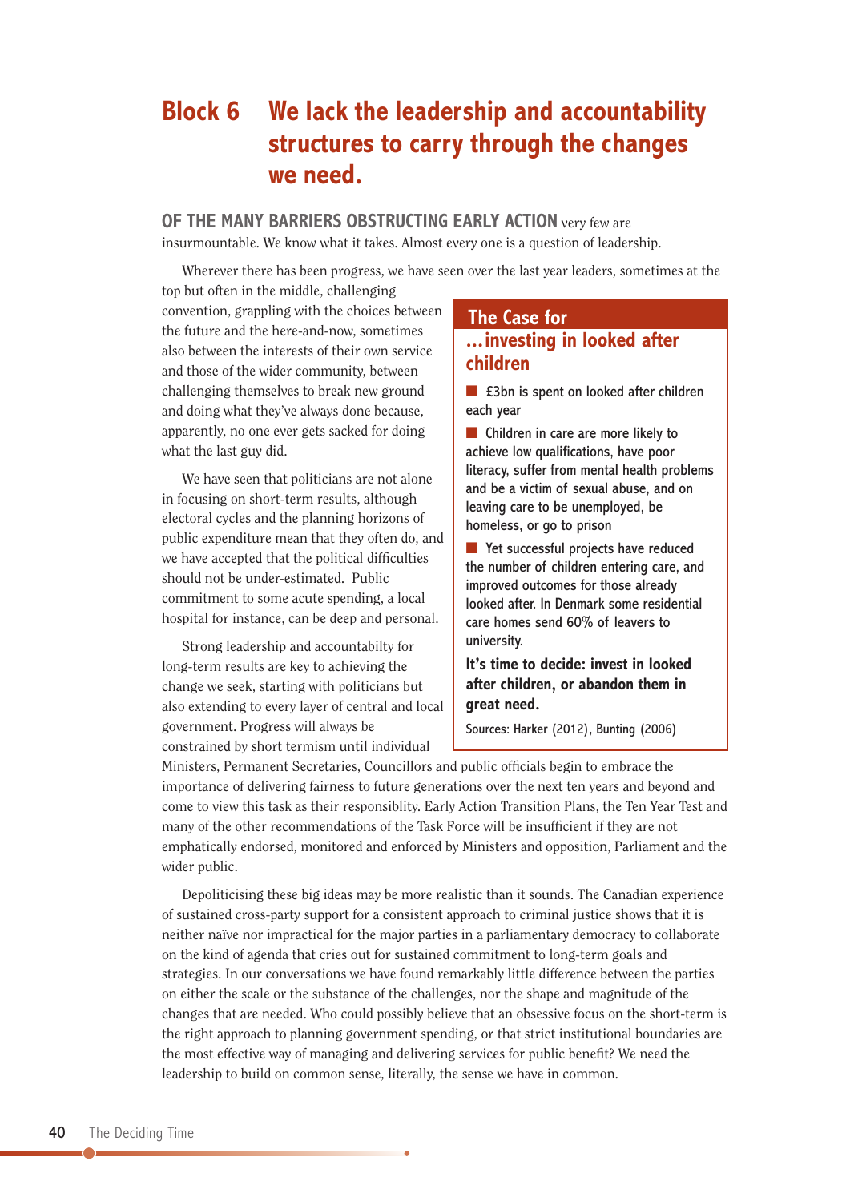# Block 6 We lack the leadership and accountability structures to carry through the changes we need.

**OF THE MANY BARRIERS OBSTRUCTING EARLY ACTION** very few are insurmountable. We know what it takes. Almost every one is a question of leadership.

Wherever there has been progress, we have seen over the last year leaders, sometimes at the top but often in the middle, challenging convention, grappling with the choices between the future and the here-and-now, sometimes also between the interests of their own service and those of the wider community, between challenging themselves to break new ground and doing what they've always done because, apparently, no one ever gets sacked for doing what the last guy did.

We have seen that politicians are not alone in focusing on short-term results, although electoral cycles and the planning horizons of public expenditure mean that they often do, and we have accepted that the political difficulties should not be under-estimated. Public commitment to some acute spending, a local hospital for instance, can be deep and personal.

Strong leadership and accountabilty for long-term results are key to achieving the change we seek, starting with politicians but also extending to every layer of central and local government. Progress will always be constrained by short termism until individual Ministers, Permanent Secretaries, Councillors and public officials begin to embrace the importance of delivering fairness to future generations over the next ten years and beyond and come to view this task as their responsiblity. Early Action Transition Plans, the Ten Year Test and many of the other recommendations of the Task Force will be insufficient if they are not emphatically endorsed, monitored and enforced by Ministers and opposition, Parliament and the wider public.

Depoliticising these big ideas may be more realistic than it sounds. The Canadian experience of sustained cross-party support for a consistent approach to criminal justice shows that it is neither naïve nor impractical for the major parties in a parliamentary democracy to collaborate on the kind of agenda that cries out for sustained commitment to long-term goals and strategies. In our conversations we have found remarkably little difference between the parties on either the scale or the substance of the challenges, nor the shape and magnitude of the changes that are needed. Who could possibly believe that an obsessive focus on the short-term is the right approach to planning government spending, or that strict institutional boundaries are the most effective way of managing and delivering services for public benefit? We need the leadership to build on common sense, literally, the sense we have in common.

## The Case for …investing in looked after children

- £3bn is spent on looked after children each year
- Children in care are more likely to achieve low qualifications, have poor literacy, suffer from mental health problems and be a victim of sexual abuse, and on leaving care to be unemployed, be homeless, or go to prison
- Yet successful projects have reduced the number of children entering care, and improved outcomes for those already looked after. In Denmark some residential care homes send 60% of leavers to university.

**It's time to decide: invest in looked after children, or abandon them in great need.**

Sources: Harker (2012), Bunting (2006)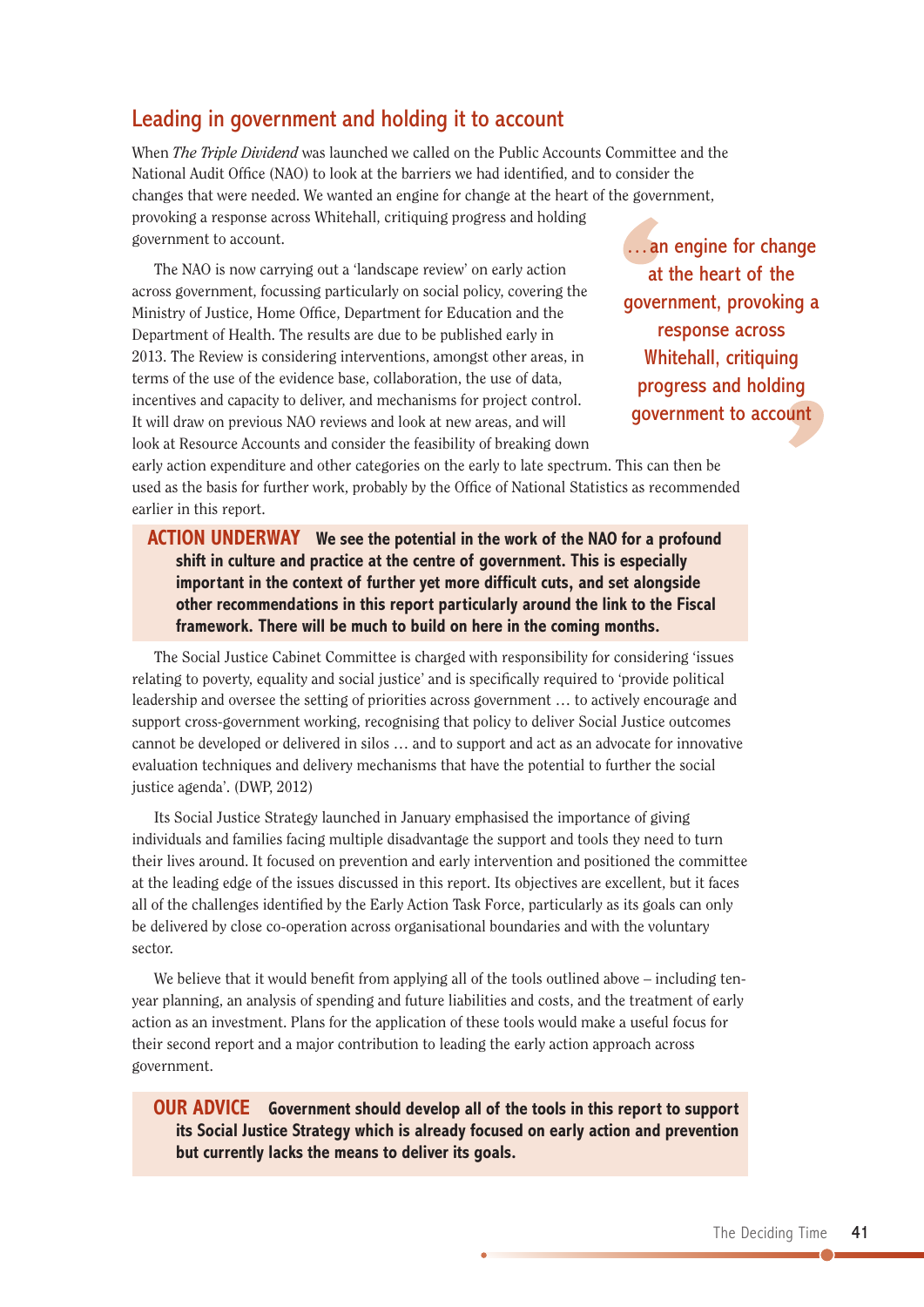## Leading in government and holding it to account

When *The Triple Dividend* was launched we called on the Public Accounts Committee and the National Audit Office (NAO) to look at the barriers we had identified, and to consider the changes that were needed. We wanted an engine for change at the heart of the government, provoking a response across Whitehall, critiquing progress and holding government to account.

> …an engine for change at the heart of the government, provoking a response across Whitehall, critiquing progress and holding government to account

The NAO is now carrying out a 'landscape review' on early action across government, focussing particularly on social policy, covering the Ministry of Justice, Home Office, Department for Education and the Department of Health. The results are due to be published early in 2013. The Review is considering interventions, amongst other areas, in terms of the use of the evidence base, collaboration, the use of data, incentives and capacity to deliver, and mechanisms for project control. It will draw on previous NAO reviews and look at new areas, and will look at Resource Accounts and consider the feasibility of breaking down early action expenditure and other categories on the early to late spectrum. This can then be used as the basis for further work, probably by the Office of National Statistics as recommended earlier in this report.

**ACTION UNDERWAY** **We see the potential in the work of the NAO for a profound shift in culture and practice at the centre of government. This is especially important in the context of further yet more difficult cuts, and set alongside other recommendations in this report particularly around the link to the Fiscal framework. There will be much to build on here in the coming months.**

The Social Justice Cabinet Committee is charged with responsibility for considering 'issues relating to poverty, equality and social justice' and is specifically required to 'provide political leadership and oversee the setting of priorities across government … to actively encourage and support cross-government working, recognising that policy to deliver Social Justice outcomes cannot be developed or delivered in silos … and to support and act as an advocate for innovative evaluation techniques and delivery mechanisms that have the potential to further the social justice agenda'. (DWP, 2012)

Its Social Justice Strategy launched in January emphasised the importance of giving individuals and families facing multiple disadvantage the support and tools they need to turn their lives around. It focused on prevention and early intervention and positioned the committee at the leading edge of the issues discussed in this report. Its objectives are excellent, but it faces all of the challenges identified by the Early Action Task Force, particularly as its goals can only be delivered by close co-operation across organisational boundaries and with the voluntary sector.

We believe that it would benefit from applying all of the tools outlined above – including ten-year planning, an analysis of spending and future liabilities and costs, and the treatment of early action as an investment. Plans for the application of these tools would make a useful focus for their second report and a major contribution to leading the early action approach across government.

**OUR ADVICE** **Government should develop all of the tools in this report to support its Social Justice Strategy which is already focused on early action and prevention but currently lacks the means to deliver its goals.**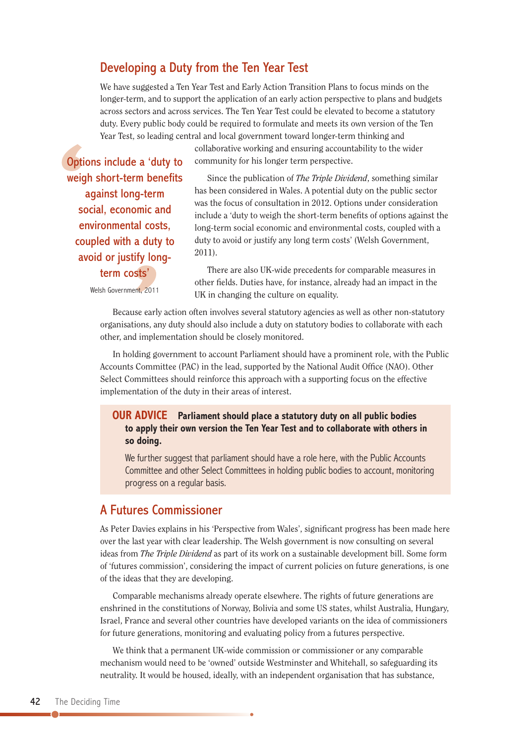## Developing a Duty from the Ten Year Test

We have suggested a Ten Year Test and Early Action Transition Plans to focus minds on the longer-term, and to support the application of an early action perspective to plans and budgets across sectors and across services. The Ten Year Test could be elevated to become a statutory duty. Every public body could be required to formulate and meets its own version of the Ten Year Test, so leading central and local government toward longer-term thinking and collaborative working and ensuring accountability to the wider community for his longer term perspective.

> 'Options include a 'duty to weigh short-term benefits against long-term social, economic and environmental costs, coupled with a duty to avoid or justify long-term costs'
>
> Welsh Government, 2011

Since the publication of *The Triple Dividend*, something similar has been considered in Wales. A potential duty on the public sector was the focus of consultation in 2012. Options under consideration include a 'duty to weigh the short-term benefits of options against the long-term social economic and environmental costs, coupled with a duty to avoid or justify any long term costs' (Welsh Government, 2011).

There are also UK-wide precedents for comparable measures in other fields. Duties have, for instance, already had an impact in the UK in changing the culture on equality.

Because early action often involves several statutory agencies as well as other non-statutory organisations, any duty should also include a duty on statutory bodies to collaborate with each other, and implementation should be closely monitored.

In holding government to account Parliament should have a prominent role, with the Public Accounts Committee (PAC) in the lead, supported by the National Audit Office (NAO). Other Select Committees should reinforce this approach with a supporting focus on the effective implementation of the duty in their areas of interest.

**OUR ADVICE** **Parliament should place a statutory duty on all public bodies to apply their own version the Ten Year Test and to collaborate with others in so doing.**

We further suggest that parliament should have a role here, with the Public Accounts Committee and other Select Committees in holding public bodies to account, monitoring progress on a regular basis.

## A Futures Commissioner

As Peter Davies explains in his 'Perspective from Wales', significant progress has been made here over the last year with clear leadership. The Welsh government is now consulting on several ideas from *The Triple Dividend* as part of its work on a sustainable development bill. Some form of 'futures commission', considering the impact of current policies on future generations, is one of the ideas that they are developing.

Comparable mechanisms already operate elsewhere. The rights of future generations are enshrined in the constitutions of Norway, Bolivia and some US states, whilst Australia, Hungary, Israel, France and several other countries have developed variants on the idea of commissioners for future generations, monitoring and evaluating policy from a futures perspective.

We think that a permanent UK-wide commission or commissioner or any comparable mechanism would need to be 'owned' outside Westminster and Whitehall, so safeguarding its neutrality. It would be housed, ideally, with an independent organisation that has substance,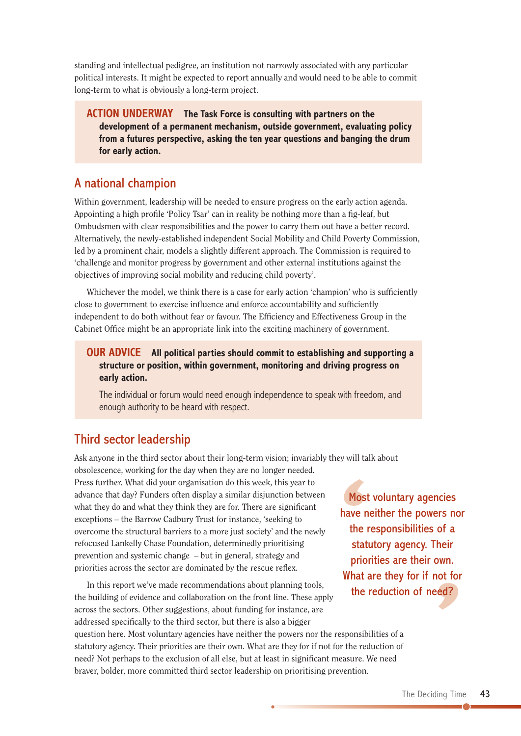standing and intellectual pedigree, an institution not narrowly associated with any particular political interests. It might be expected to report annually and would need to be able to commit long-term to what is obviously a long-term project.

> **ACTION UNDERWAY** **The Task Force is consulting with partners on the development of a permanent mechanism, outside government, evaluating policy from a futures perspective, asking the ten year questions and banging the drum for early action.**

## A national champion

Within government, leadership will be needed to ensure progress on the early action agenda. Appointing a high profile 'Policy Tsar' can in reality be nothing more than a fig-leaf, but Ombudsmen with clear responsibilities and the power to carry them out have a better record. Alternatively, the newly-established independent Social Mobility and Child Poverty Commission, led by a prominent chair, models a slightly different approach. The Commission is required to 'challenge and monitor progress by government and other external institutions against the objectives of improving social mobility and reducing child poverty'.

Whichever the model, we think there is a case for early action 'champion' who is sufficiently close to government to exercise influence and enforce accountability and sufficiently independent to do both without fear or favour. The Efficiency and Effectiveness Group in the Cabinet Office might be an appropriate link into the exciting machinery of government.

> **OUR ADVICE** **All political parties should commit to establishing and supporting a structure or position, within government, monitoring and driving progress on early action.**
>
> The individual or forum would need enough independence to speak with freedom, and enough authority to be heard with respect.

## Third sector leadership

Ask anyone in the third sector about their long-term vision; invariably they will talk about obsolescence, working for the day when they are no longer needed. Press further. What did your organisation do this week, this year to advance that day? Funders often display a similar disjunction between what they do and what they think they are for. There are significant exceptions – the Barrow Cadbury Trust for instance, 'seeking to overcome the structural barriers to a more just society' and the newly refocused Lankelly Chase Foundation, determinedly prioritising prevention and systemic change – but in general, strategy and priorities across the sector are dominated by the rescue reflex.

> 'Most voluntary agencies have neither the powers nor the responsibilities of a statutory agency. Their priorities are their own. What are they for if not for the reduction of need?'

In this report we've made recommendations about planning tools, the building of evidence and collaboration on the front line. These apply across the sectors. Other suggestions, about funding for instance, are addressed specifically to the third sector, but there is also a bigger question here. Most voluntary agencies have neither the powers nor the responsibilities of a statutory agency. Their priorities are their own. What are they for if not for the reduction of need? Not perhaps to the exclusion of all else, but at least in significant measure. We need braver, bolder, more committed third sector leadership on prioritising prevention.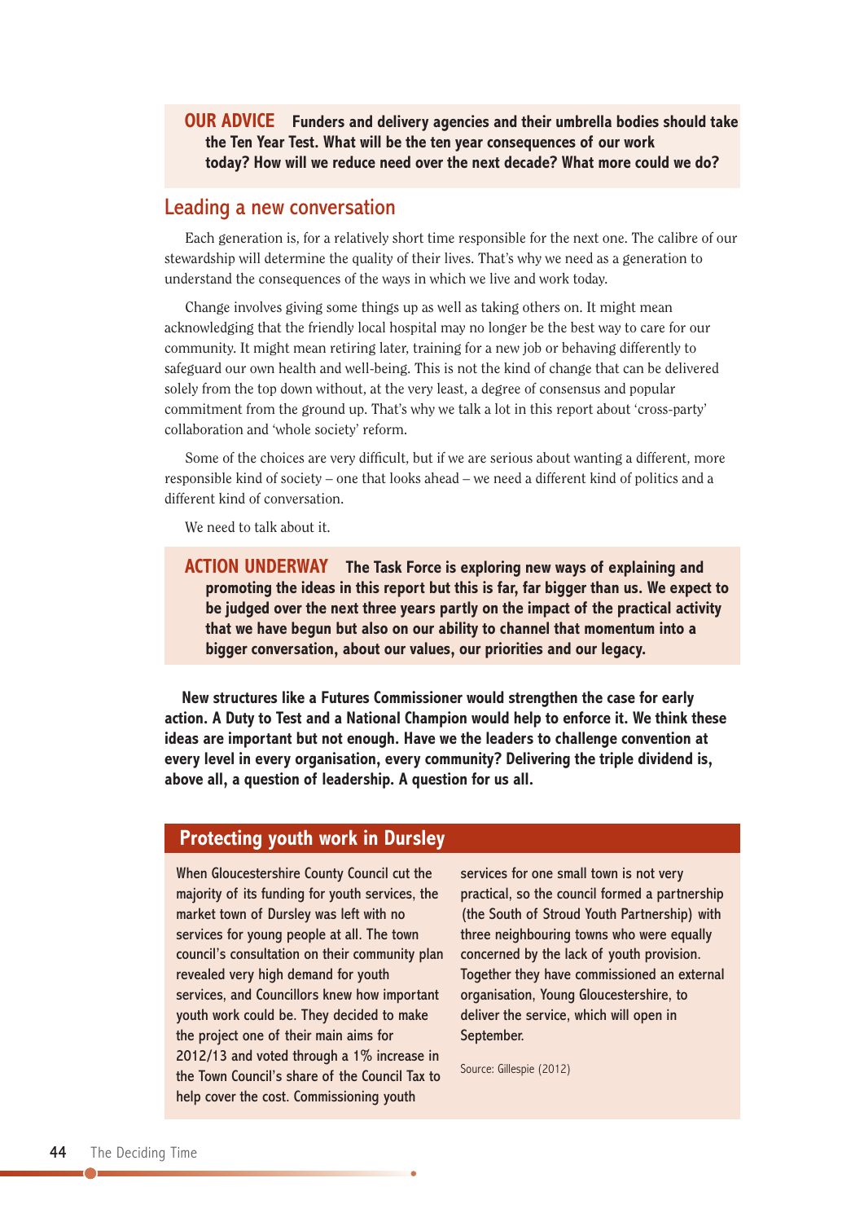**OUR ADVICE** **Funders and delivery agencies and their umbrella bodies should take the Ten Year Test. What will be the ten year consequences of our work today? How will we reduce need over the next decade? What more could we do?**

## Leading a new conversation

Each generation is, for a relatively short time responsible for the next one. The calibre of our stewardship will determine the quality of their lives. That's why we need as a generation to understand the consequences of the ways in which we live and work today.

Change involves giving some things up as well as taking others on. It might mean acknowledging that the friendly local hospital may no longer be the best way to care for our community. It might mean retiring later, training for a new job or behaving differently to safeguard our own health and well-being. This is not the kind of change that can be delivered solely from the top down without, at the very least, a degree of consensus and popular commitment from the ground up. That's why we talk a lot in this report about 'cross-party' collaboration and 'whole society' reform.

Some of the choices are very difficult, but if we are serious about wanting a different, more responsible kind of society – one that looks ahead – we need a different kind of politics and a different kind of conversation.

We need to talk about it.

**ACTION UNDERWAY** **The Task Force is exploring new ways of explaining and promoting the ideas in this report but this is far, far bigger than us. We expect to be judged over the next three years partly on the impact of the practical activity that we have begun but also on our ability to channel that momentum into a bigger conversation, about our values, our priorities and our legacy.**

**New structures like a Futures Commissioner would strengthen the case for early action. A Duty to Test and a National Champion would help to enforce it. We think these ideas are important but not enough. Have we the leaders to challenge convention at every level in every organisation, every community? Delivering the triple dividend is, above all, a question of leadership. A question for us all.**

### Protecting youth work in Dursley

When Gloucestershire County Council cut the majority of its funding for youth services, the market town of Dursley was left with no services for young people at all. The town council's consultation on their community plan revealed very high demand for youth services, and Councillors knew how important youth work could be. They decided to make the project one of their main aims for 2012/13 and voted through a 1% increase in the Town Council's share of the Council Tax to help cover the cost. Commissioning youth services for one small town is not very practical, so the council formed a partnership (the South of Stroud Youth Partnership) with three neighbouring towns who were equally concerned by the lack of youth provision. Together they have commissioned an external organisation, Young Gloucestershire, to deliver the service, which will open in September.

Source: Gillespie (2012)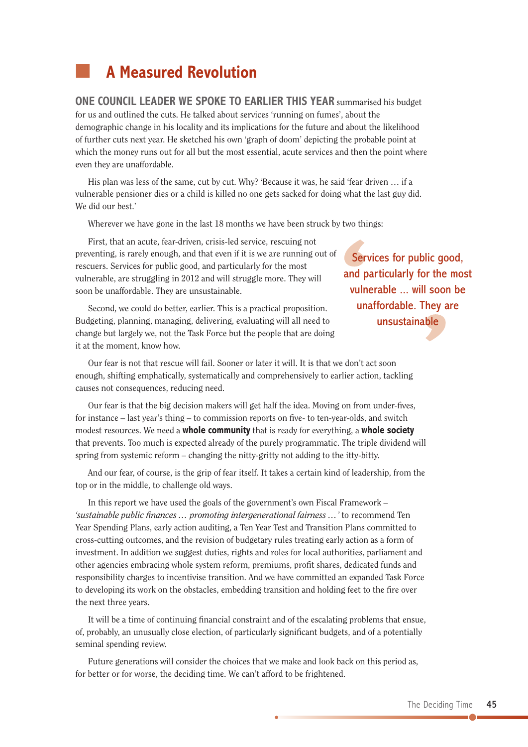## A Measured Revolution

**ONE COUNCIL LEADER WE SPOKE TO EARLIER THIS YEAR** summarised his budget for us and outlined the cuts. He talked about services 'running on fumes', about the demographic change in his locality and its implications for the future and about the likelihood of further cuts next year. He sketched his own 'graph of doom' depicting the probable point at which the money runs out for all but the most essential, acute services and then the point where even they are unaffordable.

His plan was less of the same, cut by cut. Why? 'Because it was, he said 'fear driven … if a vulnerable pensioner dies or a child is killed no one gets sacked for doing what the last guy did. We did our best.'

Wherever we have gone in the last 18 months we have been struck by two things:

First, that an acute, fear-driven, crisis-led service, rescuing not preventing, is rarely enough, and that even if it is we are running out of rescuers. Services for public good, and particularly for the most vulnerable, are struggling in 2012 and will struggle more. They will soon be unaffordable. They are unsustainable.

> Services for public good, and particularly for the most vulnerable ... will soon be unaffordable. They are unsustainable

Second, we could do better, earlier. This is a practical proposition. Budgeting, planning, managing, delivering, evaluating will all need to change but largely we, not the Task Force but the people that are doing it at the moment, know how.

Our fear is not that rescue will fail. Sooner or later it will. It is that we don't act soon enough, shifting emphatically, systematically and comprehensively to earlier action, tackling causes not consequences, reducing need.

Our fear is that the big decision makers will get half the idea. Moving on from under-fives, for instance – last year's thing – to commission reports on five- to ten-year-olds, and switch modest resources. We need a **whole community** that is ready for everything, a **whole society** that prevents. Too much is expected already of the purely programmatic. The triple dividend will spring from systemic reform – changing the nitty-gritty not adding to the itty-bitty.

And our fear, of course, is the grip of fear itself. It takes a certain kind of leadership, from the top or in the middle, to challenge old ways.

In this report we have used the goals of the government's own Fiscal Framework – *'sustainable public finances … promoting intergenerational fairness …'* to recommend Ten Year Spending Plans, early action auditing, a Ten Year Test and Transition Plans committed to cross-cutting outcomes, and the revision of budgetary rules treating early action as a form of investment. In addition we suggest duties, rights and roles for local authorities, parliament and other agencies embracing whole system reform, premiums, profit shares, dedicated funds and responsibility charges to incentivise transition. And we have committed an expanded Task Force to developing its work on the obstacles, embedding transition and holding feet to the fire over the next three years.

It will be a time of continuing financial constraint and of the escalating problems that ensue, of, probably, an unusually close election, of particularly significant budgets, and of a potentially seminal spending review.

Future generations will consider the choices that we make and look back on this period as, for better or for worse, the deciding time. We can't afford to be frightened.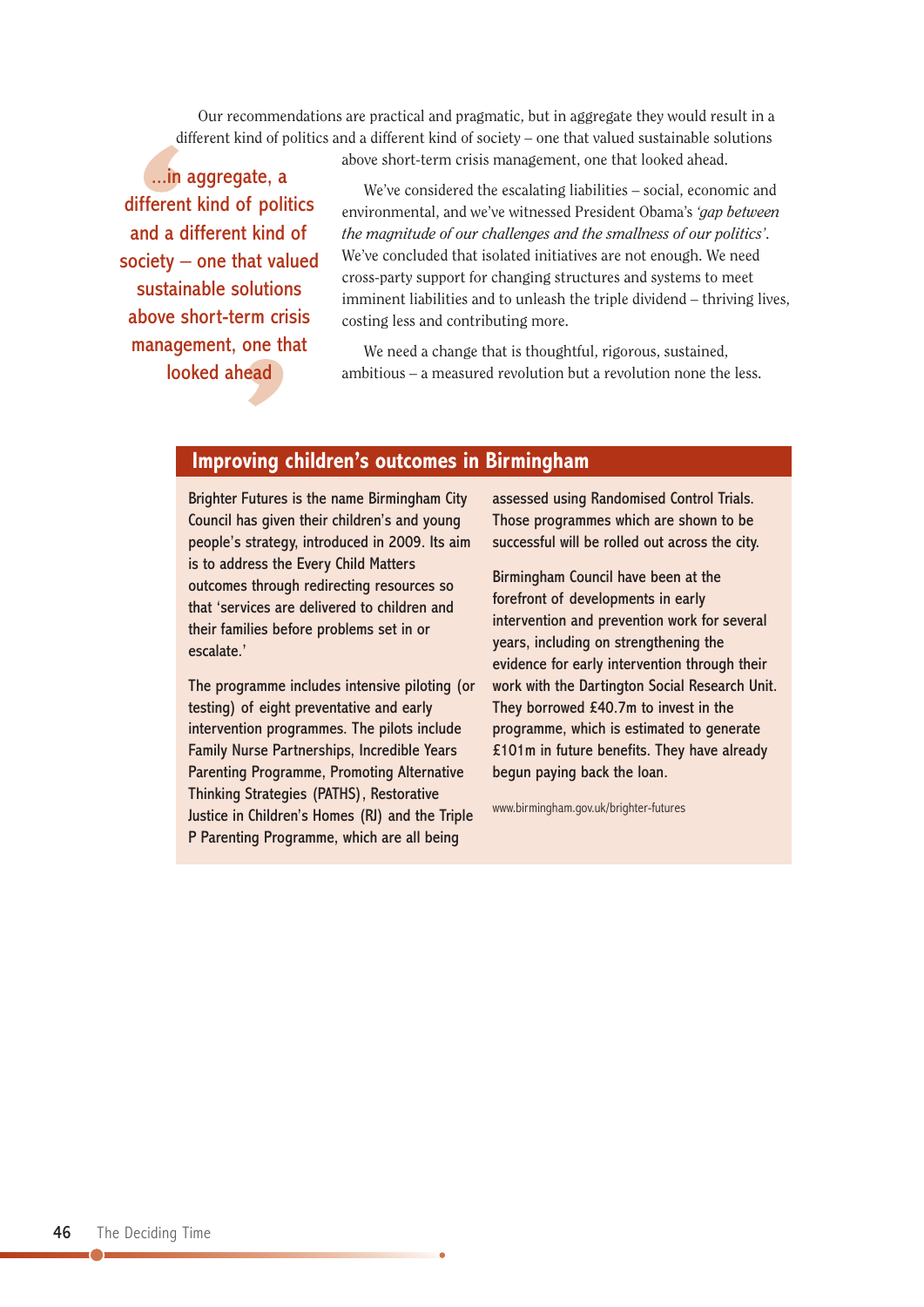Our recommendations are practical and pragmatic, but in aggregate they would result in a different kind of politics and a different kind of society – one that valued sustainable solutions above short-term crisis management, one that looked ahead.

> ...in aggregate, a different kind of politics and a different kind of society – one that valued sustainable solutions above short-term crisis management, one that looked ahead

We've considered the escalating liabilities – social, economic and environmental, and we've witnessed President Obama's *'gap between the magnitude of our challenges and the smallness of our politics'*. We've concluded that isolated initiatives are not enough. We need cross-party support for changing structures and systems to meet imminent liabilities and to unleash the triple dividend – thriving lives, costing less and contributing more.

We need a change that is thoughtful, rigorous, sustained, ambitious – a measured revolution but a revolution none the less.

## Improving children's outcomes in Birmingham

Brighter Futures is the name Birmingham City Council has given their children's and young people's strategy, introduced in 2009. Its aim is to address the Every Child Matters outcomes through redirecting resources so that 'services are delivered to children and their families before problems set in or escalate.'

The programme includes intensive piloting (or testing) of eight preventative and early intervention programmes. The pilots include Family Nurse Partnerships, Incredible Years Parenting Programme, Promoting Alternative Thinking Strategies (PATHS), Restorative Justice in Children's Homes (RJ) and the Triple P Parenting Programme, which are all being assessed using Randomised Control Trials. Those programmes which are shown to be successful will be rolled out across the city.

Birmingham Council have been at the forefront of developments in early intervention and prevention work for several years, including on strengthening the evidence for early intervention through their work with the Dartington Social Research Unit. They borrowed £40.7m to invest in the programme, which is estimated to generate £101m in future benefits. They have already begun paying back the loan.

www.birmingham.gov.uk/brighter-futures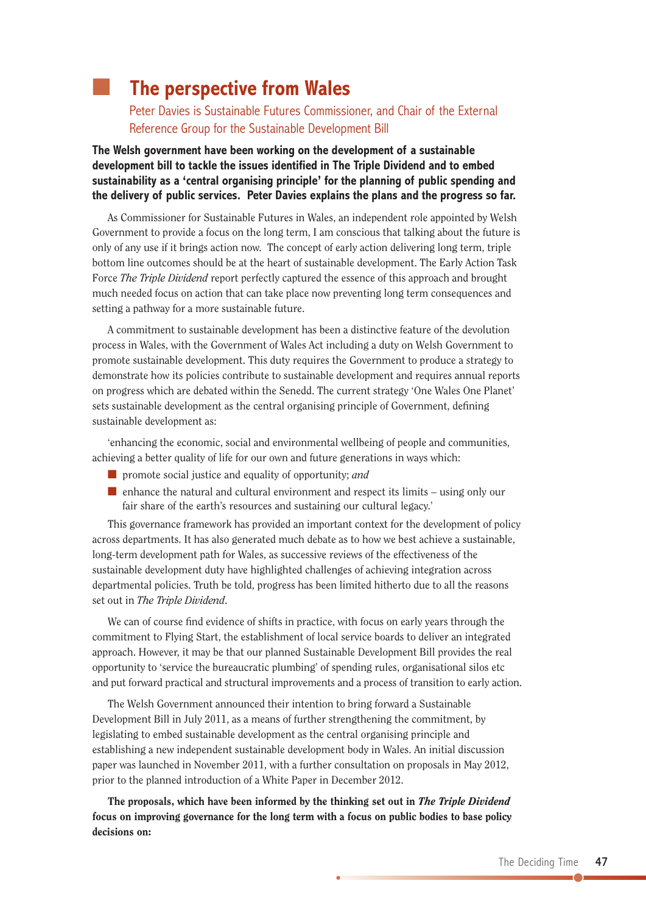## The perspective from Wales

Peter Davies is Sustainable Futures Commissioner, and Chair of the External Reference Group for the Sustainable Development Bill

**The Welsh government have been working on the development of a sustainable development bill to tackle the issues identified in The Triple Dividend and to embed sustainability as a 'central organising principle' for the planning of public spending and the delivery of public services. Peter Davies explains the plans and the progress so far.**

As Commissioner for Sustainable Futures in Wales, an independent role appointed by Welsh Government to provide a focus on the long term, I am conscious that talking about the future is only of any use if it brings action now. The concept of early action delivering long term, triple bottom line outcomes should be at the heart of sustainable development. The Early Action Task Force *The Triple Dividend* report perfectly captured the essence of this approach and brought much needed focus on action that can take place now preventing long term consequences and setting a pathway for a more sustainable future.

A commitment to sustainable development has been a distinctive feature of the devolution process in Wales, with the Government of Wales Act including a duty on Welsh Government to promote sustainable development. This duty requires the Government to produce a strategy to demonstrate how its policies contribute to sustainable development and requires annual reports on progress which are debated within the Senedd. The current strategy 'One Wales One Planet' sets sustainable development as the central organising principle of Government, defining sustainable development as:

'enhancing the economic, social and environmental wellbeing of people and communities, achieving a better quality of life for our own and future generations in ways which:

- promote social justice and equality of opportunity; *and*
- enhance the natural and cultural environment and respect its limits – using only our fair share of the earth's resources and sustaining our cultural legacy.'

This governance framework has provided an important context for the development of policy across departments. It has also generated much debate as to how we best achieve a sustainable, long-term development path for Wales, as successive reviews of the effectiveness of the sustainable development duty have highlighted challenges of achieving integration across departmental policies. Truth be told, progress has been limited hitherto due to all the reasons set out in *The Triple Dividend*.

We can of course find evidence of shifts in practice, with focus on early years through the commitment to Flying Start, the establishment of local service boards to deliver an integrated approach. However, it may be that our planned Sustainable Development Bill provides the real opportunity to 'service the bureaucratic plumbing' of spending rules, organisational silos etc and put forward practical and structural improvements and a process of transition to early action.

The Welsh Government announced their intention to bring forward a Sustainable Development Bill in July 2011, as a means of further strengthening the commitment, by legislating to embed sustainable development as the central organising principle and establishing a new independent sustainable development body in Wales. An initial discussion paper was launched in November 2011, with a further consultation on proposals in May 2012, prior to the planned introduction of a White Paper in December 2012.

**The proposals, which have been informed by the thinking set out in *The Triple Dividend* focus on improving governance for the long term with a focus on public bodies to base policy decisions on:**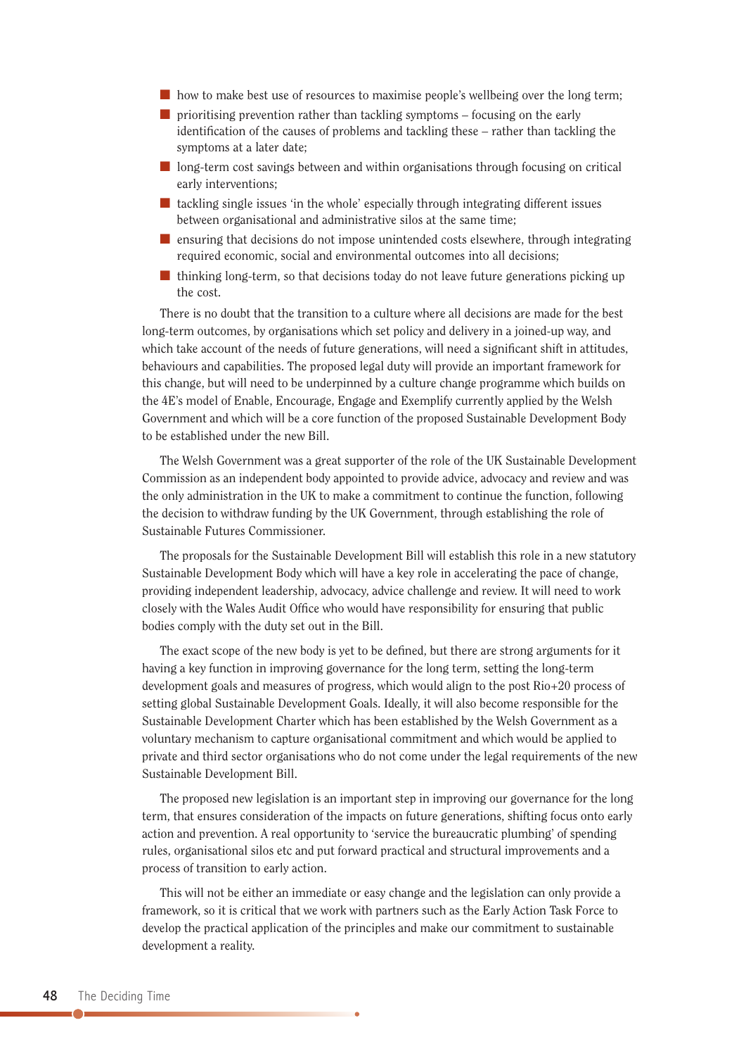- how to make best use of resources to maximise people's wellbeing over the long term;
- prioritising prevention rather than tackling symptoms – focusing on the early identification of the causes of problems and tackling these – rather than tackling the symptoms at a later date;
- long-term cost savings between and within organisations through focusing on critical early interventions;
- tackling single issues 'in the whole' especially through integrating different issues between organisational and administrative silos at the same time;
- ensuring that decisions do not impose unintended costs elsewhere, through integrating required economic, social and environmental outcomes into all decisions;
- thinking long-term, so that decisions today do not leave future generations picking up the cost.

There is no doubt that the transition to a culture where all decisions are made for the best long-term outcomes, by organisations which set policy and delivery in a joined-up way, and which take account of the needs of future generations, will need a significant shift in attitudes, behaviours and capabilities. The proposed legal duty will provide an important framework for this change, but will need to be underpinned by a culture change programme which builds on the 4E's model of Enable, Encourage, Engage and Exemplify currently applied by the Welsh Government and which will be a core function of the proposed Sustainable Development Body to be established under the new Bill.

The Welsh Government was a great supporter of the role of the UK Sustainable Development Commission as an independent body appointed to provide advice, advocacy and review and was the only administration in the UK to make a commitment to continue the function, following the decision to withdraw funding by the UK Government, through establishing the role of Sustainable Futures Commissioner.

The proposals for the Sustainable Development Bill will establish this role in a new statutory Sustainable Development Body which will have a key role in accelerating the pace of change, providing independent leadership, advocacy, advice challenge and review. It will need to work closely with the Wales Audit Office who would have responsibility for ensuring that public bodies comply with the duty set out in the Bill.

The exact scope of the new body is yet to be defined, but there are strong arguments for it having a key function in improving governance for the long term, setting the long-term development goals and measures of progress, which would align to the post Rio+20 process of setting global Sustainable Development Goals. Ideally, it will also become responsible for the Sustainable Development Charter which has been established by the Welsh Government as a voluntary mechanism to capture organisational commitment and which would be applied to private and third sector organisations who do not come under the legal requirements of the new Sustainable Development Bill.

The proposed new legislation is an important step in improving our governance for the long term, that ensures consideration of the impacts on future generations, shifting focus onto early action and prevention. A real opportunity to 'service the bureaucratic plumbing' of spending rules, organisational silos etc and put forward practical and structural improvements and a process of transition to early action.

This will not be either an immediate or easy change and the legislation can only provide a framework, so it is critical that we work with partners such as the Early Action Task Force to develop the practical application of the principles and make our commitment to sustainable development a reality.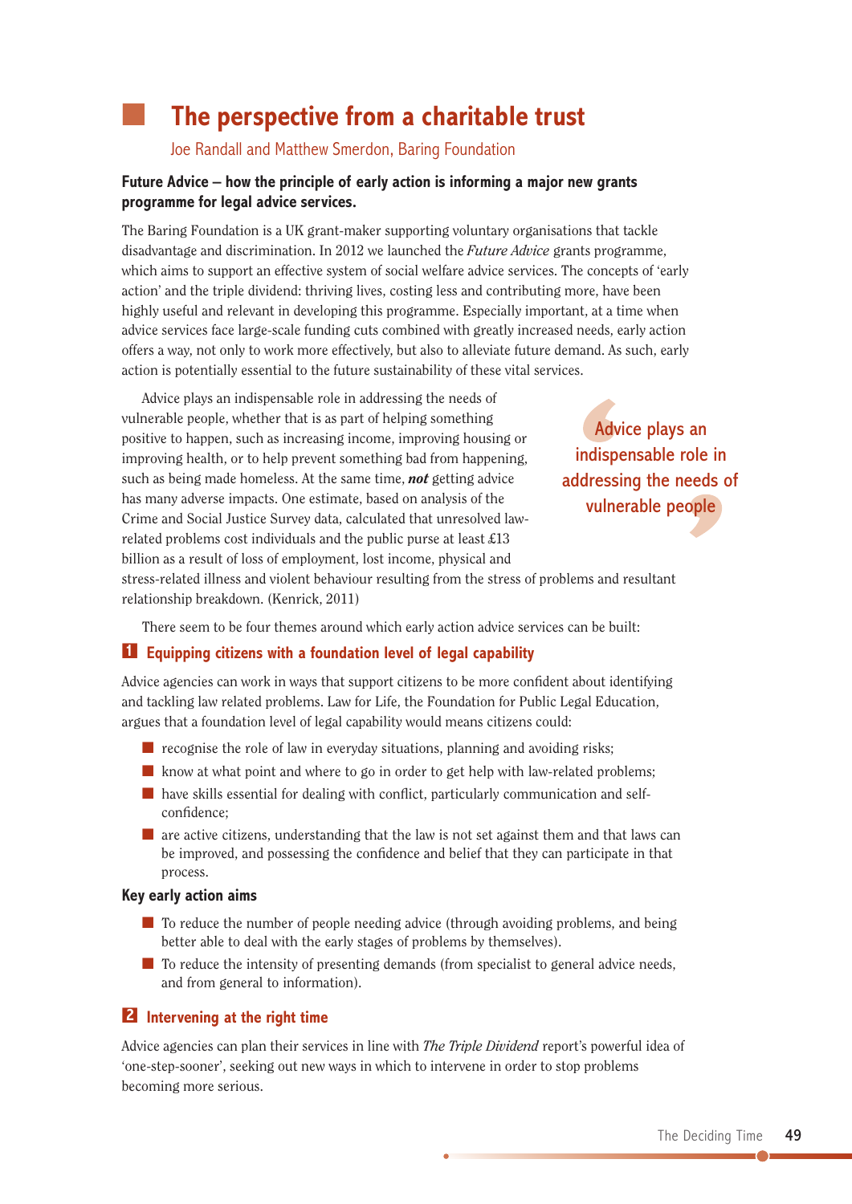# The perspective from a charitable trust

Joe Randall and Matthew Smerdon, Baring Foundation

**Future Advice – how the principle of early action is informing a major new grants programme for legal advice services.**

The Baring Foundation is a UK grant-maker supporting voluntary organisations that tackle disadvantage and discrimination. In 2012 we launched the *Future Advice* grants programme, which aims to support an effective system of social welfare advice services. The concepts of 'early action' and the triple dividend: thriving lives, costing less and contributing more, have been highly useful and relevant in developing this programme. Especially important, at a time when advice services face large-scale funding cuts combined with greatly increased needs, early action offers a way, not only to work more effectively, but also to alleviate future demand. As such, early action is potentially essential to the future sustainability of these vital services.

Advice plays an indispensable role in addressing the needs of vulnerable people, whether that is as part of helping something positive to happen, such as increasing income, improving housing or improving health, or to help prevent something bad from happening, such as being made homeless. At the same time, ***not*** getting advice has many adverse impacts. One estimate, based on analysis of the Crime and Social Justice Survey data, calculated that unresolved law-related problems cost individuals and the public purse at least £13 billion as a result of loss of employment, lost income, physical and stress-related illness and violent behaviour resulting from the stress of problems and resultant relationship breakdown. (Kenrick, 2011)

> Advice plays an indispensable role in addressing the needs of vulnerable people

There seem to be four themes around which early action advice services can be built:

## 1 Equipping citizens with a foundation level of legal capability

Advice agencies can work in ways that support citizens to be more confident about identifying and tackling law related problems. Law for Life, the Foundation for Public Legal Education, argues that a foundation level of legal capability would means citizens could:

- recognise the role of law in everyday situations, planning and avoiding risks;
- know at what point and where to go in order to get help with law-related problems;
- have skills essential for dealing with conflict, particularly communication and self-confidence;
- are active citizens, understanding that the law is not set against them and that laws can be improved, and possessing the confidence and belief that they can participate in that process.

### Key early action aims

- To reduce the number of people needing advice (through avoiding problems, and being better able to deal with the early stages of problems by themselves).
- To reduce the intensity of presenting demands (from specialist to general advice needs, and from general to information).

## 2 Intervening at the right time

Advice agencies can plan their services in line with *The Triple Dividend* report's powerful idea of 'one-step-sooner', seeking out new ways in which to intervene in order to stop problems becoming more serious.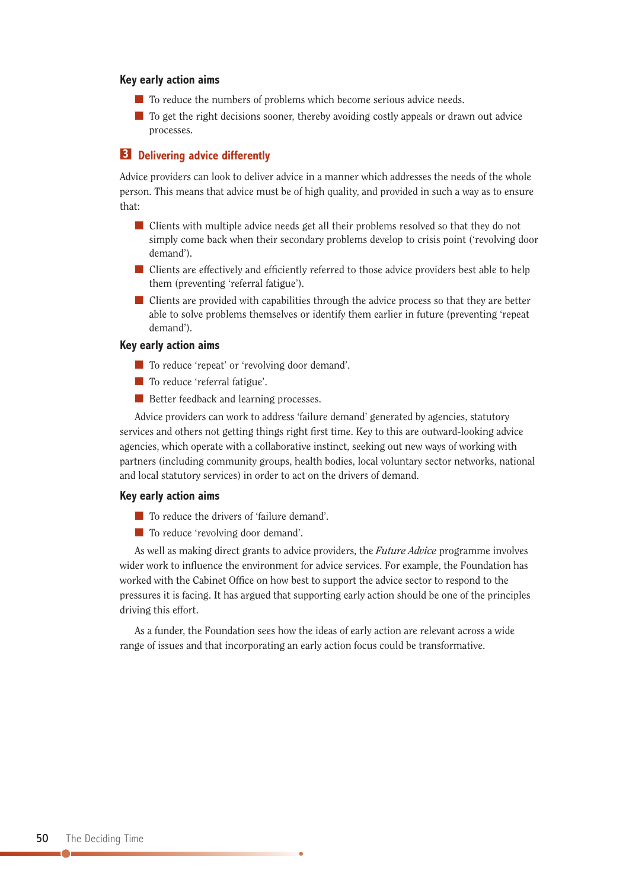### Key early action aims

- To reduce the numbers of problems which become serious advice needs.
- To get the right decisions sooner, thereby avoiding costly appeals or drawn out advice processes.

## 3 Delivering advice differently

Advice providers can look to deliver advice in a manner which addresses the needs of the whole person. This means that advice must be of high quality, and provided in such a way as to ensure that:

- Clients with multiple advice needs get all their problems resolved so that they do not simply come back when their secondary problems develop to crisis point ('revolving door demand').
- Clients are effectively and efficiently referred to those advice providers best able to help them (preventing 'referral fatigue').
- Clients are provided with capabilities through the advice process so that they are better able to solve problems themselves or identify them earlier in future (preventing 'repeat demand').

### Key early action aims

- To reduce 'repeat' or 'revolving door demand'.
- To reduce 'referral fatigue'.
- Better feedback and learning processes.

Advice providers can work to address 'failure demand' generated by agencies, statutory services and others not getting things right first time. Key to this are outward-looking advice agencies, which operate with a collaborative instinct, seeking out new ways of working with partners (including community groups, health bodies, local voluntary sector networks, national and local statutory services) in order to act on the drivers of demand.

### Key early action aims

- To reduce the drivers of 'failure demand'.
- To reduce 'revolving door demand'.

As well as making direct grants to advice providers, the *Future Advice* programme involves wider work to influence the environment for advice services. For example, the Foundation has worked with the Cabinet Office on how best to support the advice sector to respond to the pressures it is facing. It has argued that supporting early action should be one of the principles driving this effort.

As a funder, the Foundation sees how the ideas of early action are relevant across a wide range of issues and that incorporating an early action focus could be transformative.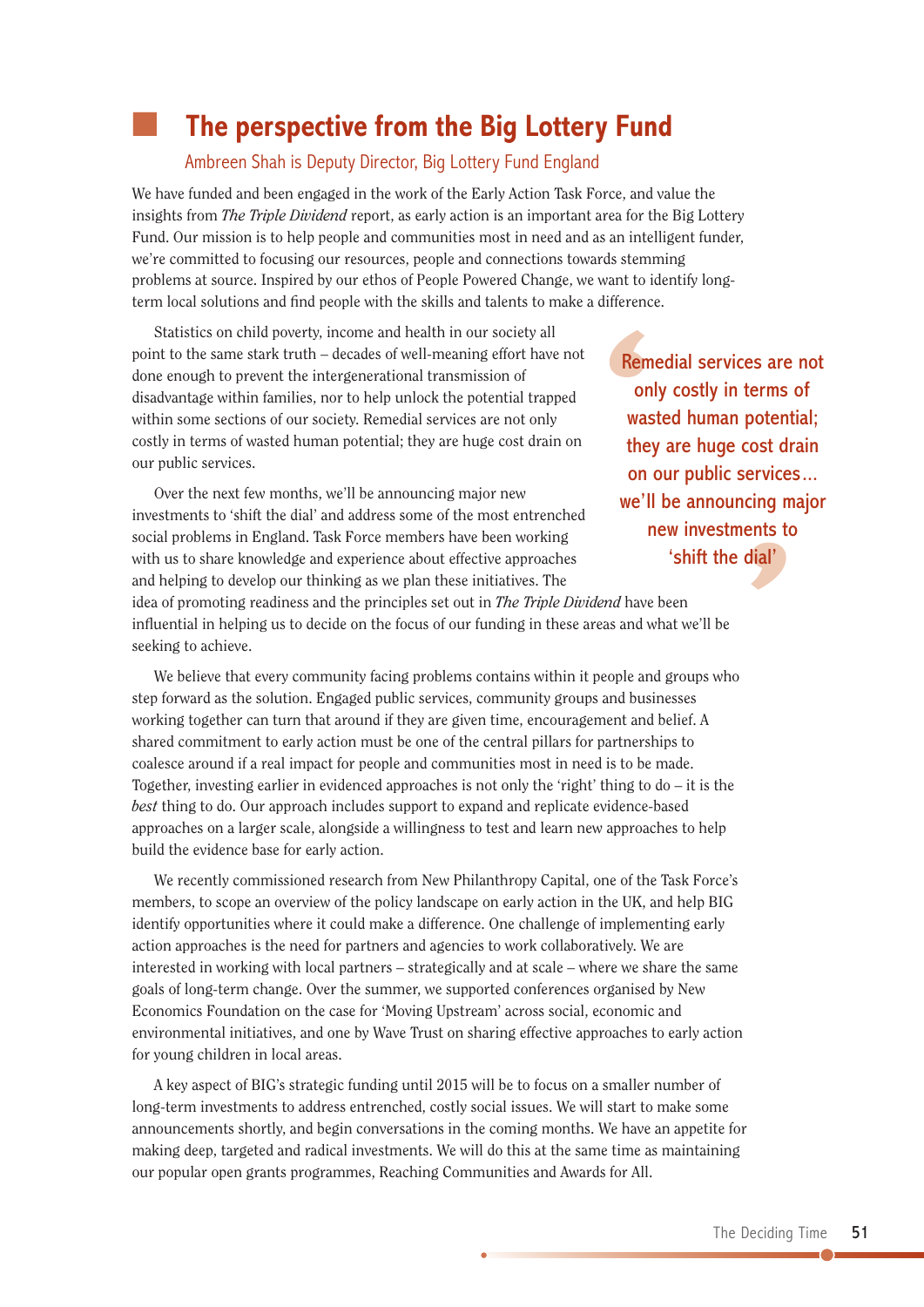## The perspective from the Big Lottery Fund

Ambreen Shah is Deputy Director, Big Lottery Fund England

We have funded and been engaged in the work of the Early Action Task Force, and value the insights from *The Triple Dividend* report, as early action is an important area for the Big Lottery Fund. Our mission is to help people and communities most in need and as an intelligent funder, we're committed to focusing our resources, people and connections towards stemming problems at source. Inspired by our ethos of People Powered Change, we want to identify long-term local solutions and find people with the skills and talents to make a difference.

Statistics on child poverty, income and health in our society all point to the same stark truth – decades of well-meaning effort have not done enough to prevent the intergenerational transmission of disadvantage within families, nor to help unlock the potential trapped within some sections of our society. Remedial services are not only costly in terms of wasted human potential; they are huge cost drain on our public services.

> Remedial services are not only costly in terms of wasted human potential; they are huge cost drain on our public services… we'll be announcing major new investments to 'shift the dial'

Over the next few months, we'll be announcing major new investments to 'shift the dial' and address some of the most entrenched social problems in England. Task Force members have been working with us to share knowledge and experience about effective approaches and helping to develop our thinking as we plan these initiatives. The idea of promoting readiness and the principles set out in *The Triple Dividend* have been influential in helping us to decide on the focus of our funding in these areas and what we'll be seeking to achieve.

We believe that every community facing problems contains within it people and groups who step forward as the solution. Engaged public services, community groups and businesses working together can turn that around if they are given time, encouragement and belief. A shared commitment to early action must be one of the central pillars for partnerships to coalesce around if a real impact for people and communities most in need is to be made. Together, investing earlier in evidenced approaches is not only the 'right' thing to do – it is the *best* thing to do. Our approach includes support to expand and replicate evidence-based approaches on a larger scale, alongside a willingness to test and learn new approaches to help build the evidence base for early action.

We recently commissioned research from New Philanthropy Capital, one of the Task Force's members, to scope an overview of the policy landscape on early action in the UK, and help BIG identify opportunities where it could make a difference. One challenge of implementing early action approaches is the need for partners and agencies to work collaboratively. We are interested in working with local partners – strategically and at scale – where we share the same goals of long-term change. Over the summer, we supported conferences organised by New Economics Foundation on the case for 'Moving Upstream' across social, economic and environmental initiatives, and one by Wave Trust on sharing effective approaches to early action for young children in local areas.

A key aspect of BIG's strategic funding until 2015 will be to focus on a smaller number of long-term investments to address entrenched, costly social issues. We will start to make some announcements shortly, and begin conversations in the coming months. We have an appetite for making deep, targeted and radical investments. We will do this at the same time as maintaining our popular open grants programmes, Reaching Communities and Awards for All.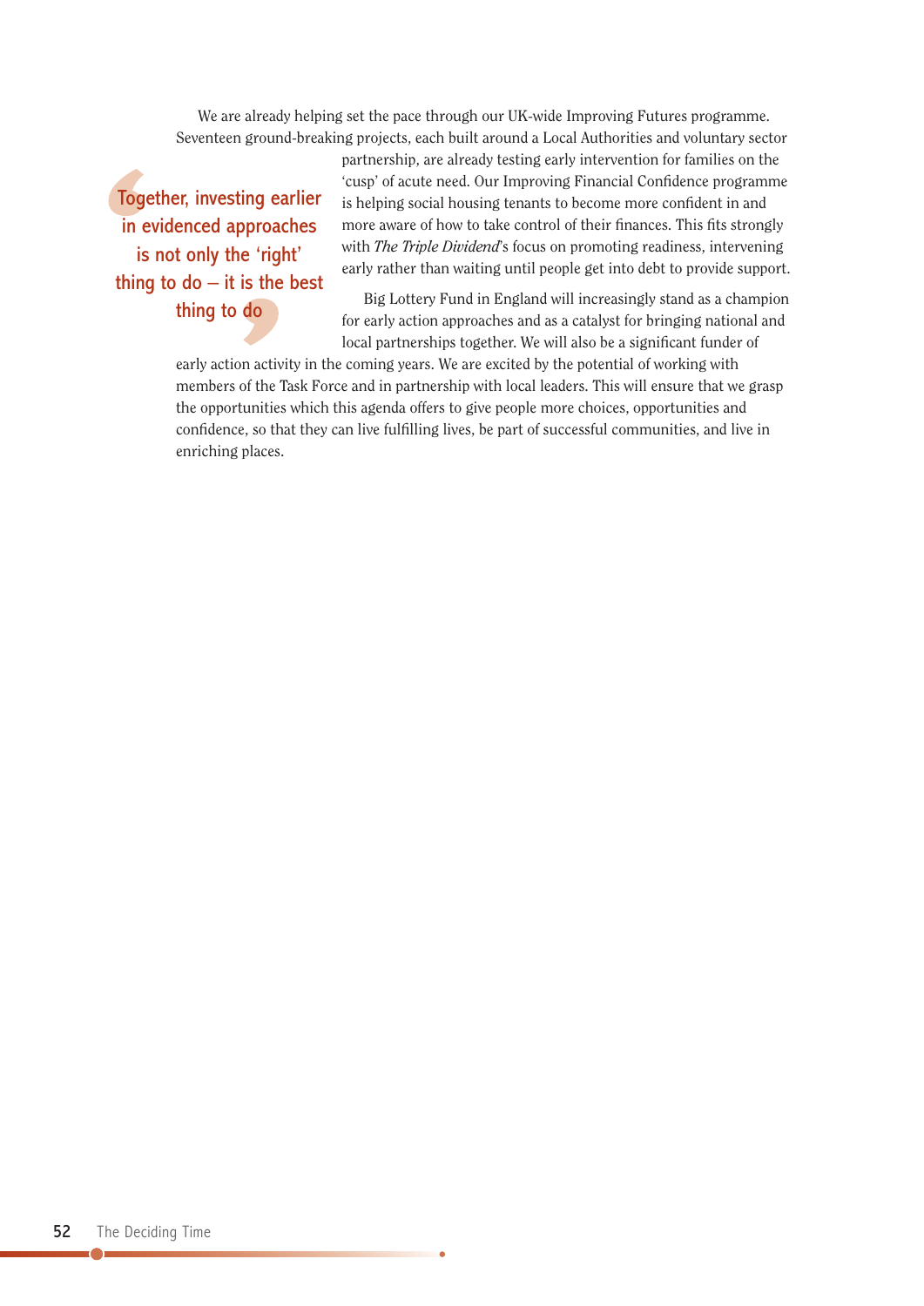We are already helping set the pace through our UK-wide Improving Futures programme. Seventeen ground-breaking projects, each built around a Local Authorities and voluntary sector partnership, are already testing early intervention for families on the 'cusp' of acute need. Our Improving Financial Confidence programme is helping social housing tenants to become more confident in and more aware of how to take control of their finances. This fits strongly with *The Triple Dividend*'s focus on promoting readiness, intervening early rather than waiting until people get into debt to provide support.

> Together, investing earlier in evidenced approaches is not only the 'right' thing to do – it is the best thing to do

Big Lottery Fund in England will increasingly stand as a champion for early action approaches and as a catalyst for bringing national and local partnerships together. We will also be a significant funder of early action activity in the coming years. We are excited by the potential of working with members of the Task Force and in partnership with local leaders. This will ensure that we grasp the opportunities which this agenda offers to give people more choices, opportunities and confidence, so that they can live fulfilling lives, be part of successful communities, and live in enriching places.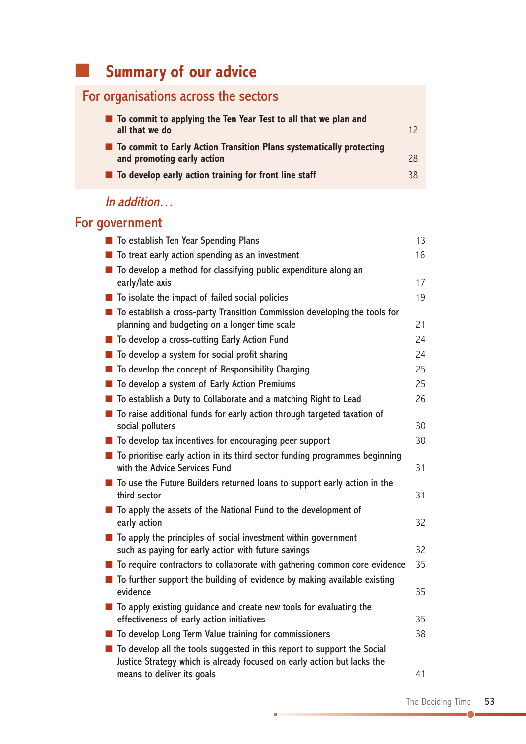# Summary of our advice

## For organisations across the sectors

- **To commit to applying the Ten Year Test to all that we plan and all that we do** 12
- **To commit to Early Action Transition Plans systematically protecting and promoting early action** 28
- **To develop early action training for front line staff** 38

*In addition…*

## For government

- To establish Ten Year Spending Plans 13
- To treat early action spending as an investment 16
- To develop a method for classifying public expenditure along an early/late axis 17
- To isolate the impact of failed social policies 19
- To establish a cross-party Transition Commission developing the tools for planning and budgeting on a longer time scale 21
- To develop a cross-cutting Early Action Fund 24
- To develop a system for social profit sharing 24
- To develop the concept of Responsibility Charging 25
- To develop a system of Early Action Premiums 25
- To establish a Duty to Collaborate and a matching Right to Lead 26
- To raise additional funds for early action through targeted taxation of social polluters 30
- To develop tax incentives for encouraging peer support 30
- To prioritise early action in its third sector funding programmes beginning with the Advice Services Fund 31
- To use the Future Builders returned loans to support early action in the third sector 31
- To apply the assets of the National Fund to the development of early action 32
- To apply the principles of social investment within government such as paying for early action with future savings 32
- To require contractors to collaborate with gathering common core evidence 35
- To further support the building of evidence by making available existing evidence 35
- To apply existing guidance and create new tools for evaluating the effectiveness of early action initiatives 35
- To develop Long Term Value training for commissioners 38
- To develop all the tools suggested in this report to support the Social Justice Strategy which is already focused on early action but lacks the means to deliver its goals 41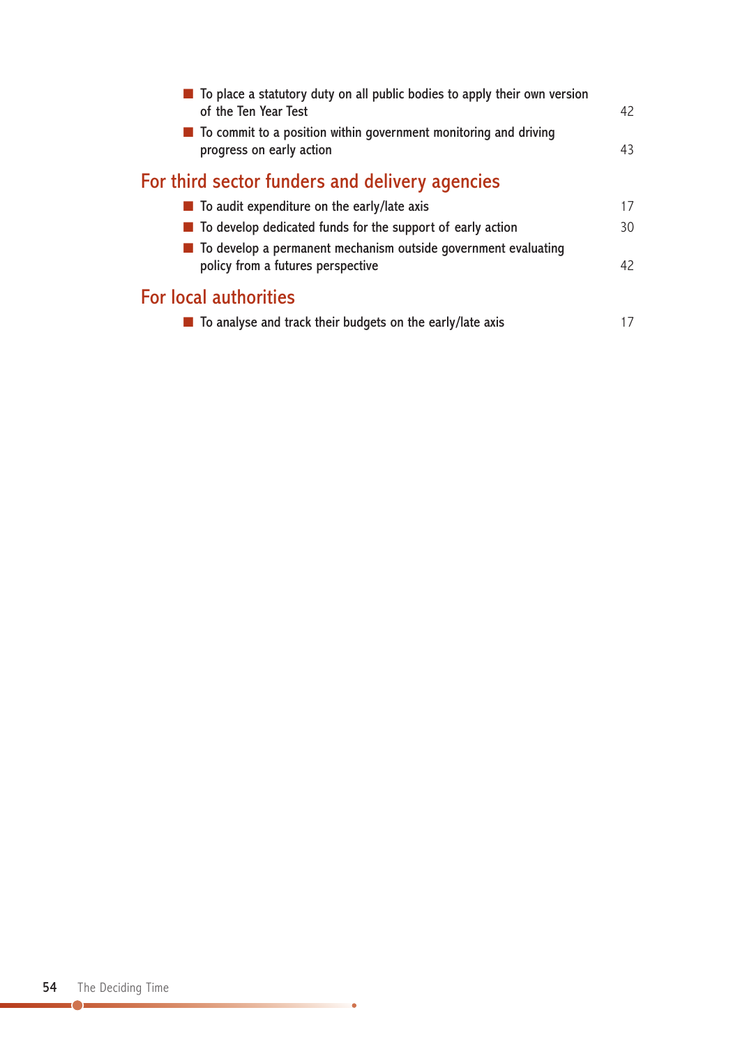- To place a statutory duty on all public bodies to apply their own version of the Ten Year Test 42
- To commit to a position within government monitoring and driving progress on early action 43

## For third sector funders and delivery agencies

- To audit expenditure on the early/late axis 17
- To develop dedicated funds for the support of early action 30
- To develop a permanent mechanism outside government evaluating policy from a futures perspective 42

## For local authorities

- To analyse and track their budgets on the early/late axis 17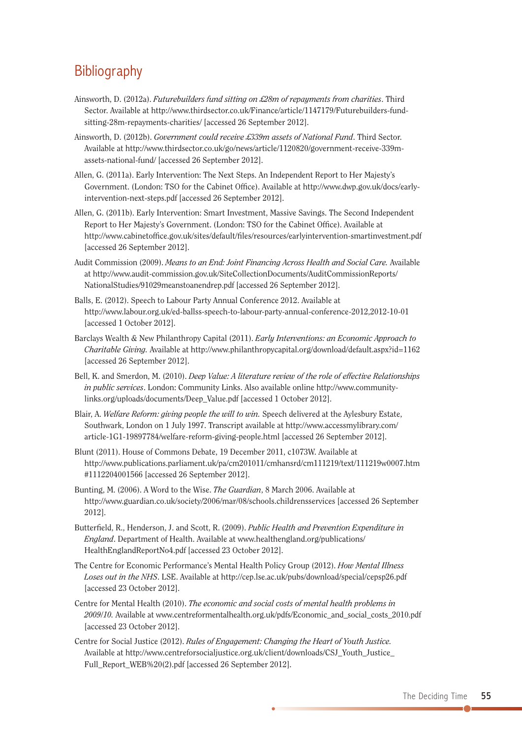# Bibliography

Ainsworth, D. (2012a). *Futurebuilders fund sitting on £28m of repayments from charities*. Third Sector. Available at http://www.thirdsector.co.uk/Finance/article/1147179/Futurebuilders-fund-sitting-28m-repayments-charities/ [accessed 26 September 2012].

Ainsworth, D. (2012b). *Government could receive £339m assets of National Fund*. Third Sector. Available at http://www.thirdsector.co.uk/go/news/article/1120820/government-receive-339m-assets-national-fund/ [accessed 26 September 2012].

Allen, G. (2011a). Early Intervention: The Next Steps. An Independent Report to Her Majesty's Government. (London: TSO for the Cabinet Office). Available at http://www.dwp.gov.uk/docs/early-intervention-next-steps.pdf [accessed 26 September 2012].

Allen, G. (2011b). Early Intervention: Smart Investment, Massive Savings. The Second Independent Report to Her Majesty's Government. (London: TSO for the Cabinet Office). Available at http://www.cabinetoffice.gov.uk/sites/default/files/resources/earlyintervention-smartinvestment.pdf [accessed 26 September 2012].

Audit Commission (2009). *Means to an End: Joint Financing Across Health and Social Care.* Available at http://www.audit-commission.gov.uk/SiteCollectionDocuments/AuditCommissionReports/NationalStudies/91029meanstoanendrep.pdf [accessed 26 September 2012].

Balls, E. (2012). Speech to Labour Party Annual Conference 2012. Available at http://www.labour.org.uk/ed-ballss-speech-to-labour-party-annual-conference-2012,2012-10-01 [accessed 1 October 2012].

Barclays Wealth & New Philanthropy Capital (2011). *Early Interventions: an Economic Approach to Charitable Giving.* Available at http://www.philanthropycapital.org/download/default.aspx?id=1162 [accessed 26 September 2012].

Bell, K. and Smerdon, M. (2010). *Deep Value: A literature review of the role of effective Relationships in public services*. London: Community Links. Also available online http://www.community-links.org/uploads/documents/Deep_Value.pdf [accessed 1 October 2012].

Blair, A. *Welfare Reform: giving people the will to win.* Speech delivered at the Aylesbury Estate, Southwark, London on 1 July 1997. Transcript available at http://www.accessmylibrary.com/article-1G1-19897784/welfare-reform-giving-people.html [accessed 26 September 2012].

Blunt (2011). House of Commons Debate, 19 December 2011, c1073W. Available at http://www.publications.parliament.uk/pa/cm201011/cmhansrd/cm111219/text/111219w0007.htm#1112204001566 [accessed 26 September 2012].

Bunting, M. (2006). A Word to the Wise. *The Guardian*, 8 March 2006. Available at http://www.guardian.co.uk/society/2006/mar/08/schools.childrensservices [accessed 26 September 2012].

Butterfield, R., Henderson, J. and Scott, R. (2009). *Public Health and Prevention Expenditure in England*. Department of Health. Available at www.healthengland.org/publications/HealthEnglandReportNo4.pdf [accessed 23 October 2012].

The Centre for Economic Performance's Mental Health Policy Group (2012). *How Mental Illness Loses out in the NHS*. LSE. Available at http://cep.lse.ac.uk/pubs/download/special/cepsp26.pdf [accessed 23 October 2012].

Centre for Mental Health (2010). *The economic and social costs of mental health problems in 2009/10.* Available at www.centreformentalhealth.org.uk/pdfs/Economic_and_social_costs_2010.pdf [accessed 23 October 2012].

Centre for Social Justice (2012). *Rules of Engagement: Changing the Heart of Youth Justice.* Available at http://www.centreforsocialjustice.org.uk/client/downloads/CSJ_Youth_Justice_Full_Report_WEB%20(2).pdf [accessed 26 September 2012].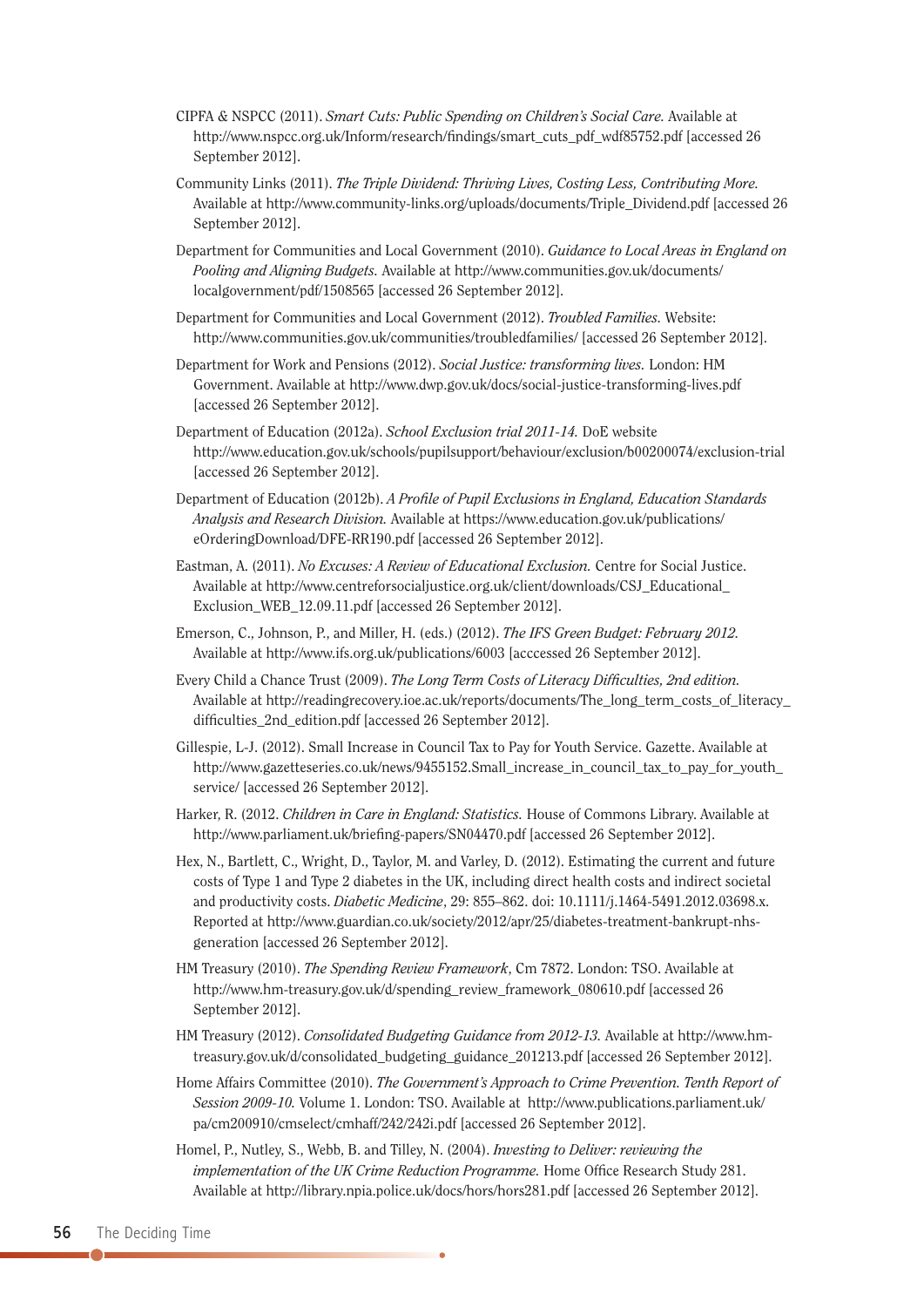CIPFA & NSPCC (2011). *Smart Cuts: Public Spending on Children's Social Care.* Available at http://www.nspcc.org.uk/Inform/research/findings/smart_cuts_pdf_wdf85752.pdf [accessed 26 September 2012].

Community Links (2011). *The Triple Dividend: Thriving Lives, Costing Less, Contributing More.* Available at http://www.community-links.org/uploads/documents/Triple_Dividend.pdf [accessed 26 September 2012].

Department for Communities and Local Government (2010). *Guidance to Local Areas in England on Pooling and Aligning Budgets.* Available at http://www.communities.gov.uk/documents/localgovernment/pdf/1508565 [accessed 26 September 2012].

Department for Communities and Local Government (2012). *Troubled Families.* Website: http://www.communities.gov.uk/communities/troubledfamilies/ [accessed 26 September 2012].

Department for Work and Pensions (2012). *Social Justice: transforming lives.* London: HM Government. Available at http://www.dwp.gov.uk/docs/social-justice-transforming-lives.pdf [accessed 26 September 2012].

Department of Education (2012a). *School Exclusion trial 2011-14.* DoE website http://www.education.gov.uk/schools/pupilsupport/behaviour/exclusion/b00200074/exclusion-trial [accessed 26 September 2012].

Department of Education (2012b). *A Profile of Pupil Exclusions in England, Education Standards Analysis and Research Division.* Available at https://www.education.gov.uk/publications/eOrderingDownload/DFE-RR190.pdf [accessed 26 September 2012].

Eastman, A. (2011). *No Excuses: A Review of Educational Exclusion.* Centre for Social Justice. Available at http://www.centreforsocialjustice.org.uk/client/downloads/CSJ_Educational_Exclusion_WEB_12.09.11.pdf [accessed 26 September 2012].

Emerson, C., Johnson, P., and Miller, H. (eds.) (2012). *The IFS Green Budget: February 2012.* Available at http://www.ifs.org.uk/publications/6003 [acccessed 26 September 2012].

Every Child a Chance Trust (2009). *The Long Term Costs of Literacy Difficulties, 2nd edition.* Available at http://readingrecovery.ioe.ac.uk/reports/documents/The_long_term_costs_of_literacy_difficulties_2nd_edition.pdf [accessed 26 September 2012].

Gillespie, L-J. (2012). Small Increase in Council Tax to Pay for Youth Service. Gazette. Available at http://www.gazetteseries.co.uk/news/9455152.Small_increase_in_council_tax_to_pay_for_youth_service/ [accessed 26 September 2012].

Harker, R. (2012. *Children in Care in England: Statistics.* House of Commons Library. Available at http://www.parliament.uk/briefing-papers/SN04470.pdf [accessed 26 September 2012].

Hex, N., Bartlett, C., Wright, D., Taylor, M. and Varley, D. (2012). Estimating the current and future costs of Type 1 and Type 2 diabetes in the UK, including direct health costs and indirect societal and productivity costs. *Diabetic Medicine*, 29: 855–862. doi: 10.1111/j.1464-5491.2012.03698.x. Reported at http://www.guardian.co.uk/society/2012/apr/25/diabetes-treatment-bankrupt-nhs-generation [accessed 26 September 2012].

HM Treasury (2010). *The Spending Review Framework*, Cm 7872. London: TSO. Available at http://www.hm-treasury.gov.uk/d/spending_review_framework_080610.pdf [accessed 26 September 2012].

HM Treasury (2012). *Consolidated Budgeting Guidance from 2012-13.* Available at http://www.hm-treasury.gov.uk/d/consolidated_budgeting_guidance_201213.pdf [accessed 26 September 2012].

Home Affairs Committee (2010). *The Government's Approach to Crime Prevention. Tenth Report of Session 2009-10.* Volume 1. London: TSO. Available at http://www.publications.parliament.uk/pa/cm200910/cmselect/cmhaff/242/242i.pdf [accessed 26 September 2012].

Homel, P., Nutley, S., Webb, B. and Tilley, N. (2004). *Investing to Deliver: reviewing the implementation of the UK Crime Reduction Programme.* Home Office Research Study 281. Available at http://library.npia.police.uk/docs/hors/hors281.pdf [accessed 26 September 2012].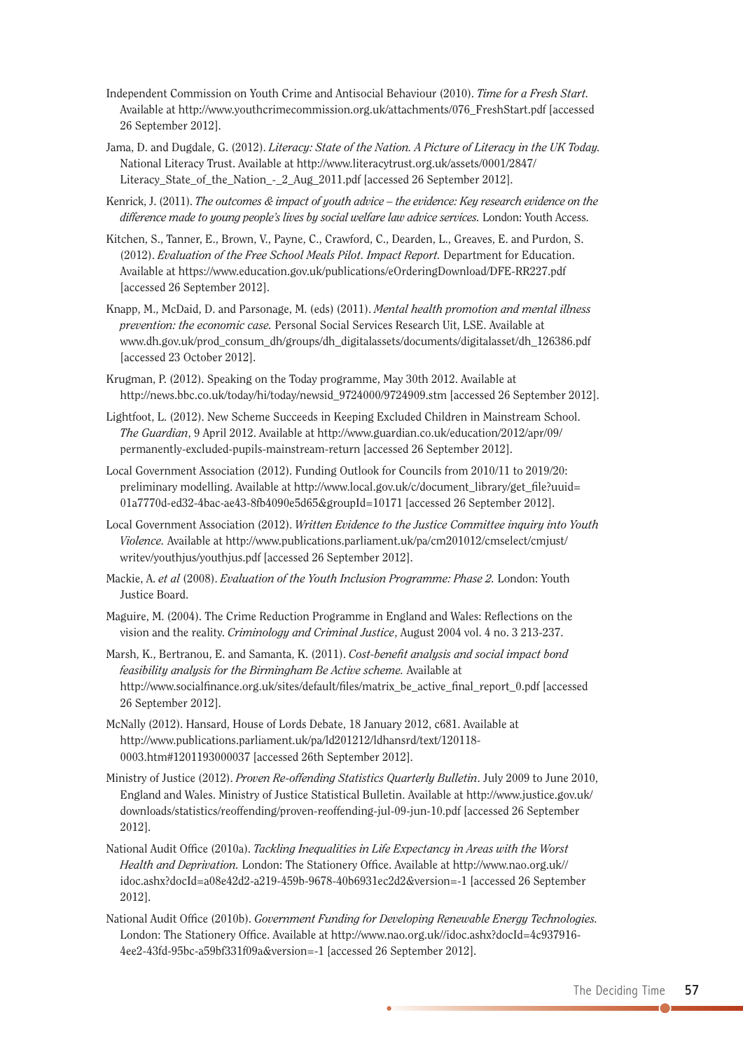Independent Commission on Youth Crime and Antisocial Behaviour (2010). *Time for a Fresh Start.* Available at http://www.youthcrimecommission.org.uk/attachments/076_FreshStart.pdf [accessed 26 September 2012].

Jama, D. and Dugdale, G. (2012). *Literacy: State of the Nation. A Picture of Literacy in the UK Today.* National Literacy Trust. Available at http://www.literacytrust.org.uk/assets/0001/2847/Literacy_State_of_the_Nation_-_2_Aug_2011.pdf [accessed 26 September 2012].

Kenrick, J. (2011). *The outcomes & impact of youth advice – the evidence: Key research evidence on the difference made to young people's lives by social welfare law advice services.* London: Youth Access.

Kitchen, S., Tanner, E., Brown, V., Payne, C., Crawford, C., Dearden, L., Greaves, E. and Purdon, S. (2012). *Evaluation of the Free School Meals Pilot. Impact Report.* Department for Education. Available at https://www.education.gov.uk/publications/eOrderingDownload/DFE-RR227.pdf [accessed 26 September 2012].

Knapp, M., McDaid, D. and Parsonage, M. (eds) (2011). *Mental health promotion and mental illness prevention: the economic case.* Personal Social Services Research Uit, LSE. Available at www.dh.gov.uk/prod_consum_dh/groups/dh_digitalassets/documents/digitalasset/dh_126386.pdf [accessed 23 October 2012].

Krugman, P. (2012). Speaking on the Today programme, May 30th 2012. Available at http://news.bbc.co.uk/today/hi/today/newsid_9724000/9724909.stm [accessed 26 September 2012].

Lightfoot, L. (2012). New Scheme Succeeds in Keeping Excluded Children in Mainstream School. *The Guardian*, 9 April 2012. Available at http://www.guardian.co.uk/education/2012/apr/09/permanently-excluded-pupils-mainstream-return [accessed 26 September 2012].

Local Government Association (2012). Funding Outlook for Councils from 2010/11 to 2019/20: preliminary modelling. Available at http://www.local.gov.uk/c/document_library/get_file?uuid=01a7770d-ed32-4bac-ae43-8fb4090e5d65&groupId=10171 [accessed 26 September 2012].

Local Government Association (2012). *Written Evidence to the Justice Committee inquiry into Youth Violence.* Available at http://www.publications.parliament.uk/pa/cm201012/cmselect/cmjust/writev/youthjus/youthjus.pdf [accessed 26 September 2012].

Mackie, A. *et al* (2008). *Evaluation of the Youth Inclusion Programme: Phase 2.* London: Youth Justice Board.

Maguire, M. (2004). The Crime Reduction Programme in England and Wales: Reflections on the vision and the reality. *Criminology and Criminal Justice*, August 2004 vol. 4 no. 3 213-237.

Marsh, K., Bertranou, E. and Samanta, K. (2011). *Cost-benefit analysis and social impact bond feasibility analysis for the Birmingham Be Active scheme.* Available at http://www.socialfinance.org.uk/sites/default/files/matrix_be_active_final_report_0.pdf [accessed 26 September 2012].

McNally (2012). Hansard, House of Lords Debate, 18 January 2012, c681. Available at http://www.publications.parliament.uk/pa/ld201212/ldhansrd/text/120118-0003.htm#1201193000037 [accessed 26th September 2012].

Ministry of Justice (2012). *Proven Re-offending Statistics Quarterly Bulletin*. July 2009 to June 2010, England and Wales. Ministry of Justice Statistical Bulletin. Available at http://www.justice.gov.uk/downloads/statistics/reoffending/proven-reoffending-jul-09-jun-10.pdf [accessed 26 September 2012].

National Audit Office (2010a). *Tackling Inequalities in Life Expectancy in Areas with the Worst Health and Deprivation.* London: The Stationery Office. Available at http://www.nao.org.uk//idoc.ashx?docId=a08e42d2-a219-459b-9678-40b6931ec2d2&version=-1 [accessed 26 September 2012].

National Audit Office (2010b). *Government Funding for Developing Renewable Energy Technologies.* London: The Stationery Office. Available at http://www.nao.org.uk//idoc.ashx?docId=4c937916-4ee2-43fd-95bc-a59bf331f09a&version=-1 [accessed 26 September 2012].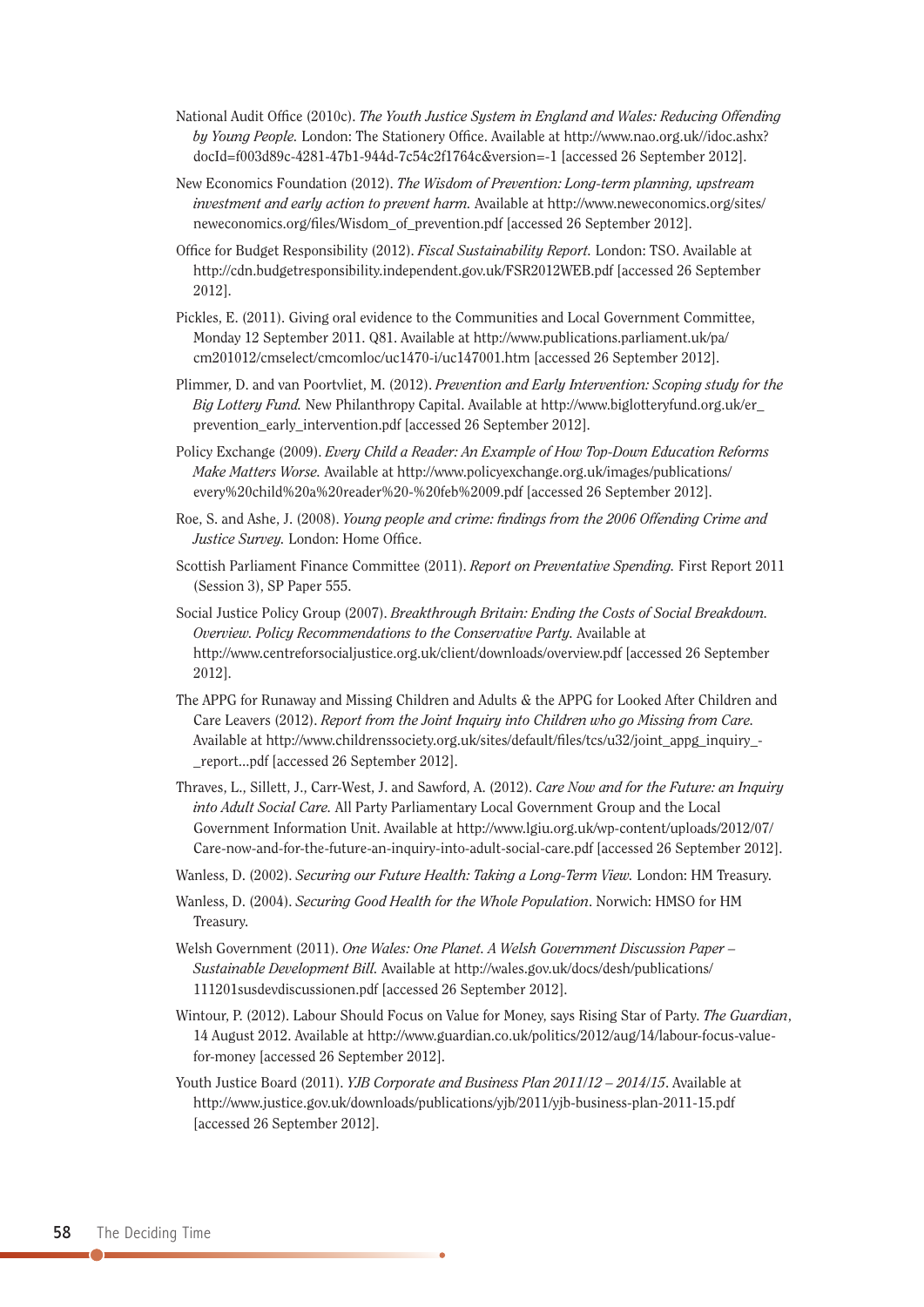National Audit Office (2010c). *The Youth Justice System in England and Wales: Reducing Offending by Young People.* London: The Stationery Office. Available at http://www.nao.org.uk//idoc.ashx?docId=f003d89c-4281-47b1-944d-7c54c2f1764c&version=-1 [accessed 26 September 2012].

New Economics Foundation (2012). *The Wisdom of Prevention: Long-term planning, upstream investment and early action to prevent harm.* Available at http://www.neweconomics.org/sites/neweconomics.org/files/Wisdom_of_prevention.pdf [accessed 26 September 2012].

Office for Budget Responsibility (2012). *Fiscal Sustainability Report.* London: TSO. Available at http://cdn.budgetresponsibility.independent.gov.uk/FSR2012WEB.pdf [accessed 26 September 2012].

Pickles, E. (2011). Giving oral evidence to the Communities and Local Government Committee, Monday 12 September 2011. Q81. Available at http://www.publications.parliament.uk/pa/cm201012/cmselect/cmcomloc/uc1470-i/uc147001.htm [accessed 26 September 2012].

Plimmer, D. and van Poortvliet, M. (2012). *Prevention and Early Intervention: Scoping study for the Big Lottery Fund.* New Philanthropy Capital. Available at http://www.biglotteryfund.org.uk/er_prevention_early_intervention.pdf [accessed 26 September 2012].

Policy Exchange (2009). *Every Child a Reader: An Example of How Top-Down Education Reforms Make Matters Worse.* Available at http://www.policyexchange.org.uk/images/publications/every%20child%20a%20reader%20-%20feb%2009.pdf [accessed 26 September 2012].

Roe, S. and Ashe, J. (2008). *Young people and crime: findings from the 2006 Offending Crime and Justice Survey.* London: Home Office.

Scottish Parliament Finance Committee (2011). *Report on Preventative Spending.* First Report 2011 (Session 3), SP Paper 555.

Social Justice Policy Group (2007). *Breakthrough Britain: Ending the Costs of Social Breakdown. Overview. Policy Recommendations to the Conservative Party.* Available at http://www.centreforsocialjustice.org.uk/client/downloads/overview.pdf [accessed 26 September 2012].

The APPG for Runaway and Missing Children and Adults & the APPG for Looked After Children and Care Leavers (2012). *Report from the Joint Inquiry into Children who go Missing from Care.* Available at http://www.childrenssociety.org.uk/sites/default/files/tcs/u32/joint_appg_inquiry_-_report...pdf [accessed 26 September 2012].

Thraves, L., Sillett, J., Carr-West, J. and Sawford, A. (2012). *Care Now and for the Future: an Inquiry into Adult Social Care.* All Party Parliamentary Local Government Group and the Local Government Information Unit. Available at http://www.lgiu.org.uk/wp-content/uploads/2012/07/Care-now-and-for-the-future-an-inquiry-into-adult-social-care.pdf [accessed 26 September 2012].

Wanless, D. (2002). *Securing our Future Health: Taking a Long-Term View.* London: HM Treasury.

Wanless, D. (2004). *Securing Good Health for the Whole Population*. Norwich: HMSO for HM Treasury.

Welsh Government (2011). *One Wales: One Planet. A Welsh Government Discussion Paper – Sustainable Development Bill.* Available at http://wales.gov.uk/docs/desh/publications/111201susdevdiscussionen.pdf [accessed 26 September 2012].

Wintour, P. (2012). Labour Should Focus on Value for Money, says Rising Star of Party. *The Guardian*, 14 August 2012. Available at http://www.guardian.co.uk/politics/2012/aug/14/labour-focus-value-for-money [accessed 26 September 2012].

Youth Justice Board (2011). *YJB Corporate and Business Plan 2011/12 – 2014/15*. Available at http://www.justice.gov.uk/downloads/publications/yjb/2011/yjb-business-plan-2011-15.pdf [accessed 26 September 2012].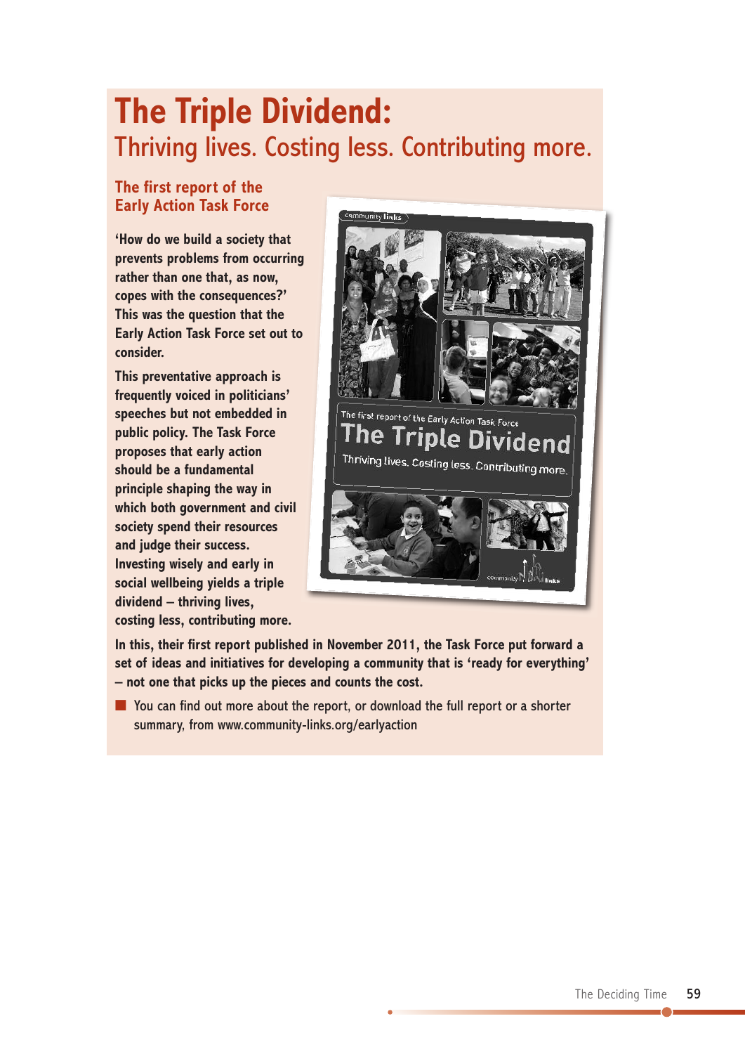# The Triple Dividend:

## Thriving lives. Costing less. Contributing more.

### The first report of the Early Action Task Force

**'How do we build a society that prevents problems from occurring rather than one that, as now, copes with the consequences?' This was the question that the Early Action Task Force set out to consider.**

**This preventative approach is frequently voiced in politicians' speeches but not embedded in public policy. The Task Force proposes that early action should be a fundamental principle shaping the way in which both government and civil society spend their resources and judge their success. Investing wisely and early in social wellbeing yields a triple dividend – thriving lives, costing less, contributing more.**

**In this, their first report published in November 2011, the Task Force put forward a set of ideas and initiatives for developing a community that is 'ready for everything' – not one that picks up the pieces and counts the cost.**

- You can find out more about the report, or download the full report or a shorter summary, from www.community-links.org/earlyaction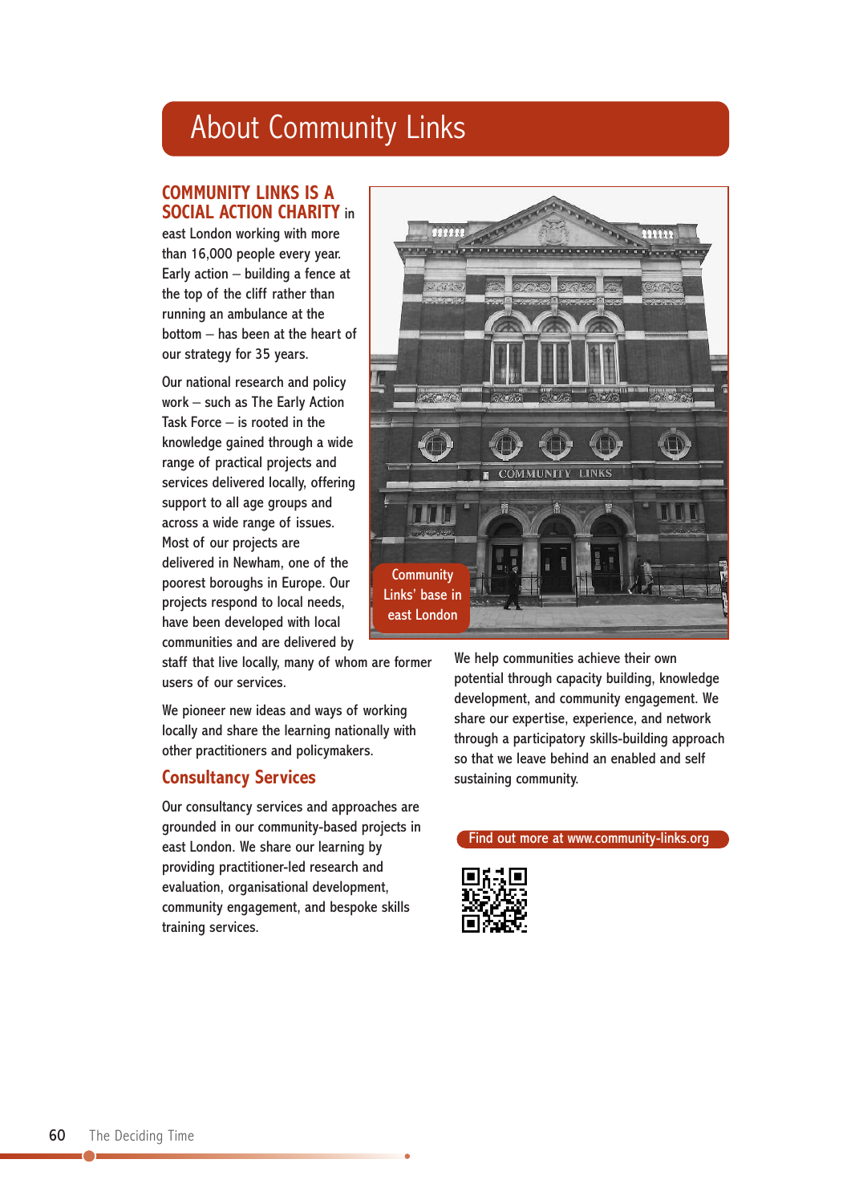# About Community Links

**COMMUNITY LINKS IS A SOCIAL ACTION CHARITY** in east London working with more than 16,000 people every year. Early action – building a fence at the top of the cliff rather than running an ambulance at the bottom – has been at the heart of our strategy for 35 years.

Our national research and policy work – such as The Early Action Task Force – is rooted in the knowledge gained through a wide range of practical projects and services delivered locally, offering support to all age groups and across a wide range of issues. Most of our projects are delivered in Newham, one of the poorest boroughs in Europe. Our projects respond to local needs, have been developed with local communities and are delivered by staff that live locally, many of whom are former users of our services.

We pioneer new ideas and ways of working locally and share the learning nationally with other practitioners and policymakers.

## Consultancy Services

Our consultancy services and approaches are grounded in our community-based projects in east London. We share our learning by providing practitioner-led research and evaluation, organisational development, community engagement, and bespoke skills training services.

Community Links' base in east London

We help communities achieve their own potential through capacity building, knowledge development, and community engagement. We share our expertise, experience, and network through a participatory skills-building approach so that we leave behind an enabled and self sustaining community.

Find out more at www.community-links.org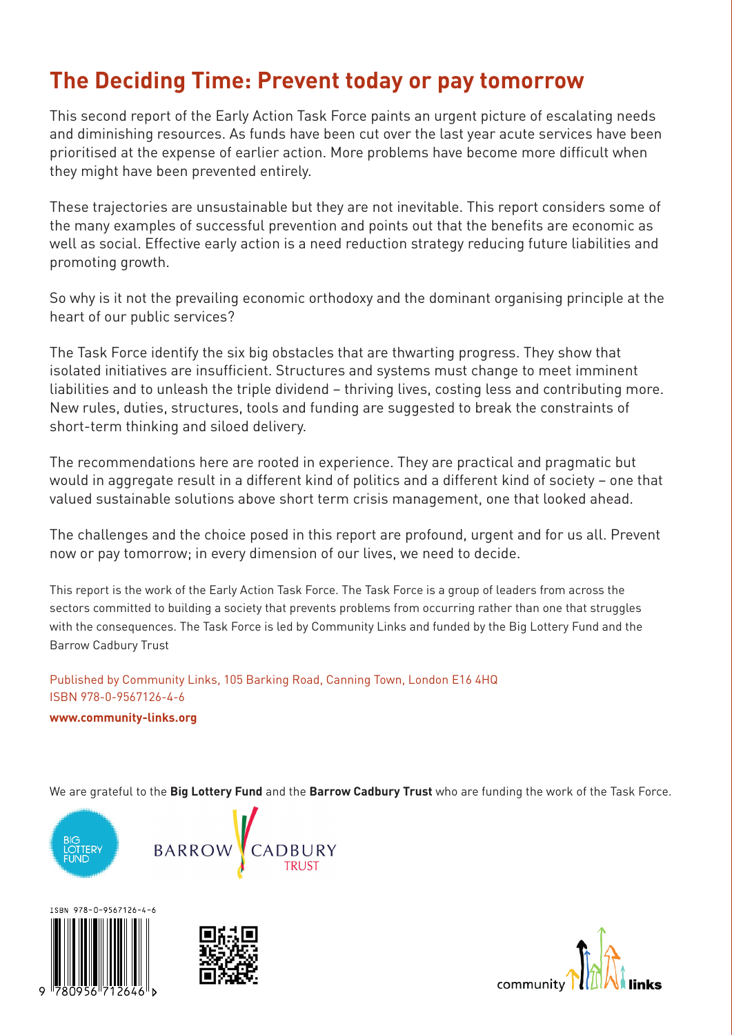# The Deciding Time: Prevent today or pay tomorrow

This second report of the Early Action Task Force paints an urgent picture of escalating needs and diminishing resources. As funds have been cut over the last year acute services have been prioritised at the expense of earlier action. More problems have become more difficult when they might have been prevented entirely.

These trajectories are unsustainable but they are not inevitable. This report considers some of the many examples of successful prevention and points out that the benefits are economic as well as social. Effective early action is a need reduction strategy reducing future liabilities and promoting growth.

So why is it not the prevailing economic orthodoxy and the dominant organising principle at the heart of our public services?

The Task Force identify the six big obstacles that are thwarting progress. They show that isolated initiatives are insufficient. Structures and systems must change to meet imminent liabilities and to unleash the triple dividend – thriving lives, costing less and contributing more. New rules, duties, structures, tools and funding are suggested to break the constraints of short-term thinking and siloed delivery.

The recommendations here are rooted in experience. They are practical and pragmatic but would in aggregate result in a different kind of politics and a different kind of society – one that valued sustainable solutions above short term crisis management, one that looked ahead.

The challenges and the choice posed in this report are profound, urgent and for us all. Prevent now or pay tomorrow; in every dimension of our lives, we need to decide.

This report is the work of the Early Action Task Force. The Task Force is a group of leaders from across the sectors committed to building a society that prevents problems from occurring rather than one that struggles with the consequences. The Task Force is led by Community Links and funded by the Big Lottery Fund and the Barrow Cadbury Trust

Published by Community Links, 105 Barking Road, Canning Town, London E16 4HQ
ISBN 978-0-9567126-4-6

**www.community-links.org**

We are grateful to the **Big Lottery Fund** and the **Barrow Cadbury Trust** who are funding the work of the Task Force.

BIG LOTTERY FUND

BARROW CADBURY TRUST

ISBN 978-0-9567126-4-6

9 780956 712646

community links